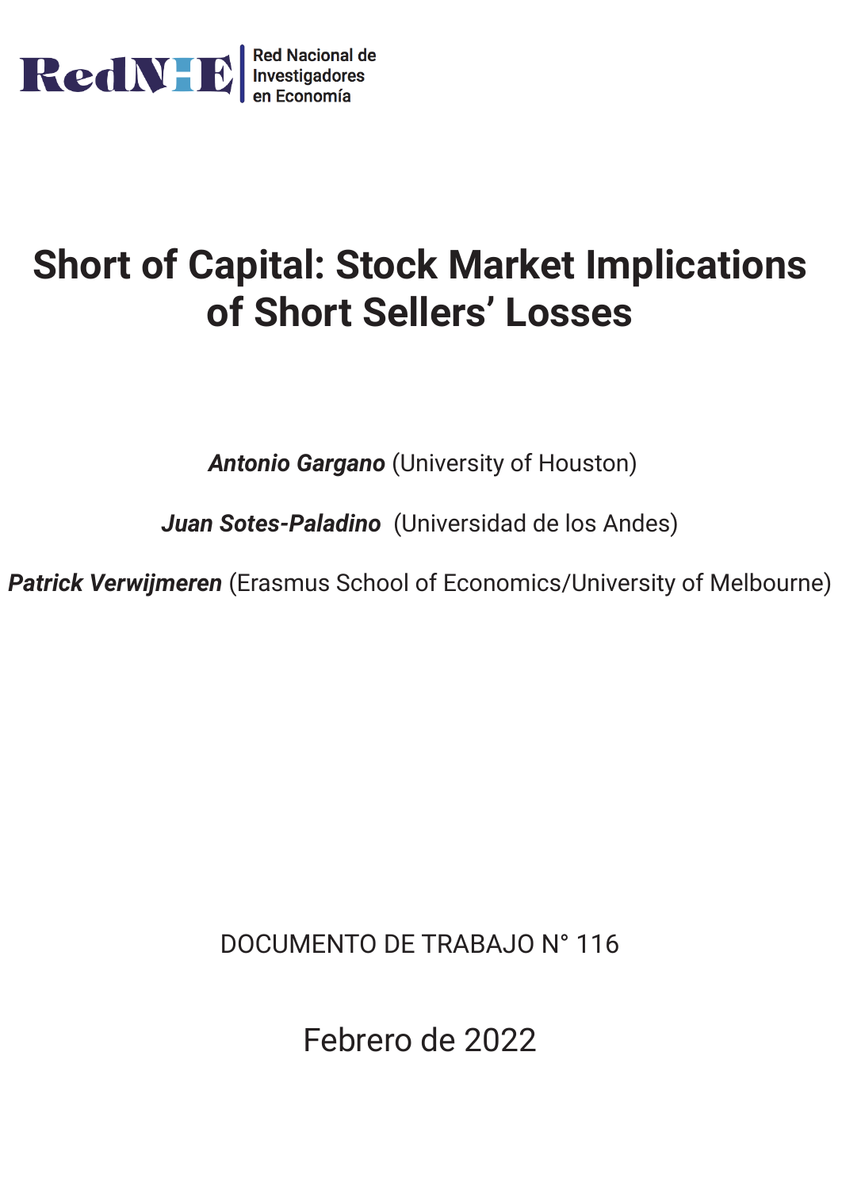RedNIE | Red Nacional de Investigadores en Economía

# Short of Capital: Stock Market Implications of Short Sellers' Losses

***Antonio Gargano*** (University of Houston)

***Juan Sotes-Paladino*** (Universidad de los Andes)

***Patrick Verwijmeren*** (Erasmus School of Economics/University of Melbourne)

DOCUMENTO DE TRABAJO N° 116

Febrero de 2022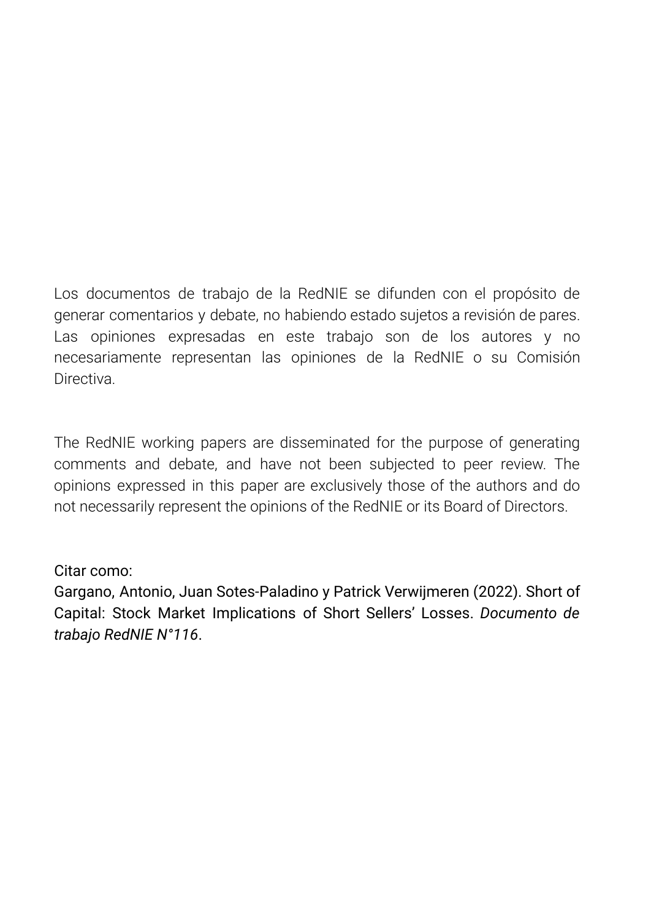Los documentos de trabajo de la RedNIE se difunden con el propósito de generar comentarios y debate, no habiendo estado sujetos a revisión de pares. Las opiniones expresadas en este trabajo son de los autores y no necesariamente representan las opiniones de la RedNIE o su Comisión Directiva.

The RedNIE working papers are disseminated for the purpose of generating comments and debate, and have not been subjected to peer review. The opinions expressed in this paper are exclusively those of the authors and do not necessarily represent the opinions of the RedNIE or its Board of Directors.

Citar como:
Gargano, Antonio, Juan Sotes-Paladino y Patrick Verwijmeren (2022). Short of Capital: Stock Market Implications of Short Sellers' Losses. *Documento de trabajo RedNIE N°116*.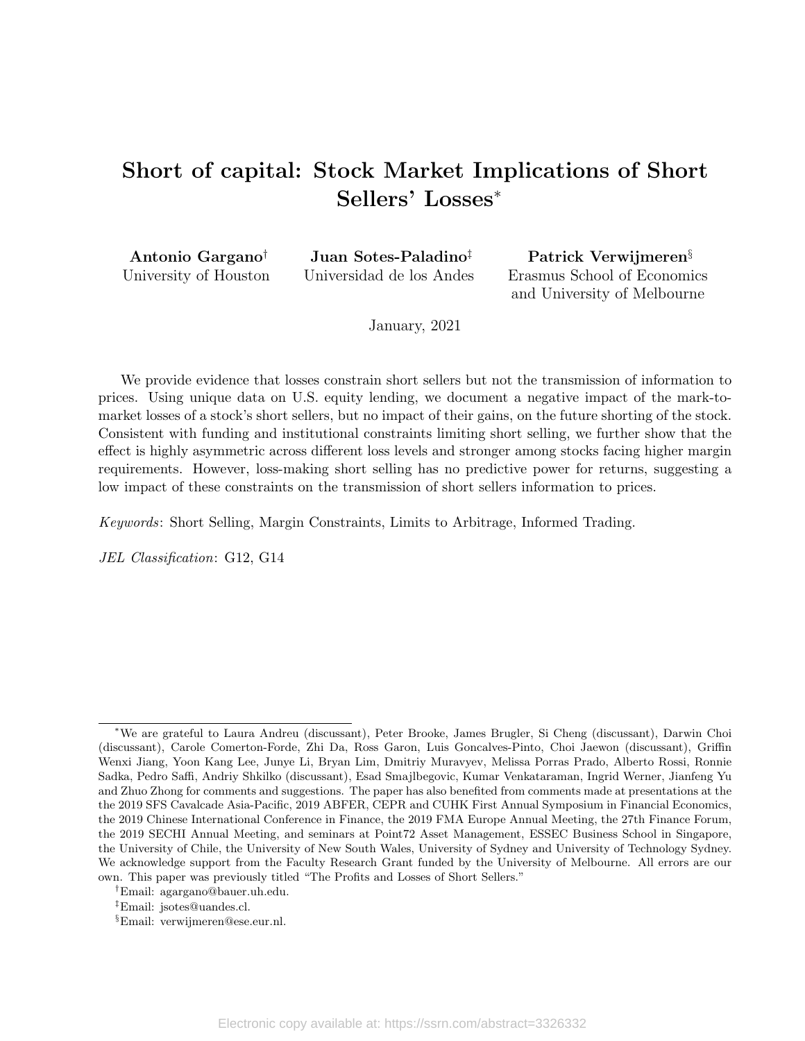# Short of capital: Stock Market Implications of Short Sellers' Losses*

**Antonio Gargano**[†]
University of Houston

**Juan Sotes-Paladino**[‡]
Universidad de los Andes

**Patrick Verwijmeren**[§]
Erasmus School of Economics and University of Melbourne

January, 2021

We provide evidence that losses constrain short sellers but not the transmission of information to prices. Using unique data on U.S. equity lending, we document a negative impact of the mark-to-market losses of a stock's short sellers, but no impact of their gains, on the future shorting of the stock. Consistent with funding and institutional constraints limiting short selling, we further show that the effect is highly asymmetric across different loss levels and stronger among stocks facing higher margin requirements. However, loss-making short selling has no predictive power for returns, suggesting a low impact of these constraints on the transmission of short sellers information to prices.

*Keywords*: Short Selling, Margin Constraints, Limits to Arbitrage, Informed Trading.

*JEL Classification*: G12, G14

---

*We are grateful to Laura Andreu (discussant), Peter Brooke, James Brugler, Si Cheng (discussant), Darwin Choi (discussant), Carole Comerton-Forde, Zhi Da, Ross Garon, Luis Goncalves-Pinto, Choi Jaewon (discussant), Griffin Wenxi Jiang, Yoon Kang Lee, Junye Li, Bryan Lim, Dmitriy Muravyev, Melissa Porras Prado, Alberto Rossi, Ronnie Sadka, Pedro Saffi, Andriy Shkilko (discussant), Esad Smajlbegovic, Kumar Venkataraman, Ingrid Werner, Jianfeng Yu and Zhuo Zhong for comments and suggestions. The paper has also benefited from comments made at presentations at the the 2019 SFS Cavalcade Asia-Pacific, 2019 ABFER, CEPR and CUHK First Annual Symposium in Financial Economics, the 2019 Chinese International Conference in Finance, the 2019 FMA Europe Annual Meeting, the 27th Finance Forum, the 2019 SECHI Annual Meeting, and seminars at Point72 Asset Management, ESSEC Business School in Singapore, the University of Chile, the University of New South Wales, University of Sydney and University of Technology Sydney. We acknowledge support from the Faculty Research Grant funded by the University of Melbourne. All errors are our own. This paper was previously titled "The Profits and Losses of Short Sellers."

[†]Email: agargano@bauer.uh.edu.

[‡]Email: jsotes@uandes.cl.

[§]Email: verwijmeren@ese.eur.nl.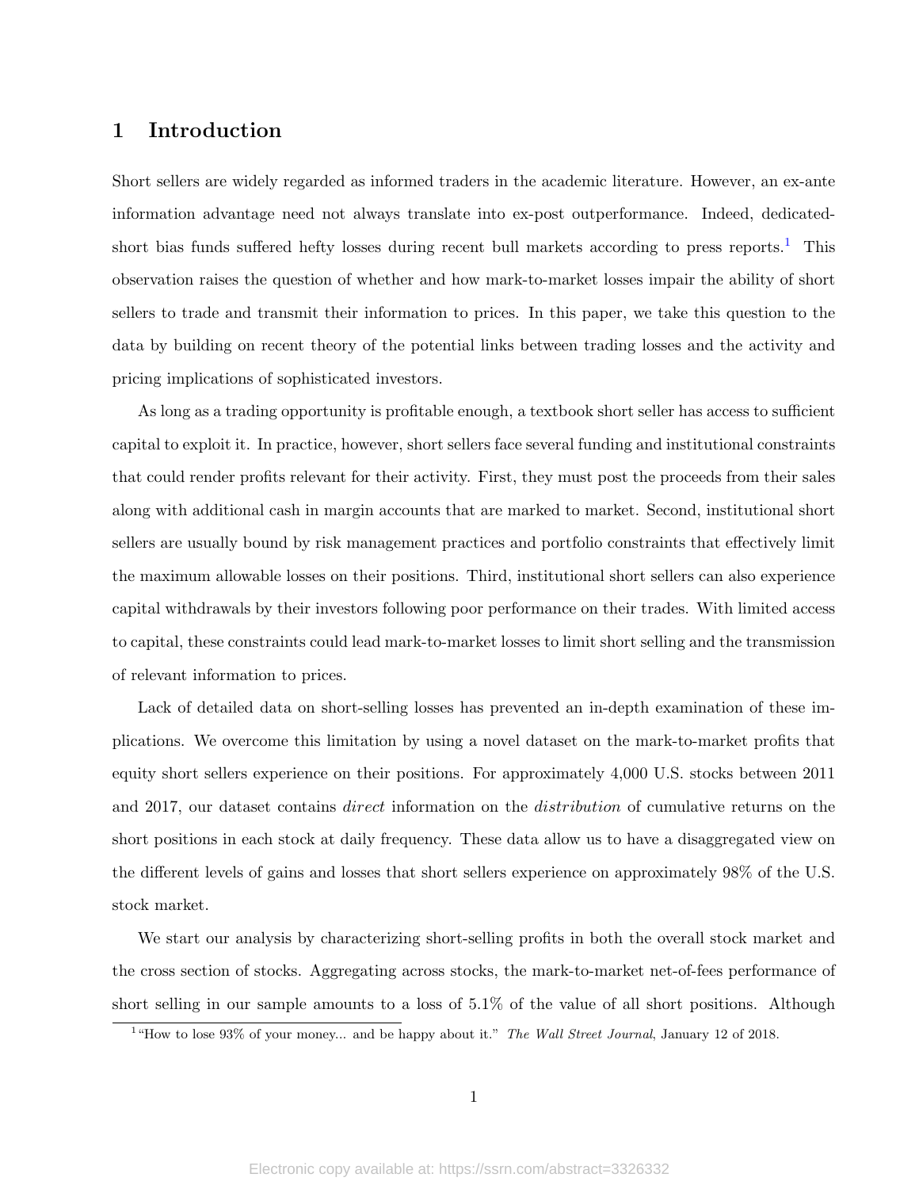# 1 Introduction

Short sellers are widely regarded as informed traders in the academic literature. However, an ex-ante information advantage need not always translate into ex-post outperformance. Indeed, dedicated-short bias funds suffered hefty losses during recent bull markets according to press reports.[1] This observation raises the question of whether and how mark-to-market losses impair the ability of short sellers to trade and transmit their information to prices. In this paper, we take this question to the data by building on recent theory of the potential links between trading losses and the activity and pricing implications of sophisticated investors.

As long as a trading opportunity is profitable enough, a textbook short seller has access to sufficient capital to exploit it. In practice, however, short sellers face several funding and institutional constraints that could render profits relevant for their activity. First, they must post the proceeds from their sales along with additional cash in margin accounts that are marked to market. Second, institutional short sellers are usually bound by risk management practices and portfolio constraints that effectively limit the maximum allowable losses on their positions. Third, institutional short sellers can also experience capital withdrawals by their investors following poor performance on their trades. With limited access to capital, these constraints could lead mark-to-market losses to limit short selling and the transmission of relevant information to prices.

Lack of detailed data on short-selling losses has prevented an in-depth examination of these implications. We overcome this limitation by using a novel dataset on the mark-to-market profits that equity short sellers experience on their positions. For approximately 4,000 U.S. stocks between 2011 and 2017, our dataset contains *direct* information on the *distribution* of cumulative returns on the short positions in each stock at daily frequency. These data allow us to have a disaggregated view on the different levels of gains and losses that short sellers experience on approximately 98% of the U.S. stock market.

We start our analysis by characterizing short-selling profits in both the overall stock market and the cross section of stocks. Aggregating across stocks, the mark-to-market net-of-fees performance of short selling in our sample amounts to a loss of 5.1% of the value of all short positions. Although

[1] "How to lose 93% of your money... and be happy about it." *The Wall Street Journal*, January 12 of 2018.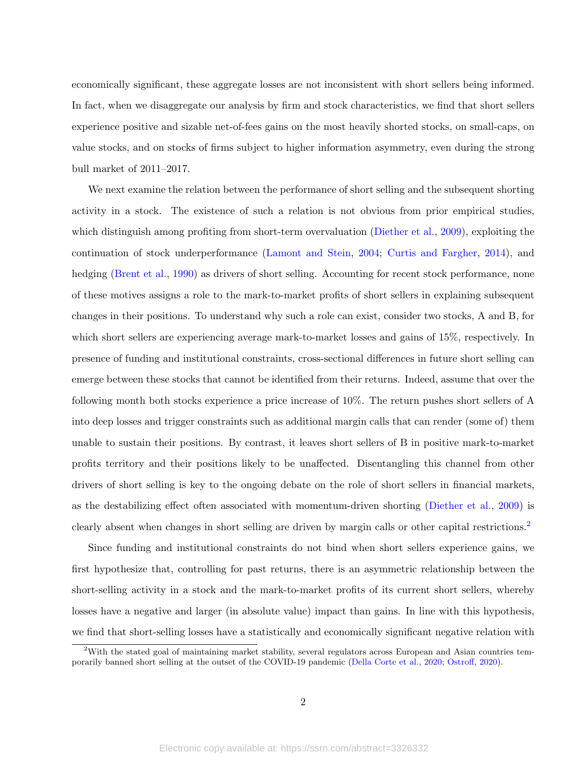economically significant, these aggregate losses are not inconsistent with short sellers being informed. In fact, when we disaggregate our analysis by firm and stock characteristics, we find that short sellers experience positive and sizable net-of-fees gains on the most heavily shorted stocks, on small-caps, on value stocks, and on stocks of firms subject to higher information asymmetry, even during the strong bull market of 2011–2017.

We next examine the relation between the performance of short selling and the subsequent shorting activity in a stock. The existence of such a relation is not obvious from prior empirical studies, which distinguish among profiting from short-term overvaluation (Diether et al., 2009), exploiting the continuation of stock underperformance (Lamont and Stein, 2004; Curtis and Fargher, 2014), and hedging (Brent et al., 1990) as drivers of short selling. Accounting for recent stock performance, none of these motives assigns a role to the mark-to-market profits of short sellers in explaining subsequent changes in their positions. To understand why such a role can exist, consider two stocks, A and B, for which short sellers are experiencing average mark-to-market losses and gains of 15%, respectively. In presence of funding and institutional constraints, cross-sectional differences in future short selling can emerge between these stocks that cannot be identified from their returns. Indeed, assume that over the following month both stocks experience a price increase of 10%. The return pushes short sellers of A into deep losses and trigger constraints such as additional margin calls that can render (some of) them unable to sustain their positions. By contrast, it leaves short sellers of B in positive mark-to-market profits territory and their positions likely to be unaffected. Disentangling this channel from other drivers of short selling is key to the ongoing debate on the role of short sellers in financial markets, as the destabilizing effect often associated with momentum-driven shorting (Diether et al., 2009) is clearly absent when changes in short selling are driven by margin calls or other capital restrictions.[2]

Since funding and institutional constraints do not bind when short sellers experience gains, we first hypothesize that, controlling for past returns, there is an asymmetric relationship between the short-selling activity in a stock and the mark-to-market profits of its current short sellers, whereby losses have a negative and larger (in absolute value) impact than gains. In line with this hypothesis, we find that short-selling losses have a statistically and economically significant negative relation with

[2] With the stated goal of maintaining market stability, several regulators across European and Asian countries temporarily banned short selling at the outset of the COVID-19 pandemic (Della Corte et al., 2020; Ostroff, 2020).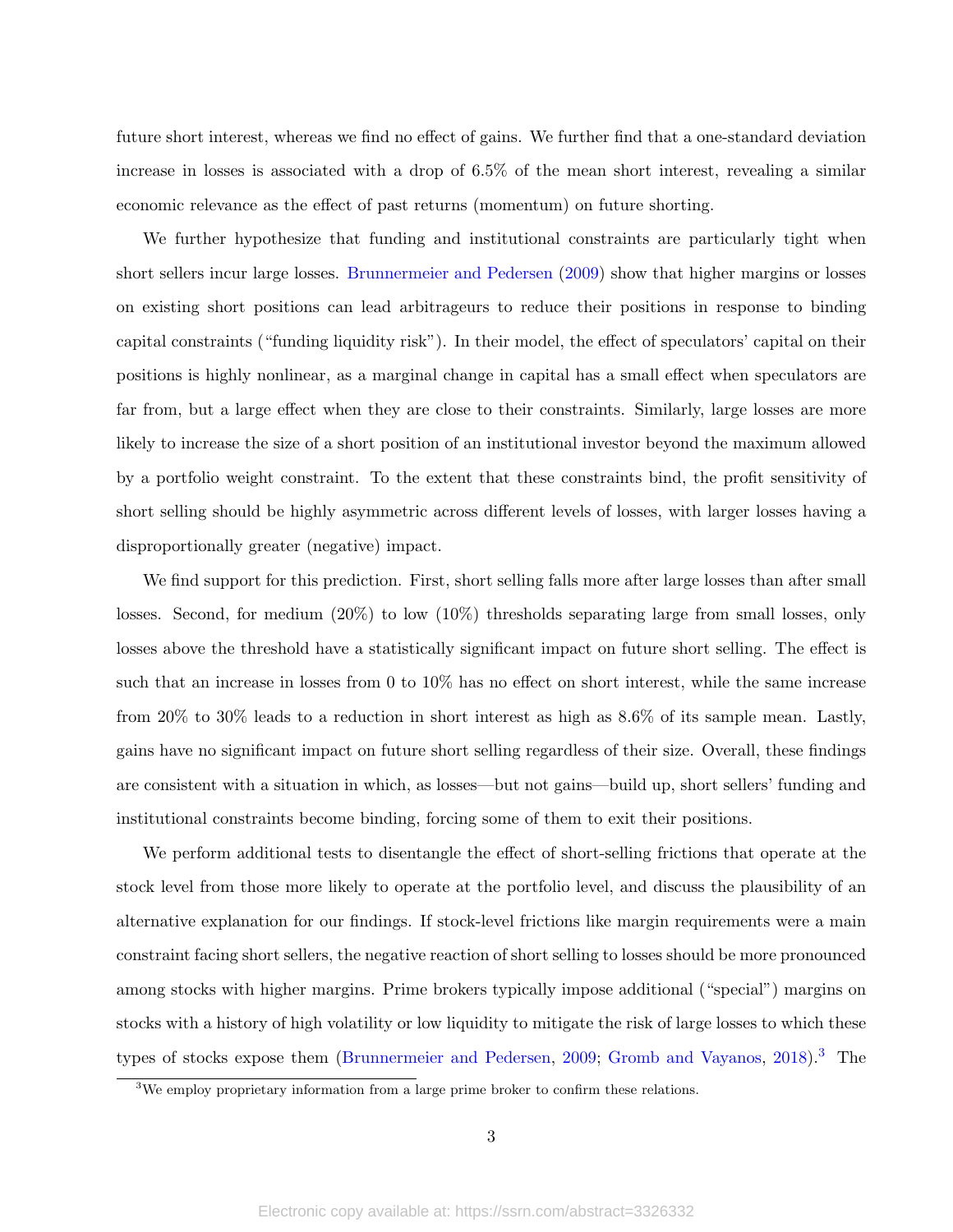future short interest, whereas we find no effect of gains. We further find that a one-standard deviation increase in losses is associated with a drop of 6.5% of the mean short interest, revealing a similar economic relevance as the effect of past returns (momentum) on future shorting.

We further hypothesize that funding and institutional constraints are particularly tight when short sellers incur large losses. Brunnermeier and Pedersen (2009) show that higher margins or losses on existing short positions can lead arbitrageurs to reduce their positions in response to binding capital constraints ("funding liquidity risk"). In their model, the effect of speculators' capital on their positions is highly nonlinear, as a marginal change in capital has a small effect when speculators are far from, but a large effect when they are close to their constraints. Similarly, large losses are more likely to increase the size of a short position of an institutional investor beyond the maximum allowed by a portfolio weight constraint. To the extent that these constraints bind, the profit sensitivity of short selling should be highly asymmetric across different levels of losses, with larger losses having a disproportionally greater (negative) impact.

We find support for this prediction. First, short selling falls more after large losses than after small losses. Second, for medium (20%) to low (10%) thresholds separating large from small losses, only losses above the threshold have a statistically significant impact on future short selling. The effect is such that an increase in losses from 0 to 10% has no effect on short interest, while the same increase from 20% to 30% leads to a reduction in short interest as high as 8.6% of its sample mean. Lastly, gains have no significant impact on future short selling regardless of their size. Overall, these findings are consistent with a situation in which, as losses—but not gains—build up, short sellers' funding and institutional constraints become binding, forcing some of them to exit their positions.

We perform additional tests to disentangle the effect of short-selling frictions that operate at the stock level from those more likely to operate at the portfolio level, and discuss the plausibility of an alternative explanation for our findings. If stock-level frictions like margin requirements were a main constraint facing short sellers, the negative reaction of short selling to losses should be more pronounced among stocks with higher margins. Prime brokers typically impose additional ("special") margins on stocks with a history of high volatility or low liquidity to mitigate the risk of large losses to which these types of stocks expose them (Brunnermeier and Pedersen, 2009; Gromb and Vayanos, 2018).[3] The

[3]We employ proprietary information from a large prime broker to confirm these relations.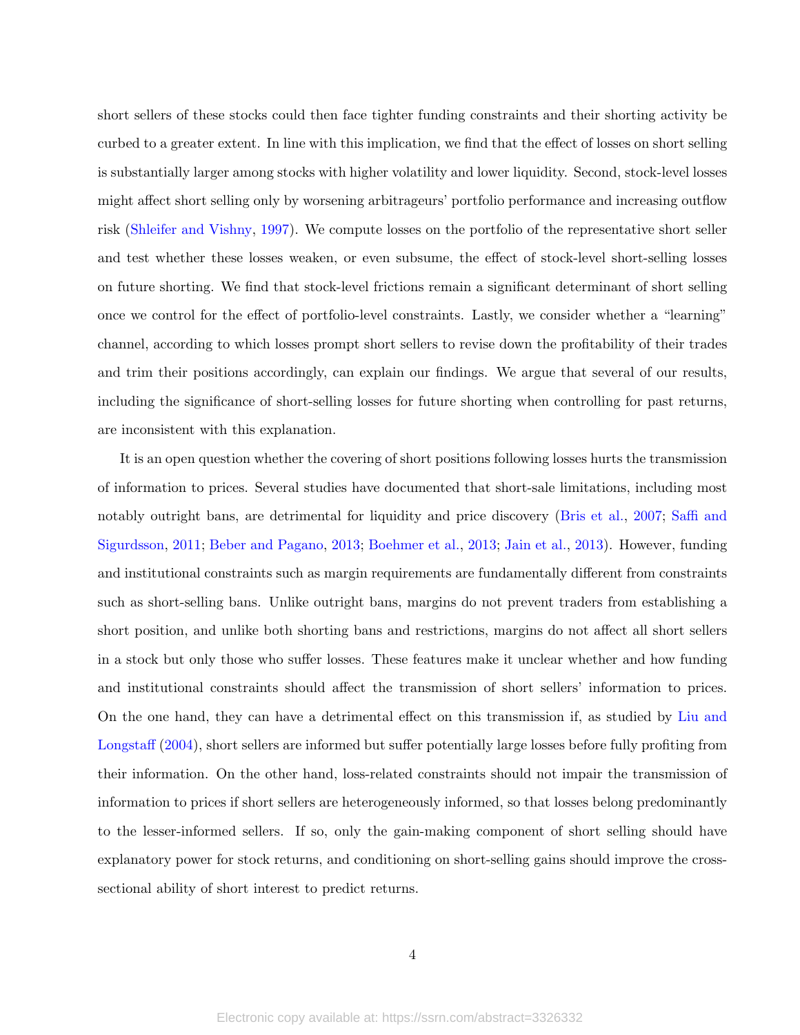short sellers of these stocks could then face tighter funding constraints and their shorting activity be curbed to a greater extent. In line with this implication, we find that the effect of losses on short selling is substantially larger among stocks with higher volatility and lower liquidity. Second, stock-level losses might affect short selling only by worsening arbitrageurs' portfolio performance and increasing outflow risk (Shleifer and Vishny, 1997). We compute losses on the portfolio of the representative short seller and test whether these losses weaken, or even subsume, the effect of stock-level short-selling losses on future shorting. We find that stock-level frictions remain a significant determinant of short selling once we control for the effect of portfolio-level constraints. Lastly, we consider whether a "learning" channel, according to which losses prompt short sellers to revise down the profitability of their trades and trim their positions accordingly, can explain our findings. We argue that several of our results, including the significance of short-selling losses for future shorting when controlling for past returns, are inconsistent with this explanation.

It is an open question whether the covering of short positions following losses hurts the transmission of information to prices. Several studies have documented that short-sale limitations, including most notably outright bans, are detrimental for liquidity and price discovery (Bris et al., 2007; Saffi and Sigurdsson, 2011; Beber and Pagano, 2013; Boehmer et al., 2013; Jain et al., 2013). However, funding and institutional constraints such as margin requirements are fundamentally different from constraints such as short-selling bans. Unlike outright bans, margins do not prevent traders from establishing a short position, and unlike both shorting bans and restrictions, margins do not affect all short sellers in a stock but only those who suffer losses. These features make it unclear whether and how funding and institutional constraints should affect the transmission of short sellers' information to prices. On the one hand, they can have a detrimental effect on this transmission if, as studied by Liu and Longstaff (2004), short sellers are informed but suffer potentially large losses before fully profiting from their information. On the other hand, loss-related constraints should not impair the transmission of information to prices if short sellers are heterogeneously informed, so that losses belong predominantly to the lesser-informed sellers. If so, only the gain-making component of short selling should have explanatory power for stock returns, and conditioning on short-selling gains should improve the cross-sectional ability of short interest to predict returns.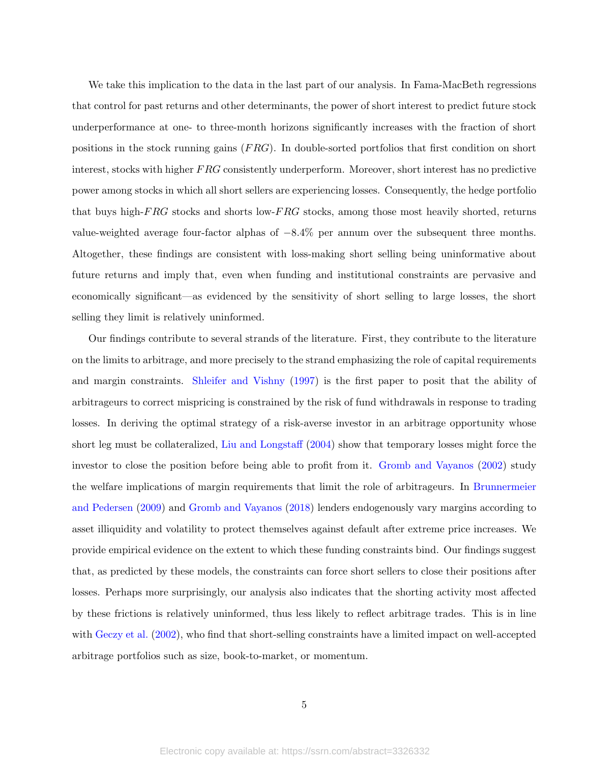We take this implication to the data in the last part of our analysis. In Fama-MacBeth regressions that control for past returns and other determinants, the power of short interest to predict future stock underperformance at one- to three-month horizons significantly increases with the fraction of short positions in the stock running gains ($FRG$). In double-sorted portfolios that first condition on short interest, stocks with higher $FRG$ consistently underperform. Moreover, short interest has no predictive power among stocks in which all short sellers are experiencing losses. Consequently, the hedge portfolio that buys high-$FRG$ stocks and shorts low-$FRG$ stocks, among those most heavily shorted, returns value-weighted average four-factor alphas of $-8.4\%$ per annum over the subsequent three months. Altogether, these findings are consistent with loss-making short selling being uninformative about future returns and imply that, even when funding and institutional constraints are pervasive and economically significant—as evidenced by the sensitivity of short selling to large losses, the short selling they limit is relatively uninformed.

Our findings contribute to several strands of the literature. First, they contribute to the literature on the limits to arbitrage, and more precisely to the strand emphasizing the role of capital requirements and margin constraints. Shleifer and Vishny (1997) is the first paper to posit that the ability of arbitrageurs to correct mispricing is constrained by the risk of fund withdrawals in response to trading losses. In deriving the optimal strategy of a risk-averse investor in an arbitrage opportunity whose short leg must be collateralized, Liu and Longstaff (2004) show that temporary losses might force the investor to close the position before being able to profit from it. Gromb and Vayanos (2002) study the welfare implications of margin requirements that limit the role of arbitrageurs. In Brunnermeier and Pedersen (2009) and Gromb and Vayanos (2018) lenders endogenously vary margins according to asset illiquidity and volatility to protect themselves against default after extreme price increases. We provide empirical evidence on the extent to which these funding constraints bind. Our findings suggest that, as predicted by these models, the constraints can force short sellers to close their positions after losses. Perhaps more surprisingly, our analysis also indicates that the shorting activity most affected by these frictions is relatively uninformed, thus less likely to reflect arbitrage trades. This is in line with Geczy et al. (2002), who find that short-selling constraints have a limited impact on well-accepted arbitrage portfolios such as size, book-to-market, or momentum.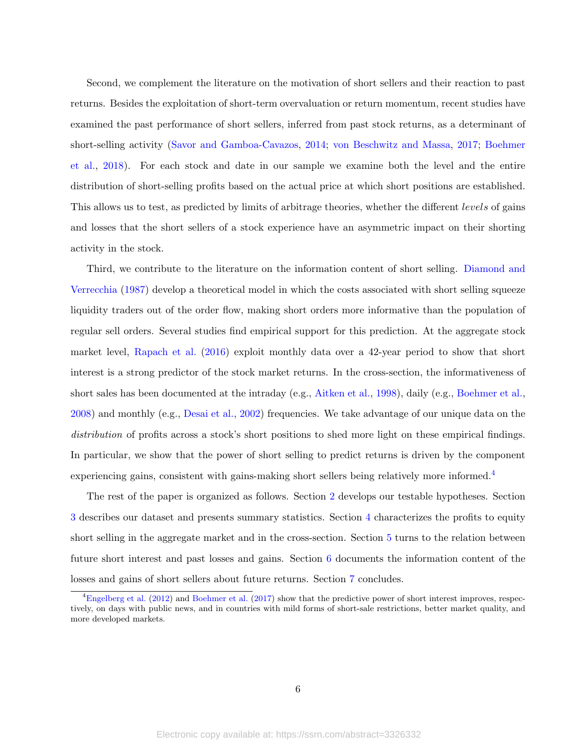Second, we complement the literature on the motivation of short sellers and their reaction to past returns. Besides the exploitation of short-term overvaluation or return momentum, recent studies have examined the past performance of short sellers, inferred from past stock returns, as a determinant of short-selling activity (Savor and Gamboa-Cavazos, 2014; von Beschwitz and Massa, 2017; Boehmer et al., 2018). For each stock and date in our sample we examine both the level and the entire distribution of short-selling profits based on the actual price at which short positions are established. This allows us to test, as predicted by limits of arbitrage theories, whether the different *levels* of gains and losses that the short sellers of a stock experience have an asymmetric impact on their shorting activity in the stock.

Third, we contribute to the literature on the information content of short selling. Diamond and Verrecchia (1987) develop a theoretical model in which the costs associated with short selling squeeze liquidity traders out of the order flow, making short orders more informative than the population of regular sell orders. Several studies find empirical support for this prediction. At the aggregate stock market level, Rapach et al. (2016) exploit monthly data over a 42-year period to show that short interest is a strong predictor of the stock market returns. In the cross-section, the informativeness of short sales has been documented at the intraday (e.g., Aitken et al., 1998), daily (e.g., Boehmer et al., 2008) and monthly (e.g., Desai et al., 2002) frequencies. We take advantage of our unique data on the *distribution* of profits across a stock's short positions to shed more light on these empirical findings. In particular, we show that the power of short selling to predict returns is driven by the component experiencing gains, consistent with gains-making short sellers being relatively more informed.[4]

The rest of the paper is organized as follows. Section 2 develops our testable hypotheses. Section 3 describes our dataset and presents summary statistics. Section 4 characterizes the profits to equity short selling in the aggregate market and in the cross-section. Section 5 turns to the relation between future short interest and past losses and gains. Section 6 documents the information content of the losses and gains of short sellers about future returns. Section 7 concludes.

[4] Engelberg et al. (2012) and Boehmer et al. (2017) show that the predictive power of short interest improves, respectively, on days with public news, and in countries with mild forms of short-sale restrictions, better market quality, and more developed markets.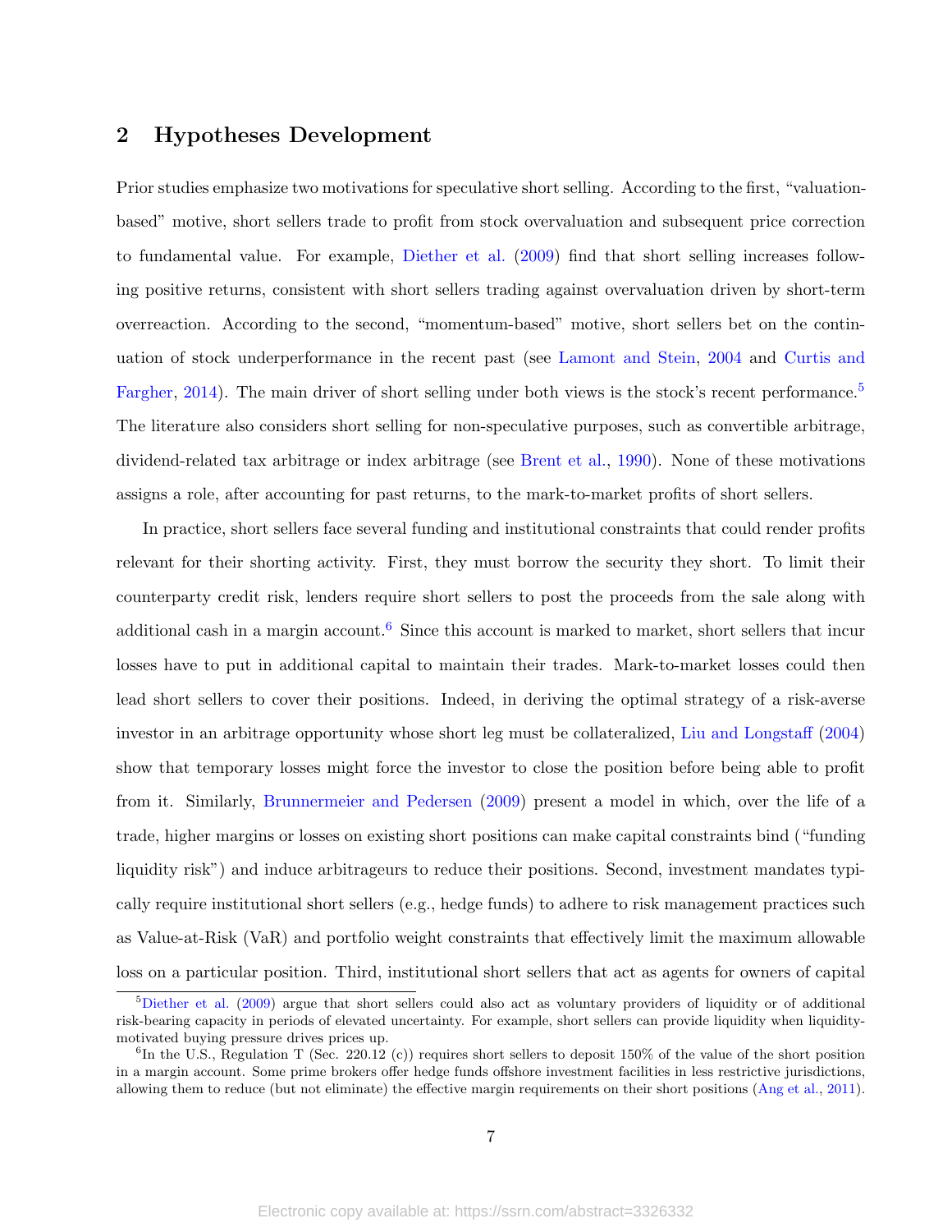## 2 Hypotheses Development

Prior studies emphasize two motivations for speculative short selling. According to the first, "valuation-based" motive, short sellers trade to profit from stock overvaluation and subsequent price correction to fundamental value. For example, Diether et al. (2009) find that short selling increases following positive returns, consistent with short sellers trading against overvaluation driven by short-term overreaction. According to the second, "momentum-based" motive, short sellers bet on the continuation of stock underperformance in the recent past (see Lamont and Stein, 2004 and Curtis and Fargher, 2014). The main driver of short selling under both views is the stock's recent performance.[5] The literature also considers short selling for non-speculative purposes, such as convertible arbitrage, dividend-related tax arbitrage or index arbitrage (see Brent et al., 1990). None of these motivations assigns a role, after accounting for past returns, to the mark-to-market profits of short sellers.

In practice, short sellers face several funding and institutional constraints that could render profits relevant for their shorting activity. First, they must borrow the security they short. To limit their counterparty credit risk, lenders require short sellers to post the proceeds from the sale along with additional cash in a margin account.[6] Since this account is marked to market, short sellers that incur losses have to put in additional capital to maintain their trades. Mark-to-market losses could then lead short sellers to cover their positions. Indeed, in deriving the optimal strategy of a risk-averse investor in an arbitrage opportunity whose short leg must be collateralized, Liu and Longstaff (2004) show that temporary losses might force the investor to close the position before being able to profit from it. Similarly, Brunnermeier and Pedersen (2009) present a model in which, over the life of a trade, higher margins or losses on existing short positions can make capital constraints bind ("funding liquidity risk") and induce arbitrageurs to reduce their positions. Second, investment mandates typically require institutional short sellers (e.g., hedge funds) to adhere to risk management practices such as Value-at-Risk (VaR) and portfolio weight constraints that effectively limit the maximum allowable loss on a particular position. Third, institutional short sellers that act as agents for owners of capital

[5] Diether et al. (2009) argue that short sellers could also act as voluntary providers of liquidity or of additional risk-bearing capacity in periods of elevated uncertainty. For example, short sellers can provide liquidity when liquidity-motivated buying pressure drives prices up.

[6] In the U.S., Regulation T (Sec. 220.12 (c)) requires short sellers to deposit 150% of the value of the short position in a margin account. Some prime brokers offer hedge funds offshore investment facilities in less restrictive jurisdictions, allowing them to reduce (but not eliminate) the effective margin requirements on their short positions (Ang et al., 2011).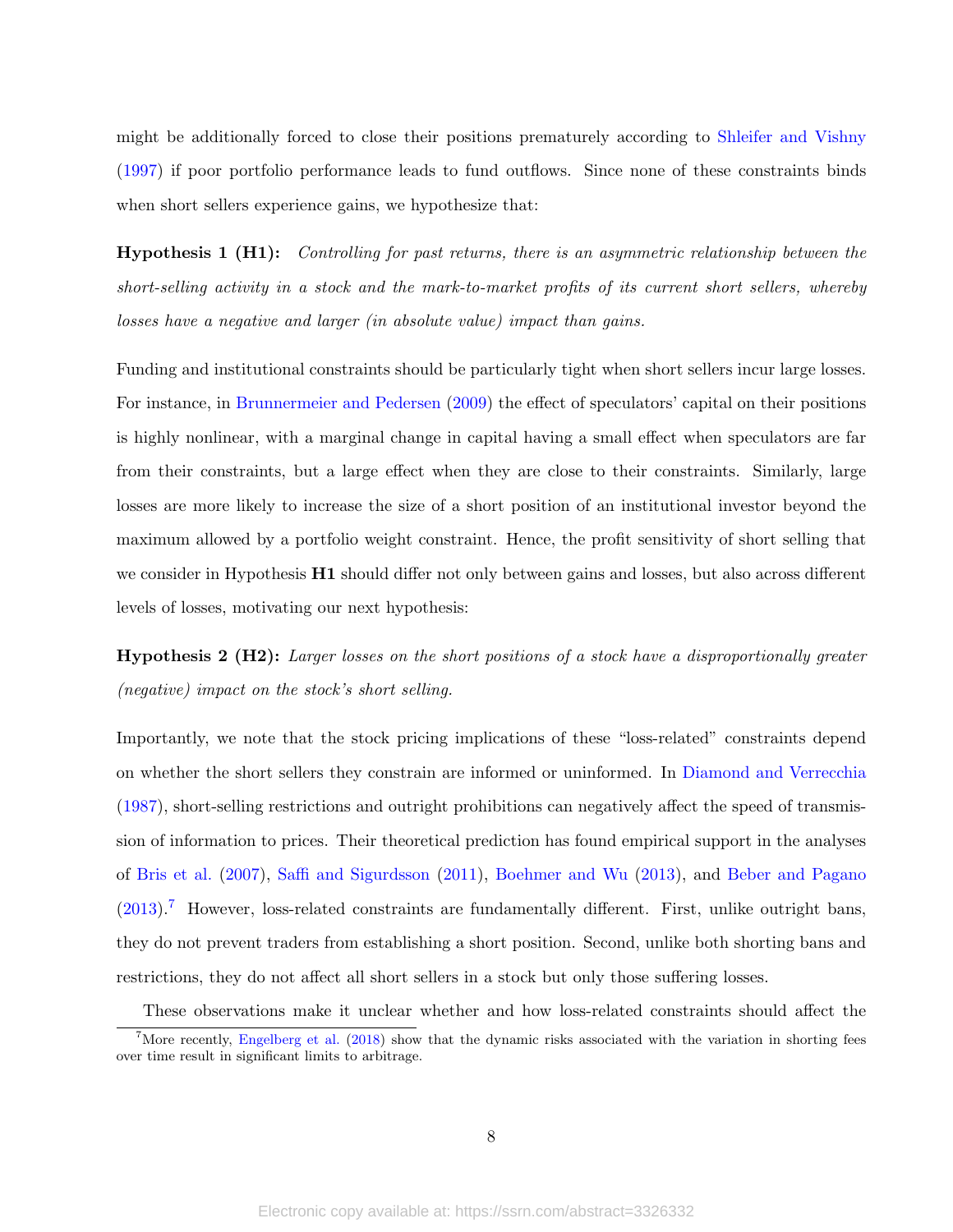might be additionally forced to close their positions prematurely according to Shleifer and Vishny (1997) if poor portfolio performance leads to fund outflows. Since none of these constraints binds when short sellers experience gains, we hypothesize that:

**Hypothesis 1 (H1):** *Controlling for past returns, there is an asymmetric relationship between the short-selling activity in a stock and the mark-to-market profits of its current short sellers, whereby losses have a negative and larger (in absolute value) impact than gains.*

Funding and institutional constraints should be particularly tight when short sellers incur large losses. For instance, in Brunnermeier and Pedersen (2009) the effect of speculators' capital on their positions is highly nonlinear, with a marginal change in capital having a small effect when speculators are far from their constraints, but a large effect when they are close to their constraints. Similarly, large losses are more likely to increase the size of a short position of an institutional investor beyond the maximum allowed by a portfolio weight constraint. Hence, the profit sensitivity of short selling that we consider in Hypothesis **H1** should differ not only between gains and losses, but also across different levels of losses, motivating our next hypothesis:

**Hypothesis 2 (H2):** *Larger losses on the short positions of a stock have a disproportionally greater (negative) impact on the stock's short selling.*

Importantly, we note that the stock pricing implications of these "loss-related" constraints depend on whether the short sellers they constrain are informed or uninformed. In Diamond and Verrecchia (1987), short-selling restrictions and outright prohibitions can negatively affect the speed of transmission of information to prices. Their theoretical prediction has found empirical support in the analyses of Bris et al. (2007), Saffi and Sigurdsson (2011), Boehmer and Wu (2013), and Beber and Pagano (2013).[7] However, loss-related constraints are fundamentally different. First, unlike outright bans, they do not prevent traders from establishing a short position. Second, unlike both shorting bans and restrictions, they do not affect all short sellers in a stock but only those suffering losses.

These observations make it unclear whether and how loss-related constraints should affect the

[7] More recently, Engelberg et al. (2018) show that the dynamic risks associated with the variation in shorting fees over time result in significant limits to arbitrage.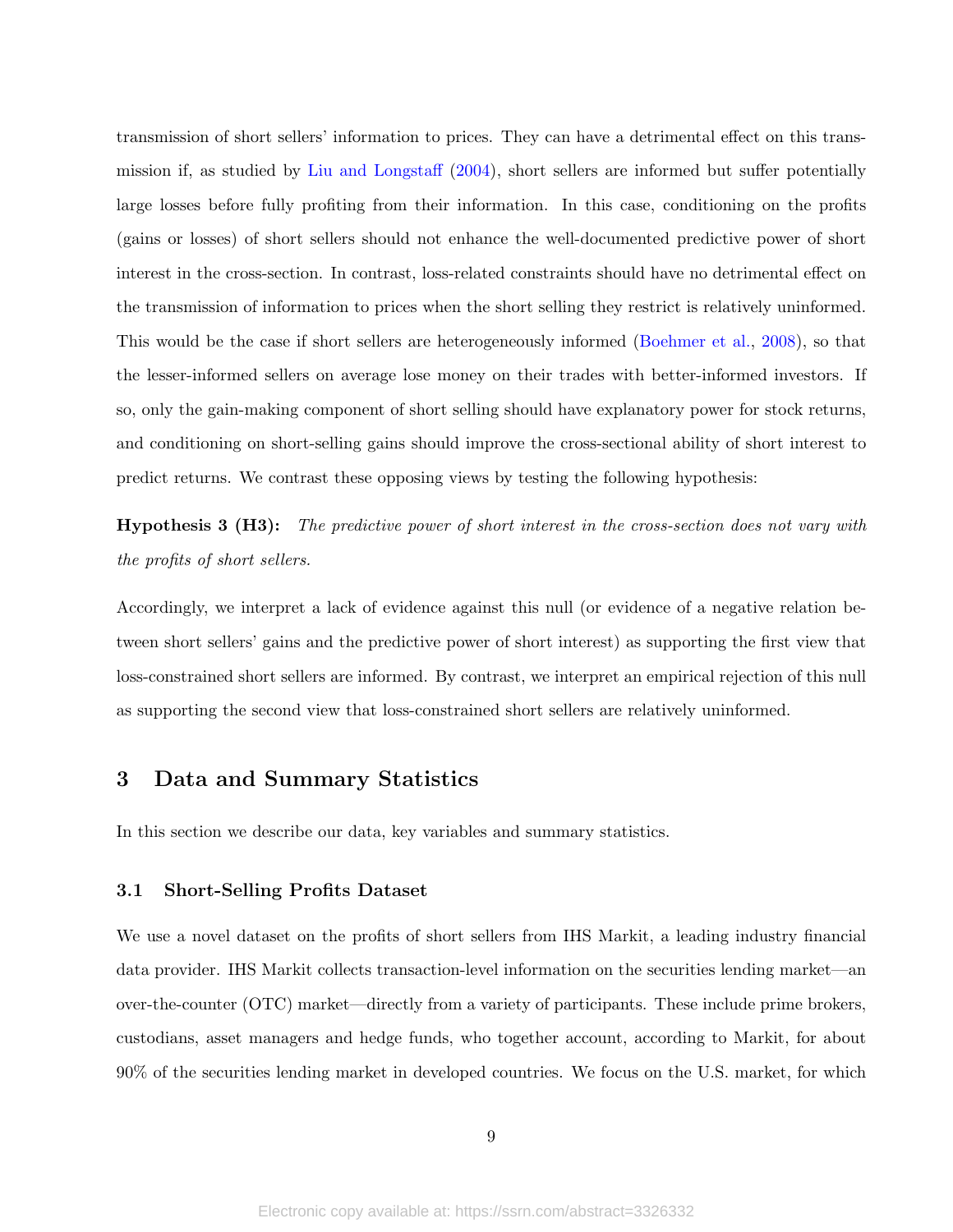transmission of short sellers' information to prices. They can have a detrimental effect on this transmission if, as studied by Liu and Longstaff (2004), short sellers are informed but suffer potentially large losses before fully profiting from their information. In this case, conditioning on the profits (gains or losses) of short sellers should not enhance the well-documented predictive power of short interest in the cross-section. In contrast, loss-related constraints should have no detrimental effect on the transmission of information to prices when the short selling they restrict is relatively uninformed. This would be the case if short sellers are heterogeneously informed (Boehmer et al., 2008), so that the lesser-informed sellers on average lose money on their trades with better-informed investors. If so, only the gain-making component of short selling should have explanatory power for stock returns, and conditioning on short-selling gains should improve the cross-sectional ability of short interest to predict returns. We contrast these opposing views by testing the following hypothesis:

**Hypothesis 3 (H3):** *The predictive power of short interest in the cross-section does not vary with the profits of short sellers.*

Accordingly, we interpret a lack of evidence against this null (or evidence of a negative relation between short sellers' gains and the predictive power of short interest) as supporting the first view that loss-constrained short sellers are informed. By contrast, we interpret an empirical rejection of this null as supporting the second view that loss-constrained short sellers are relatively uninformed.

## 3 Data and Summary Statistics

In this section we describe our data, key variables and summary statistics.

### 3.1 Short-Selling Profits Dataset

We use a novel dataset on the profits of short sellers from IHS Markit, a leading industry financial data provider. IHS Markit collects transaction-level information on the securities lending market—an over-the-counter (OTC) market—directly from a variety of participants. These include prime brokers, custodians, asset managers and hedge funds, who together account, according to Markit, for about 90% of the securities lending market in developed countries. We focus on the U.S. market, for which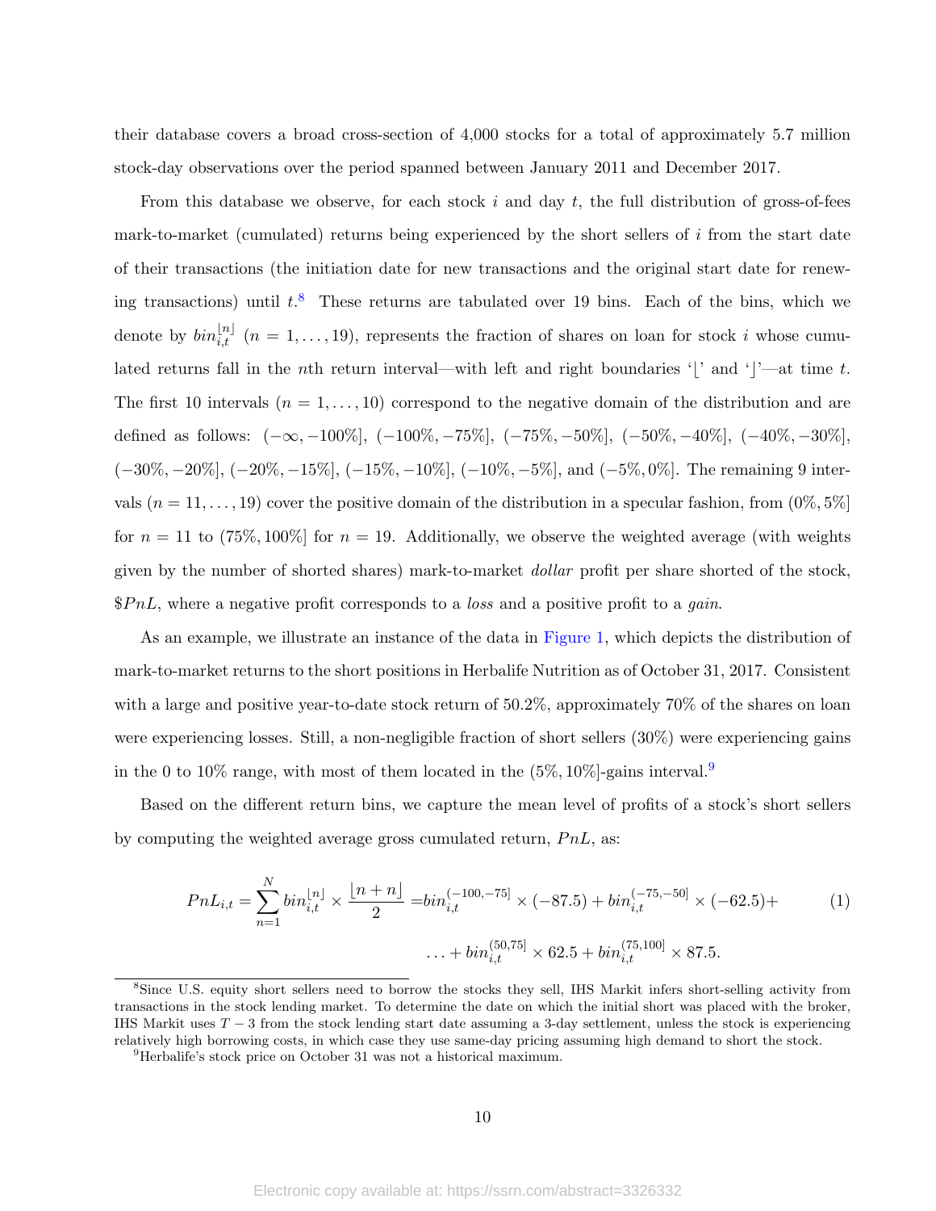their database covers a broad cross-section of 4,000 stocks for a total of approximately 5.7 million stock-day observations over the period spanned between January 2011 and December 2017.

From this database we observe, for each stock $i$ and day $t$, the full distribution of gross-of-fees mark-to-market (cumulated) returns being experienced by the short sellers of $i$ from the start date of their transactions (the initiation date for new transactions and the original start date for renewing transactions) until $t$.[8] These returns are tabulated over 19 bins. Each of the bins, which we denote by $bin_{i,t}^{\lfloor n \rfloor}$ ($n = 1, \ldots, 19$), represents the fraction of shares on loan for stock $i$ whose cumulated returns fall in the $n$th return interval—with left and right boundaries '$\lfloor$' and '$\rfloor$'—at time $t$. The first 10 intervals ($n = 1, \ldots, 10$) correspond to the negative domain of the distribution and are defined as follows: $(-\infty, -100\%]$, $(-100\%, -75\%]$, $(-75\%, -50\%]$, $(-50\%, -40\%]$, $(-40\%, -30\%]$, $(-30\%, -20\%]$, $(-20\%, -15\%]$, $(-15\%, -10\%]$, $(-10\%, -5\%]$, and $(-5\%, 0\%]$. The remaining 9 intervals ($n = 11, \ldots, 19$) cover the positive domain of the distribution in a specular fashion, from $(0\%, 5\%]$ for $n = 11$ to $(75\%, 100\%]$ for $n = 19$. Additionally, we observe the weighted average (with weights given by the number of shorted shares) mark-to-market *dollar* profit per share shorted of the stock, $\$PnL$, where a negative profit corresponds to a *loss* and a positive profit to a *gain*.

As an example, we illustrate an instance of the data in Figure 1, which depicts the distribution of mark-to-market returns to the short positions in Herbalife Nutrition as of October 31, 2017. Consistent with a large and positive year-to-date stock return of 50.2%, approximately 70% of the shares on loan were experiencing losses. Still, a non-negligible fraction of short sellers (30%) were experiencing gains in the 0 to 10% range, with most of them located in the $(5\%, 10\%]$-gains interval.[9]

Based on the different return bins, we capture the mean level of profits of a stock's short sellers by computing the weighted average gross cumulated return, $PnL$, as:

$$PnL_{i,t} = \sum_{n=1}^{N} bin_{i,t}^{\lfloor n \rfloor} \times \frac{\lfloor n + n \rfloor}{2} = bin_{i,t}^{(-100,-75]} \times (-87.5) + bin_{i,t}^{(-75,-50]} \times (-62.5) + \ldots + bin_{i,t}^{(50,75]} \times 62.5 + bin_{i,t}^{(75,100]} \times 87.5. \tag{1}$$

[8] Since U.S. equity short sellers need to borrow the stocks they sell, IHS Markit infers short-selling activity from transactions in the stock lending market. To determine the date on which the initial short was placed with the broker, IHS Markit uses $T - 3$ from the stock lending start date assuming a 3-day settlement, unless the stock is experiencing relatively high borrowing costs, in which case they use same-day pricing assuming high demand to short the stock.

[9] Herbalife's stock price on October 31 was not a historical maximum.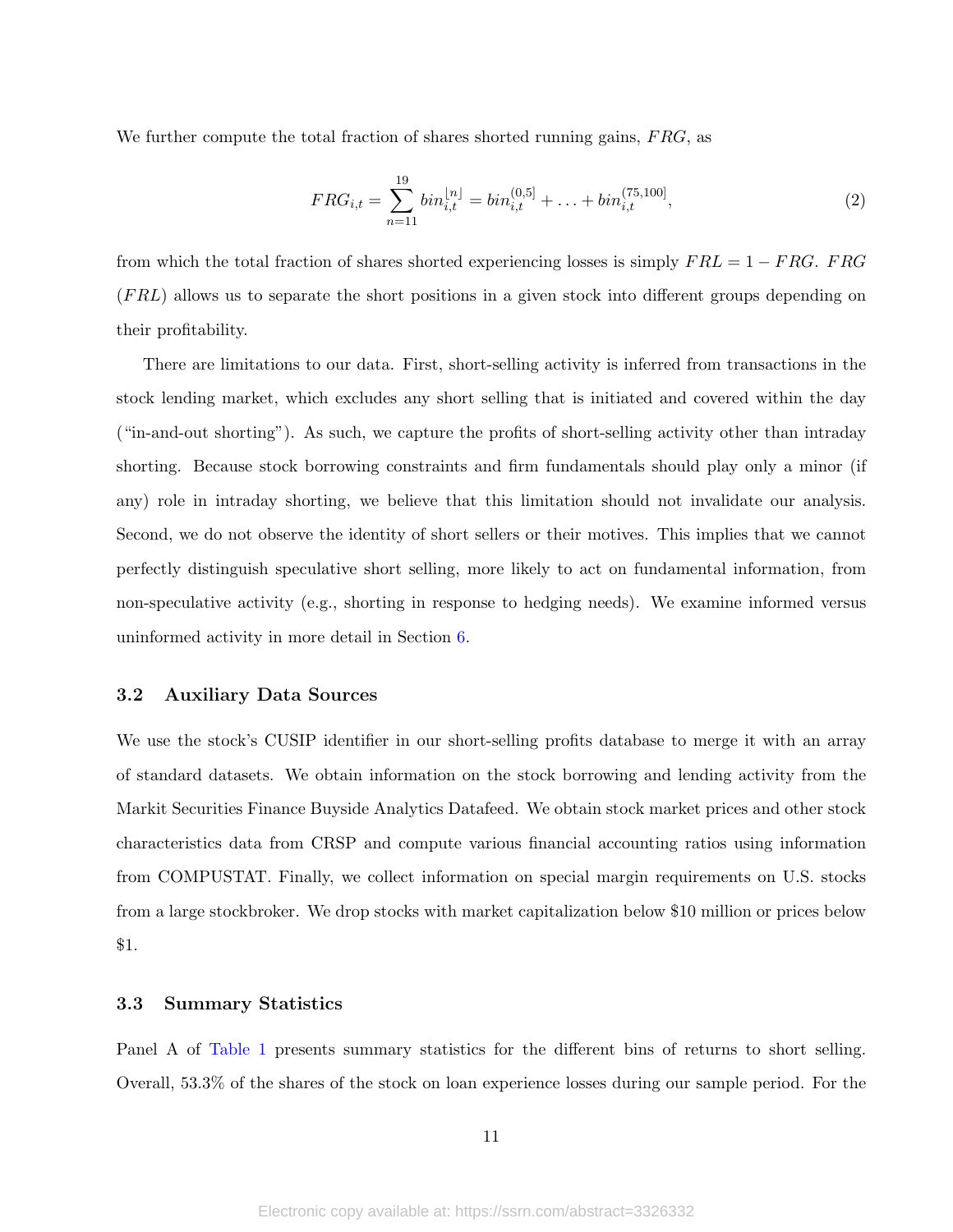We further compute the total fraction of shares shorted running gains, $FRG$, as

$$FRG_{i,t} = \sum_{n=11}^{19} bin_{i,t}^{\lfloor n \rfloor} = bin_{i,t}^{(0,5]} + \ldots + bin_{i,t}^{(75,100]}, \tag{2}$$

from which the total fraction of shares shorted experiencing losses is simply $FRL = 1 - FRG$. $FRG$ ($FRL$) allows us to separate the short positions in a given stock into different groups depending on their profitability.

There are limitations to our data. First, short-selling activity is inferred from transactions in the stock lending market, which excludes any short selling that is initiated and covered within the day ("in-and-out shorting"). As such, we capture the profits of short-selling activity other than intraday shorting. Because stock borrowing constraints and firm fundamentals should play only a minor (if any) role in intraday shorting, we believe that this limitation should not invalidate our analysis. Second, we do not observe the identity of short sellers or their motives. This implies that we cannot perfectly distinguish speculative short selling, more likely to act on fundamental information, from non-speculative activity (e.g., shorting in response to hedging needs). We examine informed versus uninformed activity in more detail in Section 6.

### 3.2 Auxiliary Data Sources

We use the stock's CUSIP identifier in our short-selling profits database to merge it with an array of standard datasets. We obtain information on the stock borrowing and lending activity from the Markit Securities Finance Buyside Analytics Datafeed. We obtain stock market prices and other stock characteristics data from CRSP and compute various financial accounting ratios using information from COMPUSTAT. Finally, we collect information on special margin requirements on U.S. stocks from a large stockbroker. We drop stocks with market capitalization below \$10 million or prices below \$1.

### 3.3 Summary Statistics

Panel A of Table 1 presents summary statistics for the different bins of returns to short selling. Overall, 53.3% of the shares of the stock on loan experience losses during our sample period. For the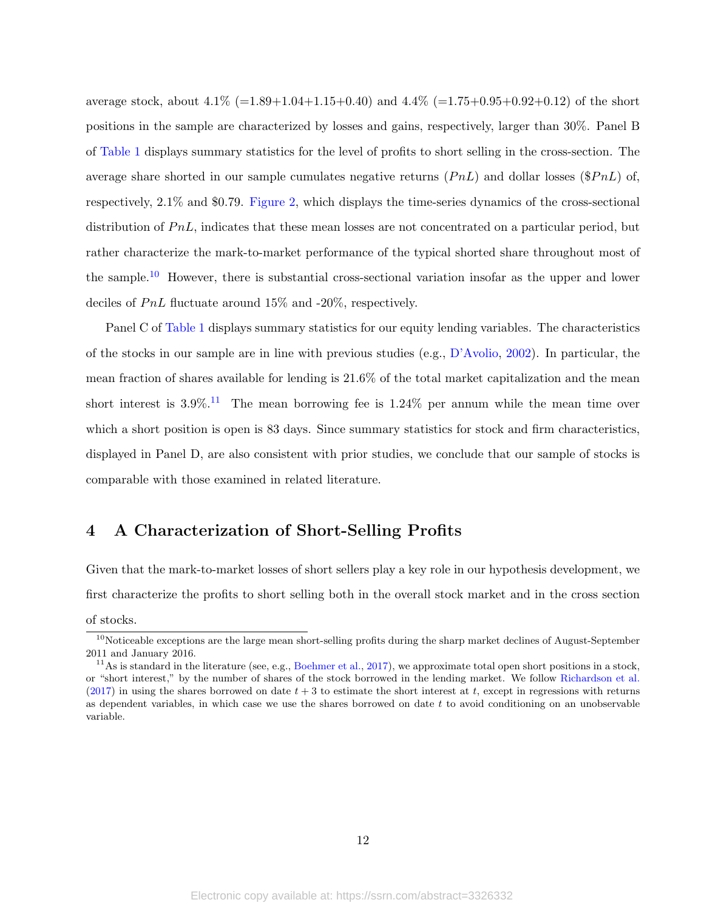average stock, about 4.1% (=1.89+1.04+1.15+0.40) and 4.4% (=1.75+0.95+0.92+0.12) of the short positions in the sample are characterized by losses and gains, respectively, larger than 30%. Panel B of Table 1 displays summary statistics for the level of profits to short selling in the cross-section. The average share shorted in our sample cumulates negative returns ($PnL$) and dollar losses ($\$PnL$) of, respectively, 2.1% and $0.79. Figure 2, which displays the time-series dynamics of the cross-sectional distribution of $PnL$, indicates that these mean losses are not concentrated on a particular period, but rather characterize the mark-to-market performance of the typical shorted share throughout most of the sample.[10] However, there is substantial cross-sectional variation insofar as the upper and lower deciles of $PnL$ fluctuate around 15% and -20%, respectively.

Panel C of Table 1 displays summary statistics for our equity lending variables. The characteristics of the stocks in our sample are in line with previous studies (e.g., D'Avolio, 2002). In particular, the mean fraction of shares available for lending is 21.6% of the total market capitalization and the mean short interest is 3.9%.[11] The mean borrowing fee is 1.24% per annum while the mean time over which a short position is open is 83 days. Since summary statistics for stock and firm characteristics, displayed in Panel D, are also consistent with prior studies, we conclude that our sample of stocks is comparable with those examined in related literature.

## 4 A Characterization of Short-Selling Profits

Given that the mark-to-market losses of short sellers play a key role in our hypothesis development, we first characterize the profits to short selling both in the overall stock market and in the cross section of stocks.

[10] Noticeable exceptions are the large mean short-selling profits during the sharp market declines of August-September 2011 and January 2016.

[11] As is standard in the literature (see, e.g., Boehmer et al., 2017), we approximate total open short positions in a stock, or "short interest," by the number of shares of the stock borrowed in the lending market. We follow Richardson et al. (2017) in using the shares borrowed on date $t + 3$ to estimate the short interest at $t$, except in regressions with returns as dependent variables, in which case we use the shares borrowed on date $t$ to avoid conditioning on an unobservable variable.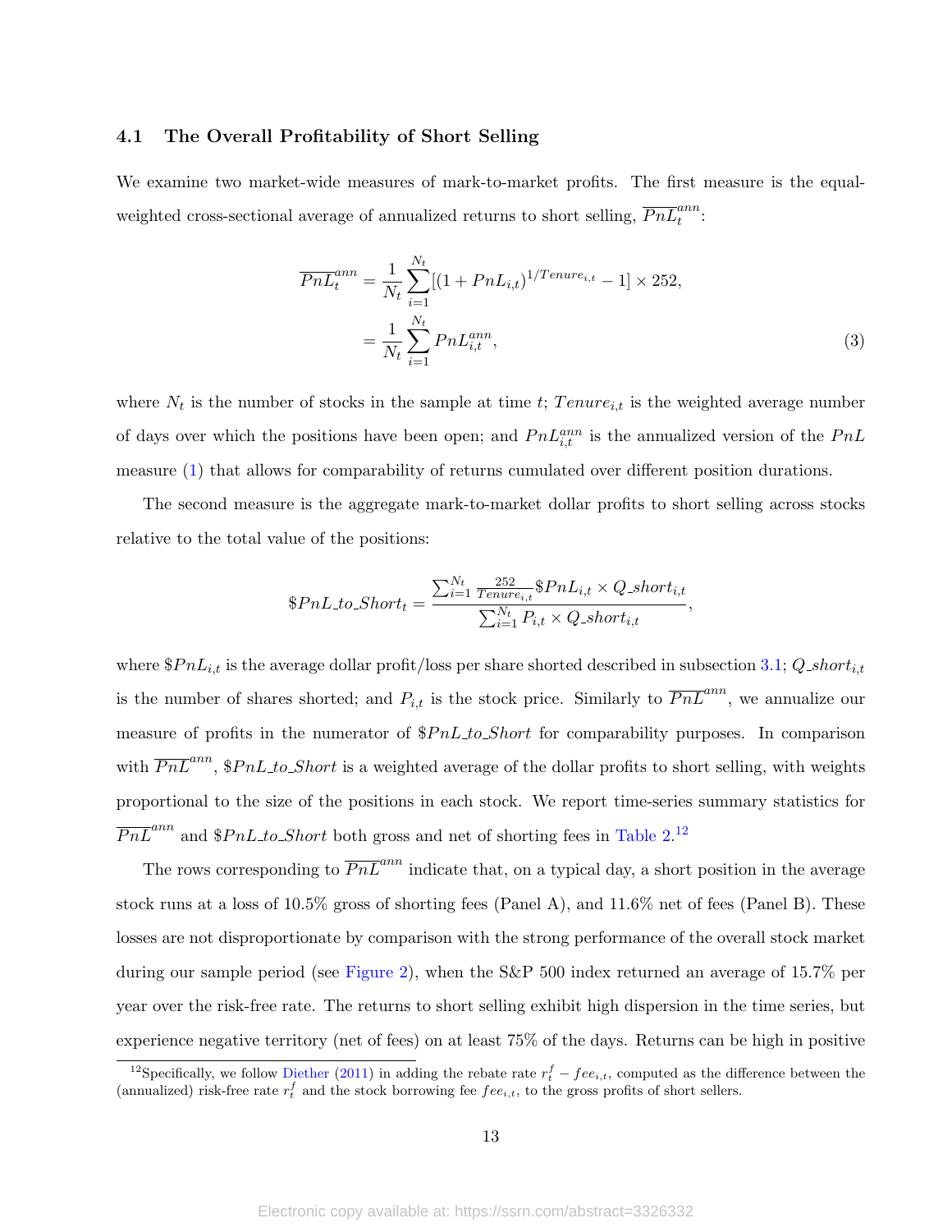### 4.1 The Overall Profitability of Short Selling

We examine two market-wide measures of mark-to-market profits. The first measure is the equal-weighted cross-sectional average of annualized returns to short selling, $\overline{PnL}_t^{ann}$:

$$
\begin{aligned}
\overline{PnL}_t^{ann} &= \frac{1}{N_t}\sum_{i=1}^{N_t}[(1+PnL_{i,t})^{1/Tenure_{i,t}}-1]\times 252, \\
&= \frac{1}{N_t}\sum_{i=1}^{N_t} PnL_{i,t}^{ann},
\end{aligned} \tag{3}
$$

where $N_t$ is the number of stocks in the sample at time $t$; $Tenure_{i,t}$ is the weighted average number of days over which the positions have been open; and $PnL_{i,t}^{ann}$ is the annualized version of the $PnL$ measure (1) that allows for comparability of returns cumulated over different position durations.

The second measure is the aggregate mark-to-market dollar profits to short selling across stocks relative to the total value of the positions:

$$
\$PnL\_to\_Short_t = \frac{\sum_{i=1}^{N_t}\frac{252}{Tenure_{i,t}}\$PnL_{i,t}\times Q\_short_{i,t}}{\sum_{i=1}^{N_t}P_{i,t}\times Q\_short_{i,t}},
$$

where $\$PnL_{i,t}$ is the average dollar profit/loss per share shorted described in subsection 3.1; $Q\_short_{i,t}$ is the number of shares shorted; and $P_{i,t}$ is the stock price. Similarly to $\overline{PnL}^{ann}$, we annualize our measure of profits in the numerator of $\$PnL\_to\_Short$ for comparability purposes. In comparison with $\overline{PnL}^{ann}$, $\$PnL\_to\_Short$ is a weighted average of the dollar profits to short selling, with weights proportional to the size of the positions in each stock. We report time-series summary statistics for $\overline{PnL}^{ann}$ and $\$PnL\_to\_Short$ both gross and net of shorting fees in Table 2.[12]

The rows corresponding to $\overline{PnL}^{ann}$ indicate that, on a typical day, a short position in the average stock runs at a loss of 10.5% gross of shorting fees (Panel A), and 11.6% net of fees (Panel B). These losses are not disproportionate by comparison with the strong performance of the overall stock market during our sample period (see Figure 2), when the S&P 500 index returned an average of 15.7% per year over the risk-free rate. The returns to short selling exhibit high dispersion in the time series, but experience negative territory (net of fees) on at least 75% of the days. Returns can be high in positive

[12]Specifically, we follow Diether (2011) in adding the rebate rate $r_t^f - fee_{i,t}$, computed as the difference between the (annualized) risk-free rate $r_t^f$ and the stock borrowing fee $fee_{i,t}$, to the gross profits of short sellers.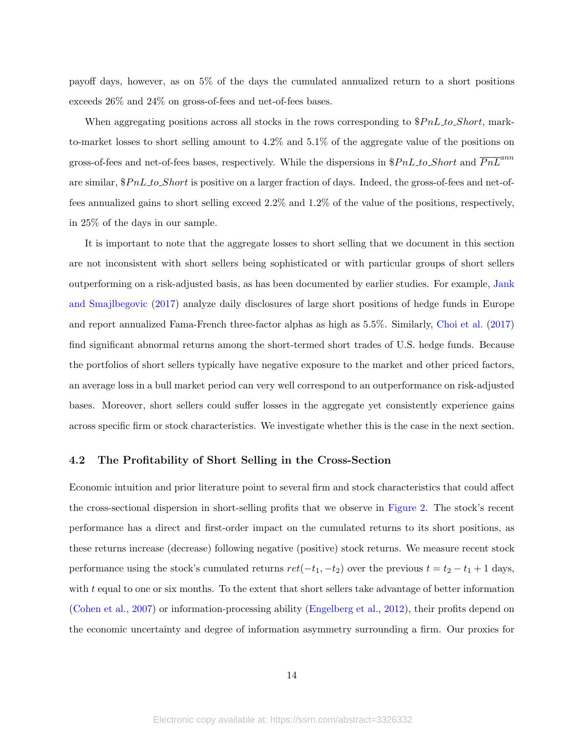payoff days, however, as on 5% of the days the cumulated annualized return to a short positions exceeds 26% and 24% on gross-of-fees and net-of-fees bases.

When aggregating positions across all stocks in the rows corresponding to $\$PnL\_to\_Short$, mark-to-market losses to short selling amount to 4.2% and 5.1% of the aggregate value of the positions on gross-of-fees and net-of-fees bases, respectively. While the dispersions in $\$PnL\_to\_Short$ and $\overline{PnL}^{ann}$ are similar, $\$PnL\_to\_Short$ is positive on a larger fraction of days. Indeed, the gross-of-fees and net-of-fees annualized gains to short selling exceed 2.2% and 1.2% of the value of the positions, respectively, in 25% of the days in our sample.

It is important to note that the aggregate losses to short selling that we document in this section are not inconsistent with short sellers being sophisticated or with particular groups of short sellers outperforming on a risk-adjusted basis, as has been documented by earlier studies. For example, Jank and Smajlbegovic (2017) analyze daily disclosures of large short positions of hedge funds in Europe and report annualized Fama-French three-factor alphas as high as 5.5%. Similarly, Choi et al. (2017) find significant abnormal returns among the short-termed short trades of U.S. hedge funds. Because the portfolios of short sellers typically have negative exposure to the market and other priced factors, an average loss in a bull market period can very well correspond to an outperformance on risk-adjusted bases. Moreover, short sellers could suffer losses in the aggregate yet consistently experience gains across specific firm or stock characteristics. We investigate whether this is the case in the next section.

### 4.2 The Profitability of Short Selling in the Cross-Section

Economic intuition and prior literature point to several firm and stock characteristics that could affect the cross-sectional dispersion in short-selling profits that we observe in Figure 2. The stock's recent performance has a direct and first-order impact on the cumulated returns to its short positions, as these returns increase (decrease) following negative (positive) stock returns. We measure recent stock performance using the stock's cumulated returns $ret(-t_1, -t_2)$ over the previous $t = t_2 - t_1 + 1$ days, with $t$ equal to one or six months. To the extent that short sellers take advantage of better information (Cohen et al., 2007) or information-processing ability (Engelberg et al., 2012), their profits depend on the economic uncertainty and degree of information asymmetry surrounding a firm. Our proxies for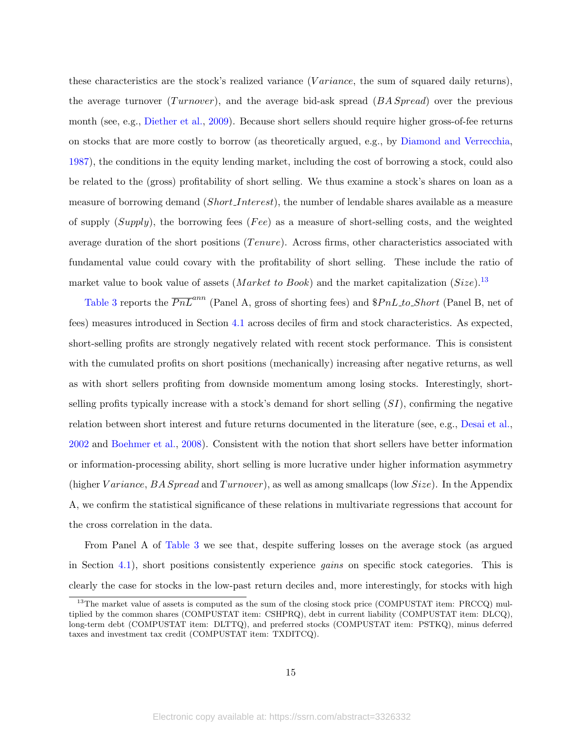these characteristics are the stock's realized variance ($Variance$, the sum of squared daily returns), the average turnover ($Turnover$), and the average bid-ask spread ($BA\,Spread$) over the previous month (see, e.g., Diether et al., 2009). Because short sellers should require higher gross-of-fee returns on stocks that are more costly to borrow (as theoretically argued, e.g., by Diamond and Verrecchia, 1987), the conditions in the equity lending market, including the cost of borrowing a stock, could also be related to the (gross) profitability of short selling. We thus examine a stock's shares on loan as a measure of borrowing demand ($Short\_Interest$), the number of lendable shares available as a measure of supply ($Supply$), the borrowing fees ($Fee$) as a measure of short-selling costs, and the weighted average duration of the short positions ($Tenure$). Across firms, other characteristics associated with fundamental value could covary with the profitability of short selling. These include the ratio of market value to book value of assets ($Market\ to\ Book$) and the market capitalization ($Size$).[13]

Table 3 reports the $\overline{PnL}^{ann}$ (Panel A, gross of shorting fees) and $\$PnL\_to\_Short$ (Panel B, net of fees) measures introduced in Section 4.1 across deciles of firm and stock characteristics. As expected, short-selling profits are strongly negatively related with recent stock performance. This is consistent with the cumulated profits on short positions (mechanically) increasing after negative returns, as well as with short sellers profiting from downside momentum among losing stocks. Interestingly, short-selling profits typically increase with a stock's demand for short selling ($SI$), confirming the negative relation between short interest and future returns documented in the literature (see, e.g., Desai et al., 2002 and Boehmer et al., 2008). Consistent with the notion that short sellers have better information or information-processing ability, short selling is more lucrative under higher information asymmetry (higher $Variance$, $BA\,Spread$ and $Turnover$), as well as among smallcaps (low $Size$). In the Appendix A, we confirm the statistical significance of these relations in multivariate regressions that account for the cross correlation in the data.

From Panel A of Table 3 we see that, despite suffering losses on the average stock (as argued in Section 4.1), short positions consistently experience *gains* on specific stock categories. This is clearly the case for stocks in the low-past return deciles and, more interestingly, for stocks with high

[13] The market value of assets is computed as the sum of the closing stock price (COMPUSTAT item: PRCCQ) multiplied by the common shares (COMPUSTAT item: CSHPRQ), debt in current liability (COMPUSTAT item: DLCQ), long-term debt (COMPUSTAT item: DLTTQ), and preferred stocks (COMPUSTAT item: PSTKQ), minus deferred taxes and investment tax credit (COMPUSTAT item: TXDITCQ).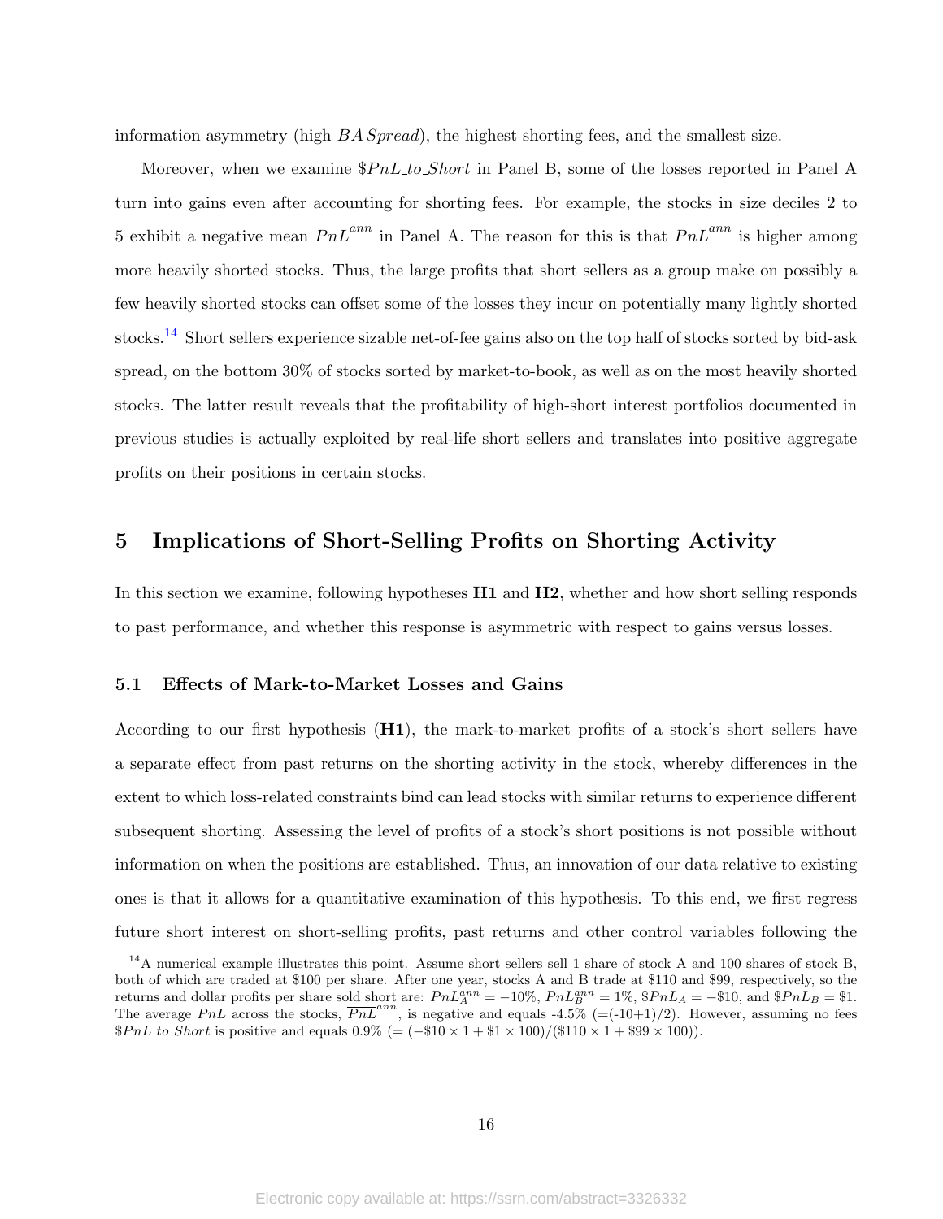information asymmetry (high *BASpread*), the highest shorting fees, and the smallest size.

Moreover, when we examine $\$PnL\_to\_Short$ in Panel B, some of the losses reported in Panel A turn into gains even after accounting for shorting fees. For example, the stocks in size deciles 2 to 5 exhibit a negative mean $\overline{PnL}^{ann}$ in Panel A. The reason for this is that $\overline{PnL}^{ann}$ is higher among more heavily shorted stocks. Thus, the large profits that short sellers as a group make on possibly a few heavily shorted stocks can offset some of the losses they incur on potentially many lightly shorted stocks.[14] Short sellers experience sizable net-of-fee gains also on the top half of stocks sorted by bid-ask spread, on the bottom 30% of stocks sorted by market-to-book, as well as on the most heavily shorted stocks. The latter result reveals that the profitability of high-short interest portfolios documented in previous studies is actually exploited by real-life short sellers and translates into positive aggregate profits on their positions in certain stocks.

## 5 Implications of Short-Selling Profits on Shorting Activity

In this section we examine, following hypotheses **H1** and **H2**, whether and how short selling responds to past performance, and whether this response is asymmetric with respect to gains versus losses.

### 5.1 Effects of Mark-to-Market Losses and Gains

According to our first hypothesis (**H1**), the mark-to-market profits of a stock's short sellers have a separate effect from past returns on the shorting activity in the stock, whereby differences in the extent to which loss-related constraints bind can lead stocks with similar returns to experience different subsequent shorting. Assessing the level of profits of a stock's short positions is not possible without information on when the positions are established. Thus, an innovation of our data relative to existing ones is that it allows for a quantitative examination of this hypothesis. To this end, we first regress future short interest on short-selling profits, past returns and other control variables following the

[14] A numerical example illustrates this point. Assume short sellers sell 1 share of stock A and 100 shares of stock B, both of which are traded at \$100 per share. After one year, stocks A and B trade at \$110 and \$99, respectively, so the returns and dollar profits per share sold short are: $PnL_A^{ann} = -10\%$, $PnL_B^{ann} = 1\%$, $\$PnL_A = -\$10$, and $\$PnL_B = \$1$. The average $PnL$ across the stocks, $\overline{PnL}^{ann}$, is negative and equals -4.5% (=(-10+1)/2). However, assuming no fees $\$PnL\_to\_Short$ is positive and equals 0.9% $(= (-\$10 \times 1 + \$1 \times 100)/(\$110 \times 1 + \$99 \times 100))$.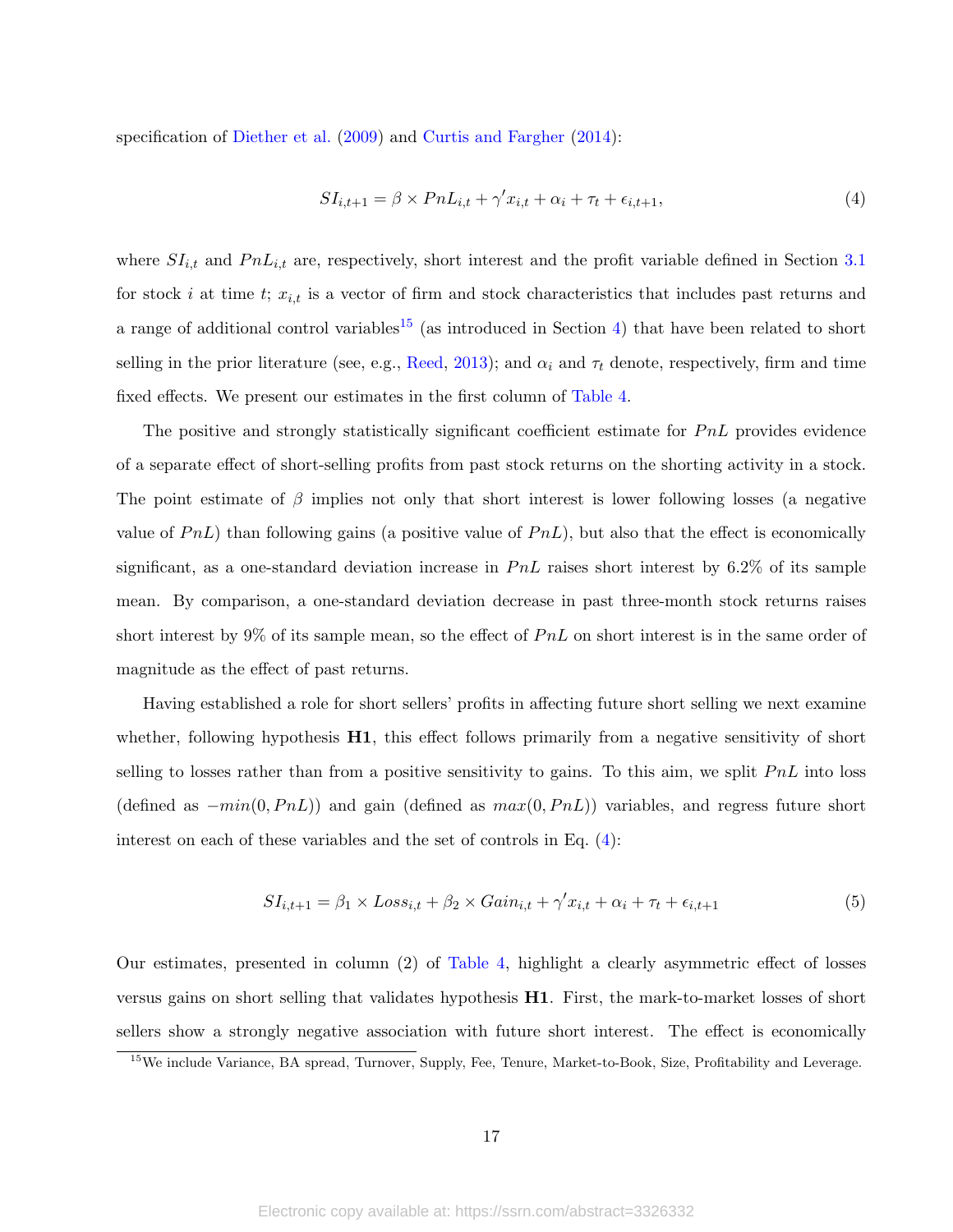specification of Diether et al. (2009) and Curtis and Fargher (2014):

$$SI_{i,t+1} = \beta \times PnL_{i,t} + \gamma' x_{i,t} + \alpha_i + \tau_t + \epsilon_{i,t+1}, \tag{4}$$

where $SI_{i,t}$ and $PnL_{i,t}$ are, respectively, short interest and the profit variable defined in Section 3.1 for stock $i$ at time $t$; $x_{i,t}$ is a vector of firm and stock characteristics that includes past returns and a range of additional control variables[15] (as introduced in Section 4) that have been related to short selling in the prior literature (see, e.g., Reed, 2013); and $\alpha_i$ and $\tau_t$ denote, respectively, firm and time fixed effects. We present our estimates in the first column of Table 4.

The positive and strongly statistically significant coefficient estimate for $PnL$ provides evidence of a separate effect of short-selling profits from past stock returns on the shorting activity in a stock. The point estimate of $\beta$ implies not only that short interest is lower following losses (a negative value of $PnL$) than following gains (a positive value of $PnL$), but also that the effect is economically significant, as a one-standard deviation increase in $PnL$ raises short interest by 6.2% of its sample mean. By comparison, a one-standard deviation decrease in past three-month stock returns raises short interest by 9% of its sample mean, so the effect of $PnL$ on short interest is in the same order of magnitude as the effect of past returns.

Having established a role for short sellers' profits in affecting future short selling we next examine whether, following hypothesis **H1**, this effect follows primarily from a negative sensitivity of short selling to losses rather than from a positive sensitivity to gains. To this aim, we split $PnL$ into loss (defined as $-min(0, PnL)$) and gain (defined as $max(0, PnL)$) variables, and regress future short interest on each of these variables and the set of controls in Eq. (4):

$$SI_{i,t+1} = \beta_1 \times Loss_{i,t} + \beta_2 \times Gain_{i,t} + \gamma' x_{i,t} + \alpha_i + \tau_t + \epsilon_{i,t+1} \tag{5}$$

Our estimates, presented in column (2) of Table 4, highlight a clearly asymmetric effect of losses versus gains on short selling that validates hypothesis **H1**. First, the mark-to-market losses of short sellers show a strongly negative association with future short interest. The effect is economically

[15] We include Variance, BA spread, Turnover, Supply, Fee, Tenure, Market-to-Book, Size, Profitability and Leverage.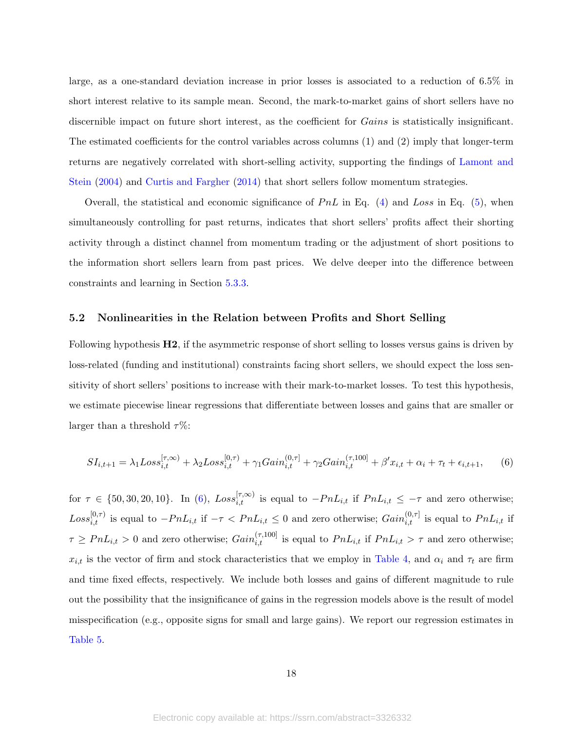large, as a one-standard deviation increase in prior losses is associated to a reduction of 6.5% in short interest relative to its sample mean. Second, the mark-to-market gains of short sellers have no discernible impact on future short interest, as the coefficient for *Gains* is statistically insignificant. The estimated coefficients for the control variables across columns (1) and (2) imply that longer-term returns are negatively correlated with short-selling activity, supporting the findings of Lamont and Stein (2004) and Curtis and Fargher (2014) that short sellers follow momentum strategies.

Overall, the statistical and economic significance of $PnL$ in Eq. (4) and $Loss$ in Eq. (5), when simultaneously controlling for past returns, indicates that short sellers' profits affect their shorting activity through a distinct channel from momentum trading or the adjustment of short positions to the information short sellers learn from past prices. We delve deeper into the difference between constraints and learning in Section 5.3.3.

## 5.2 Nonlinearities in the Relation between Profits and Short Selling

Following hypothesis **H2**, if the asymmetric response of short selling to losses versus gains is driven by loss-related (funding and institutional) constraints facing short sellers, we should expect the loss sensitivity of short sellers' positions to increase with their mark-to-market losses. To test this hypothesis, we estimate piecewise linear regressions that differentiate between losses and gains that are smaller or larger than a threshold $\tau$%:

$$SI_{i,t+1} = \lambda_1 Loss_{i,t}^{[\tau,\infty)} + \lambda_2 Loss_{i,t}^{[0,\tau)} + \gamma_1 Gain_{i,t}^{(0,\tau]} + \gamma_2 Gain_{i,t}^{(\tau,100]} + \beta' x_{i,t} + \alpha_i + \tau_t + \epsilon_{i,t+1}, \quad (6)$$

for $\tau \in \{50, 30, 20, 10\}$. In (6), $Loss_{i,t}^{[\tau,\infty)}$ is equal to $-PnL_{i,t}$ if $PnL_{i,t} \leq -\tau$ and zero otherwise; $Loss_{i,t}^{[0,\tau)}$ is equal to $-PnL_{i,t}$ if $-\tau < PnL_{i,t} \leq 0$ and zero otherwise; $Gain_{i,t}^{(0,\tau]}$ is equal to $PnL_{i,t}$ if $\tau \geq PnL_{i,t} > 0$ and zero otherwise; $Gain_{i,t}^{(\tau,100]}$ is equal to $PnL_{i,t}$ if $PnL_{i,t} > \tau$ and zero otherwise; $x_{i,t}$ is the vector of firm and stock characteristics that we employ in Table 4, and $\alpha_i$ and $\tau_t$ are firm and time fixed effects, respectively. We include both losses and gains of different magnitude to rule out the possibility that the insignificance of gains in the regression models above is the result of model misspecification (e.g., opposite signs for small and large gains). We report our regression estimates in Table 5.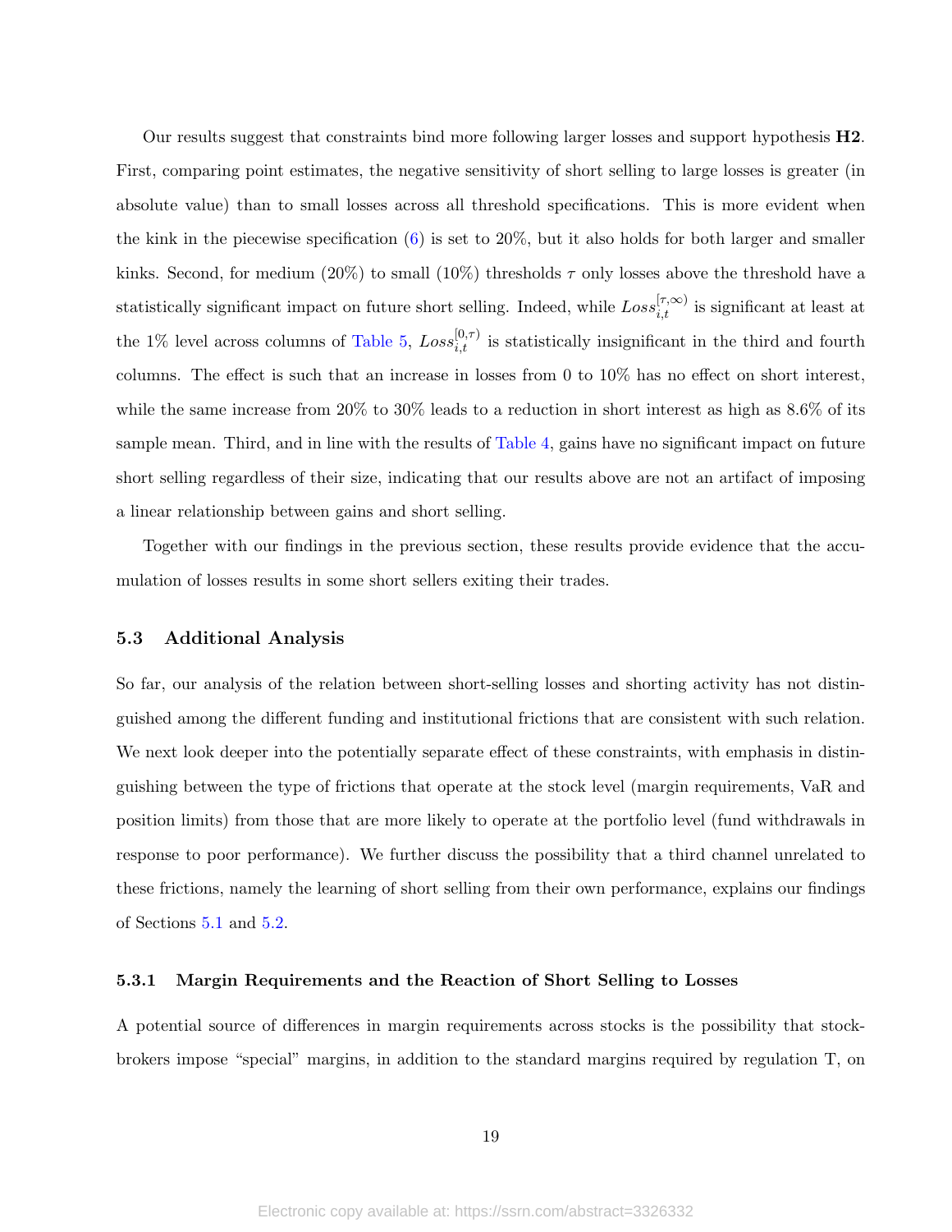Our results suggest that constraints bind more following larger losses and support hypothesis **H2**. First, comparing point estimates, the negative sensitivity of short selling to large losses is greater (in absolute value) than to small losses across all threshold specifications. This is more evident when the kink in the piecewise specification (6) is set to 20%, but it also holds for both larger and smaller kinks. Second, for medium (20%) to small (10%) thresholds $\tau$ only losses above the threshold have a statistically significant impact on future short selling. Indeed, while $Loss_{i,t}^{[\tau,\infty)}$ is significant at least at the 1% level across columns of Table 5, $Loss_{i,t}^{[0,\tau)}$ is statistically insignificant in the third and fourth columns. The effect is such that an increase in losses from 0 to 10% has no effect on short interest, while the same increase from 20% to 30% leads to a reduction in short interest as high as 8.6% of its sample mean. Third, and in line with the results of Table 4, gains have no significant impact on future short selling regardless of their size, indicating that our results above are not an artifact of imposing a linear relationship between gains and short selling.

Together with our findings in the previous section, these results provide evidence that the accumulation of losses results in some short sellers exiting their trades.

### 5.3 Additional Analysis

So far, our analysis of the relation between short-selling losses and shorting activity has not distinguished among the different funding and institutional frictions that are consistent with such relation. We next look deeper into the potentially separate effect of these constraints, with emphasis in distinguishing between the type of frictions that operate at the stock level (margin requirements, VaR and position limits) from those that are more likely to operate at the portfolio level (fund withdrawals in response to poor performance). We further discuss the possibility that a third channel unrelated to these frictions, namely the learning of short selling from their own performance, explains our findings of Sections 5.1 and 5.2.

#### 5.3.1 Margin Requirements and the Reaction of Short Selling to Losses

A potential source of differences in margin requirements across stocks is the possibility that stockbrokers impose "special" margins, in addition to the standard margins required by regulation T, on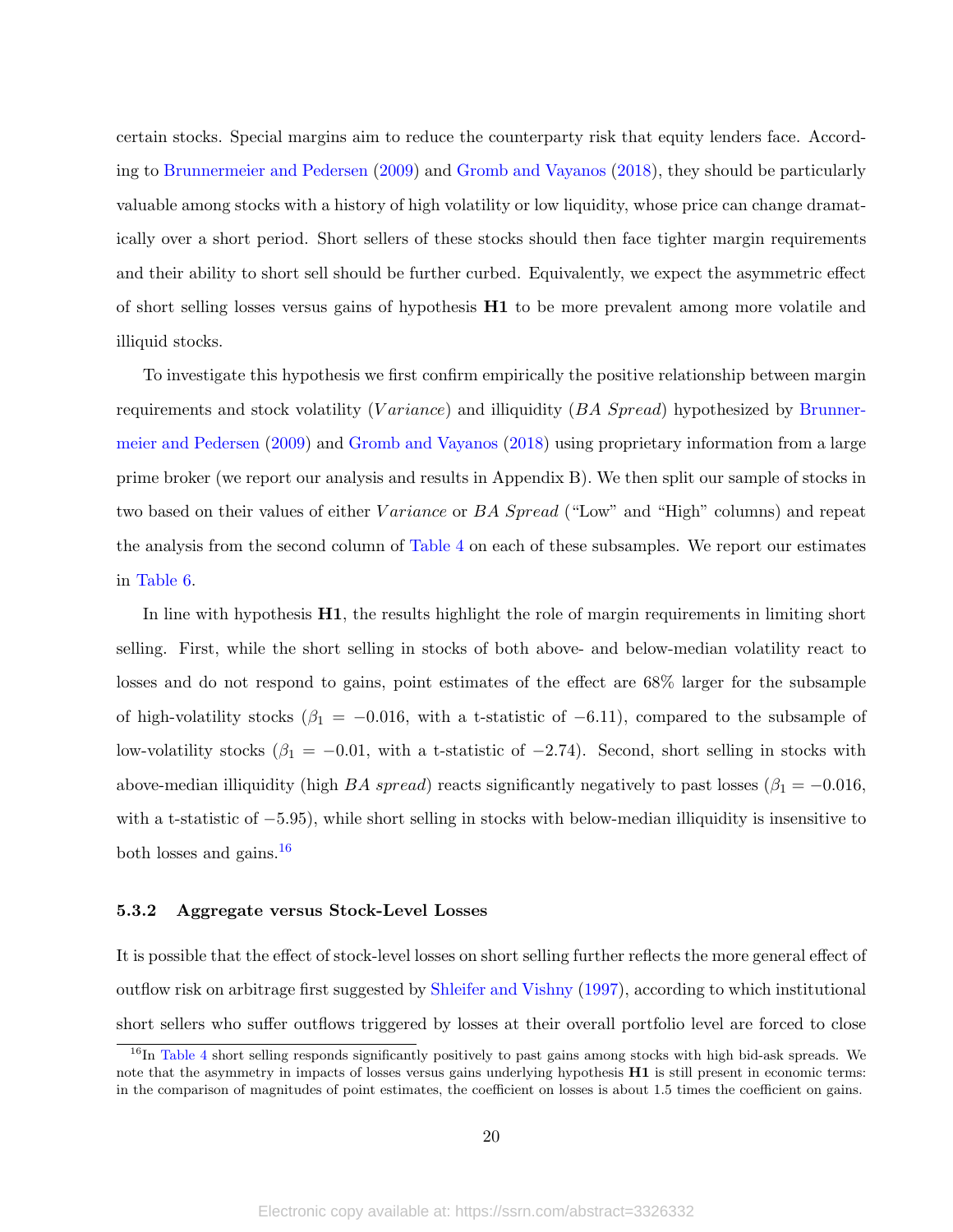certain stocks. Special margins aim to reduce the counterparty risk that equity lenders face. According to Brunnermeier and Pedersen (2009) and Gromb and Vayanos (2018), they should be particularly valuable among stocks with a history of high volatility or low liquidity, whose price can change dramatically over a short period. Short sellers of these stocks should then face tighter margin requirements and their ability to short sell should be further curbed. Equivalently, we expect the asymmetric effect of short selling losses versus gains of hypothesis **H1** to be more prevalent among more volatile and illiquid stocks.

To investigate this hypothesis we first confirm empirically the positive relationship between margin requirements and stock volatility ($Variance$) and illiquidity (*BA Spread*) hypothesized by Brunnermeier and Pedersen (2009) and Gromb and Vayanos (2018) using proprietary information from a large prime broker (we report our analysis and results in Appendix B). We then split our sample of stocks in two based on their values of either $Variance$ or *BA Spread* ("Low" and "High" columns) and repeat the analysis from the second column of Table 4 on each of these subsamples. We report our estimates in Table 6.

In line with hypothesis **H1**, the results highlight the role of margin requirements in limiting short selling. First, while the short selling in stocks of both above- and below-median volatility react to losses and do not respond to gains, point estimates of the effect are 68% larger for the subsample of high-volatility stocks ($\beta_1 = -0.016$, with a t-statistic of $-6.11$), compared to the subsample of low-volatility stocks ($\beta_1 = -0.01$, with a t-statistic of $-2.74$). Second, short selling in stocks with above-median illiquidity (high *BA spread*) reacts significantly negatively to past losses ($\beta_1 = -0.016$, with a t-statistic of $-5.95$), while short selling in stocks with below-median illiquidity is insensitive to both losses and gains.[16]

### 5.3.2 Aggregate versus Stock-Level Losses

It is possible that the effect of stock-level losses on short selling further reflects the more general effect of outflow risk on arbitrage first suggested by Shleifer and Vishny (1997), according to which institutional short sellers who suffer outflows triggered by losses at their overall portfolio level are forced to close

[16] In Table 4 short selling responds significantly positively to past gains among stocks with high bid-ask spreads. We note that the asymmetry in impacts of losses versus gains underlying hypothesis **H1** is still present in economic terms: in the comparison of magnitudes of point estimates, the coefficient on losses is about 1.5 times the coefficient on gains.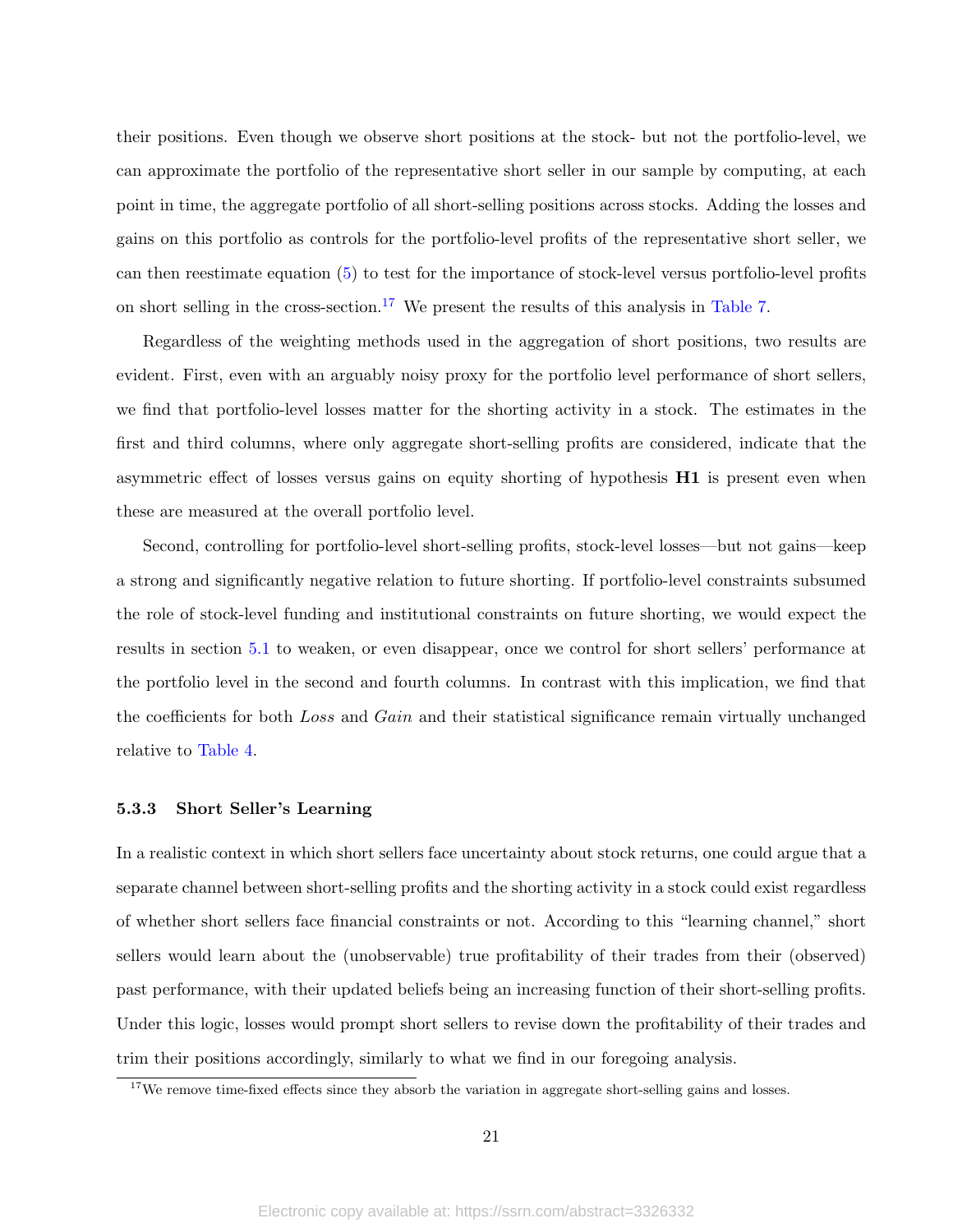their positions. Even though we observe short positions at the stock- but not the portfolio-level, we can approximate the portfolio of the representative short seller in our sample by computing, at each point in time, the aggregate portfolio of all short-selling positions across stocks. Adding the losses and gains on this portfolio as controls for the portfolio-level profits of the representative short seller, we can then reestimate equation (5) to test for the importance of stock-level versus portfolio-level profits on short selling in the cross-section.[17] We present the results of this analysis in Table 7.

Regardless of the weighting methods used in the aggregation of short positions, two results are evident. First, even with an arguably noisy proxy for the portfolio level performance of short sellers, we find that portfolio-level losses matter for the shorting activity in a stock. The estimates in the first and third columns, where only aggregate short-selling profits are considered, indicate that the asymmetric effect of losses versus gains on equity shorting of hypothesis **H1** is present even when these are measured at the overall portfolio level.

Second, controlling for portfolio-level short-selling profits, stock-level losses—but not gains—keep a strong and significantly negative relation to future shorting. If portfolio-level constraints subsumed the role of stock-level funding and institutional constraints on future shorting, we would expect the results in section 5.1 to weaken, or even disappear, once we control for short sellers' performance at the portfolio level in the second and fourth columns. In contrast with this implication, we find that the coefficients for both *Loss* and *Gain* and their statistical significance remain virtually unchanged relative to Table 4.

### 5.3.3 Short Seller's Learning

In a realistic context in which short sellers face uncertainty about stock returns, one could argue that a separate channel between short-selling profits and the shorting activity in a stock could exist regardless of whether short sellers face financial constraints or not. According to this "learning channel," short sellers would learn about the (unobservable) true profitability of their trades from their (observed) past performance, with their updated beliefs being an increasing function of their short-selling profits. Under this logic, losses would prompt short sellers to revise down the profitability of their trades and trim their positions accordingly, similarly to what we find in our foregoing analysis.

[17] We remove time-fixed effects since they absorb the variation in aggregate short-selling gains and losses.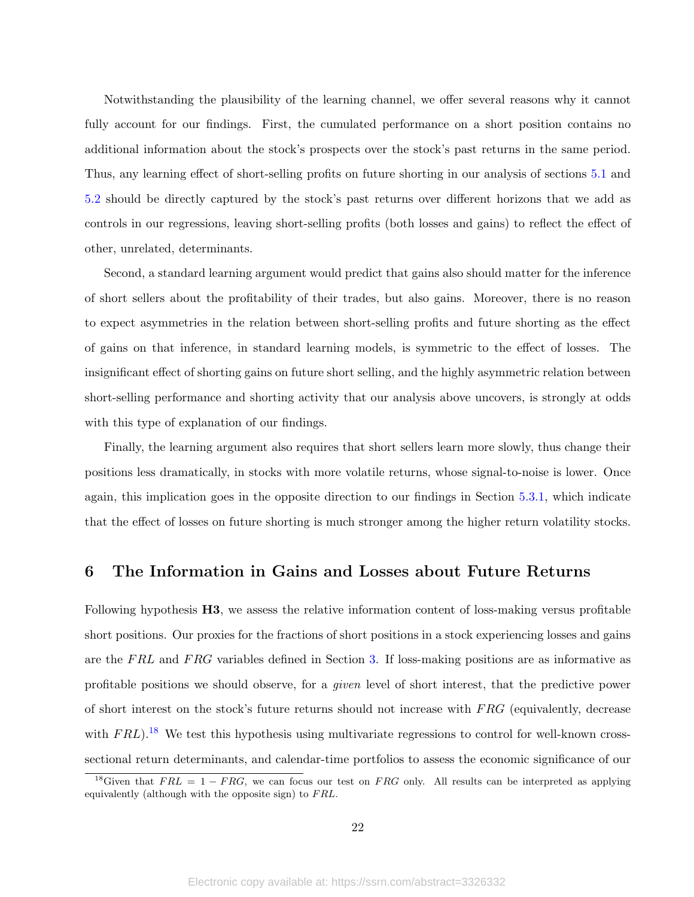Notwithstanding the plausibility of the learning channel, we offer several reasons why it cannot fully account for our findings. First, the cumulated performance on a short position contains no additional information about the stock's prospects over the stock's past returns in the same period. Thus, any learning effect of short-selling profits on future shorting in our analysis of sections 5.1 and 5.2 should be directly captured by the stock's past returns over different horizons that we add as controls in our regressions, leaving short-selling profits (both losses and gains) to reflect the effect of other, unrelated, determinants.

Second, a standard learning argument would predict that gains also should matter for the inference of short sellers about the profitability of their trades, but also gains. Moreover, there is no reason to expect asymmetries in the relation between short-selling profits and future shorting as the effect of gains on that inference, in standard learning models, is symmetric to the effect of losses. The insignificant effect of shorting gains on future short selling, and the highly asymmetric relation between short-selling performance and shorting activity that our analysis above uncovers, is strongly at odds with this type of explanation of our findings.

Finally, the learning argument also requires that short sellers learn more slowly, thus change their positions less dramatically, in stocks with more volatile returns, whose signal-to-noise is lower. Once again, this implication goes in the opposite direction to our findings in Section 5.3.1, which indicate that the effect of losses on future shorting is much stronger among the higher return volatility stocks.

# 6 The Information in Gains and Losses about Future Returns

Following hypothesis **H3**, we assess the relative information content of loss-making versus profitable short positions. Our proxies for the fractions of short positions in a stock experiencing losses and gains are the $FRL$ and $FRG$ variables defined in Section 3. If loss-making positions are as informative as profitable positions we should observe, for a *given* level of short interest, that the predictive power of short interest on the stock's future returns should not increase with $FRG$ (equivalently, decrease with $FRL$).[18] We test this hypothesis using multivariate regressions to control for well-known cross-sectional return determinants, and calendar-time portfolios to assess the economic significance of our

[18] Given that $FRL = 1 - FRG$, we can focus our test on $FRG$ only. All results can be interpreted as applying equivalently (although with the opposite sign) to $FRL$.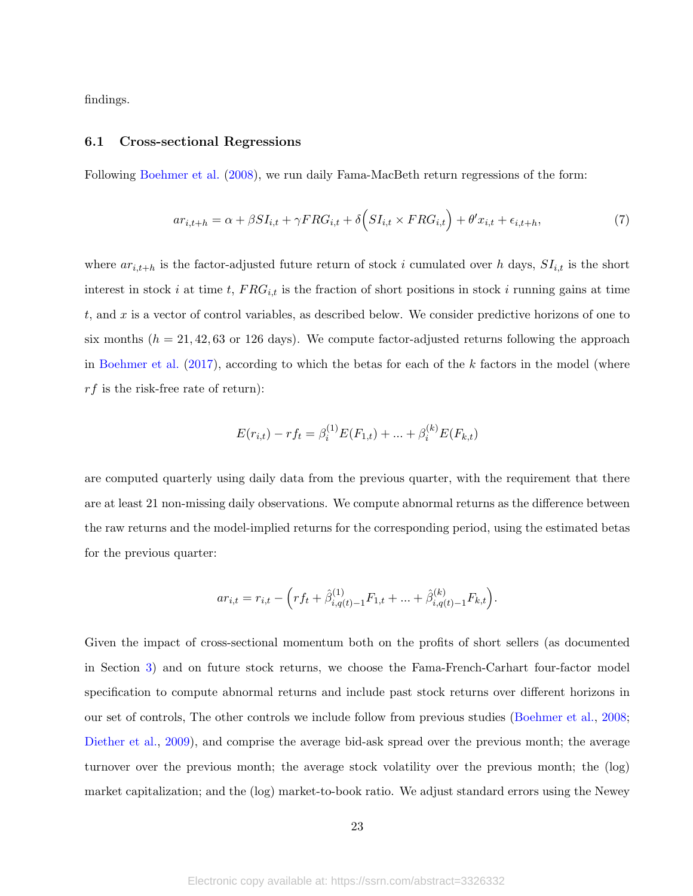findings.

### 6.1 Cross-sectional Regressions

Following Boehmer et al. (2008), we run daily Fama-MacBeth return regressions of the form:

$$ar_{i,t+h} = \alpha + \beta SI_{i,t} + \gamma FRG_{i,t} + \delta\Big(SI_{i,t} \times FRG_{i,t}\Big) + \theta' x_{i,t} + \epsilon_{i,t+h}, \tag{7}$$

where $ar_{i,t+h}$ is the factor-adjusted future return of stock $i$ cumulated over $h$ days, $SI_{i,t}$ is the short interest in stock $i$ at time $t$, $FRG_{i,t}$ is the fraction of short positions in stock $i$ running gains at time $t$, and $x$ is a vector of control variables, as described below. We consider predictive horizons of one to six months ($h = 21, 42, 63$ or $126$ days). We compute factor-adjusted returns following the approach in Boehmer et al. (2017), according to which the betas for each of the $k$ factors in the model (where $rf$ is the risk-free rate of return):

$$E(r_{i,t}) - rf_t = \beta_i^{(1)} E(F_{1,t}) + ... + \beta_i^{(k)} E(F_{k,t})$$

are computed quarterly using daily data from the previous quarter, with the requirement that there are at least 21 non-missing daily observations. We compute abnormal returns as the difference between the raw returns and the model-implied returns for the corresponding period, using the estimated betas for the previous quarter:

$$ar_{i,t} = r_{i,t} - \Big(rf_t + \hat{\beta}^{(1)}_{i,q(t)-1} F_{1,t} + ... + \hat{\beta}^{(k)}_{i,q(t)-1} F_{k,t}\Big).$$

Given the impact of cross-sectional momentum both on the profits of short sellers (as documented in Section 3) and on future stock returns, we choose the Fama-French-Carhart four-factor model specification to compute abnormal returns and include past stock returns over different horizons in our set of controls, The other controls we include follow from previous studies (Boehmer et al., 2008; Diether et al., 2009), and comprise the average bid-ask spread over the previous month; the average turnover over the previous month; the average stock volatility over the previous month; the (log) market capitalization; and the (log) market-to-book ratio. We adjust standard errors using the Newey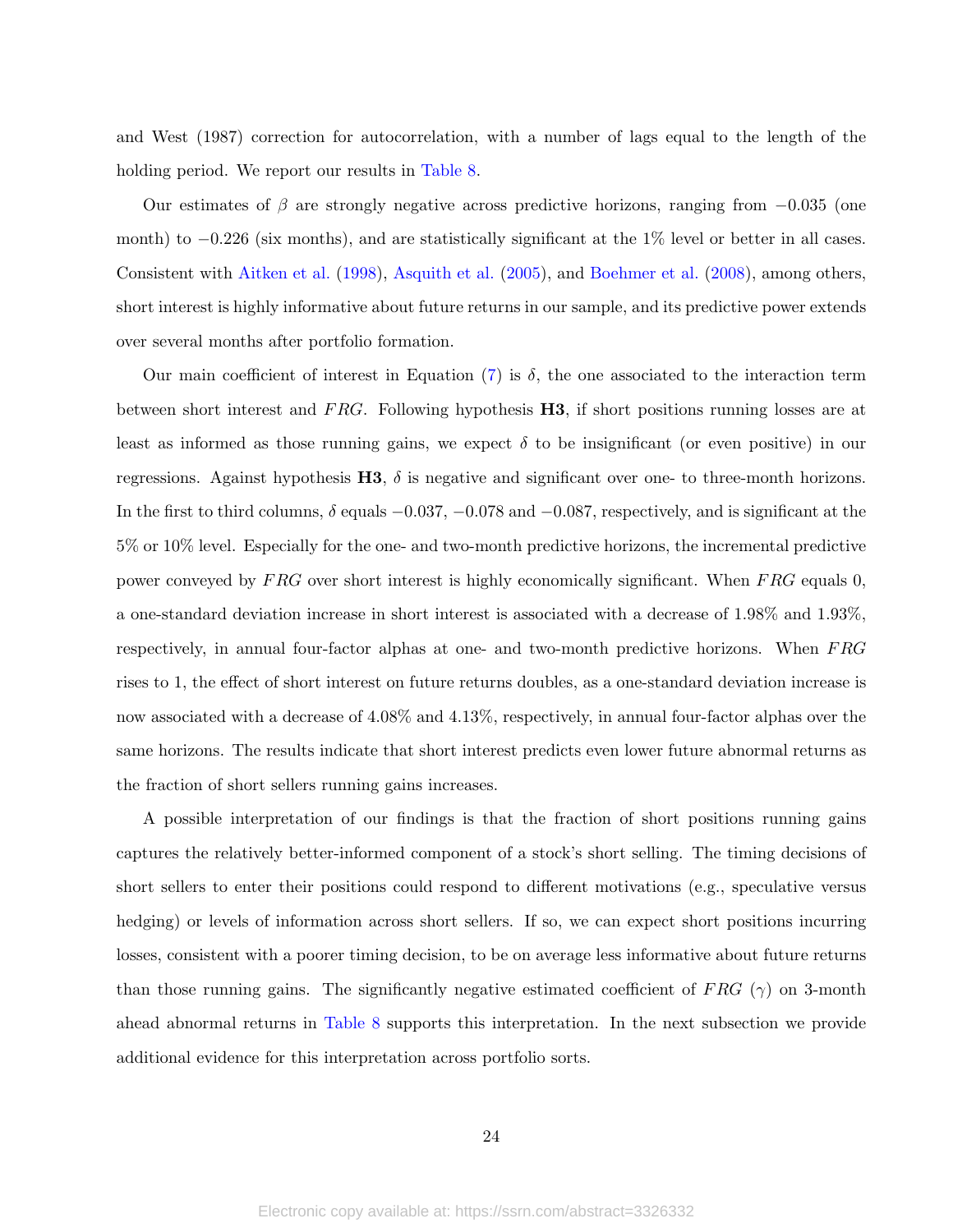and West (1987) correction for autocorrelation, with a number of lags equal to the length of the holding period. We report our results in Table 8.

Our estimates of $\beta$ are strongly negative across predictive horizons, ranging from $-0.035$ (one month) to $-0.226$ (six months), and are statistically significant at the 1% level or better in all cases. Consistent with Aitken et al. (1998), Asquith et al. (2005), and Boehmer et al. (2008), among others, short interest is highly informative about future returns in our sample, and its predictive power extends over several months after portfolio formation.

Our main coefficient of interest in Equation (7) is $\delta$, the one associated to the interaction term between short interest and $FRG$. Following hypothesis **H3**, if short positions running losses are at least as informed as those running gains, we expect $\delta$ to be insignificant (or even positive) in our regressions. Against hypothesis **H3**, $\delta$ is negative and significant over one- to three-month horizons. In the first to third columns, $\delta$ equals $-0.037$, $-0.078$ and $-0.087$, respectively, and is significant at the 5% or 10% level. Especially for the one- and two-month predictive horizons, the incremental predictive power conveyed by $FRG$ over short interest is highly economically significant. When $FRG$ equals 0, a one-standard deviation increase in short interest is associated with a decrease of 1.98% and 1.93%, respectively, in annual four-factor alphas at one- and two-month predictive horizons. When $FRG$ rises to 1, the effect of short interest on future returns doubles, as a one-standard deviation increase is now associated with a decrease of 4.08% and 4.13%, respectively, in annual four-factor alphas over the same horizons. The results indicate that short interest predicts even lower future abnormal returns as the fraction of short sellers running gains increases.

A possible interpretation of our findings is that the fraction of short positions running gains captures the relatively better-informed component of a stock's short selling. The timing decisions of short sellers to enter their positions could respond to different motivations (e.g., speculative versus hedging) or levels of information across short sellers. If so, we can expect short positions incurring losses, consistent with a poorer timing decision, to be on average less informative about future returns than those running gains. The significantly negative estimated coefficient of $FRG$ ($\gamma$) on 3-month ahead abnormal returns in Table 8 supports this interpretation. In the next subsection we provide additional evidence for this interpretation across portfolio sorts.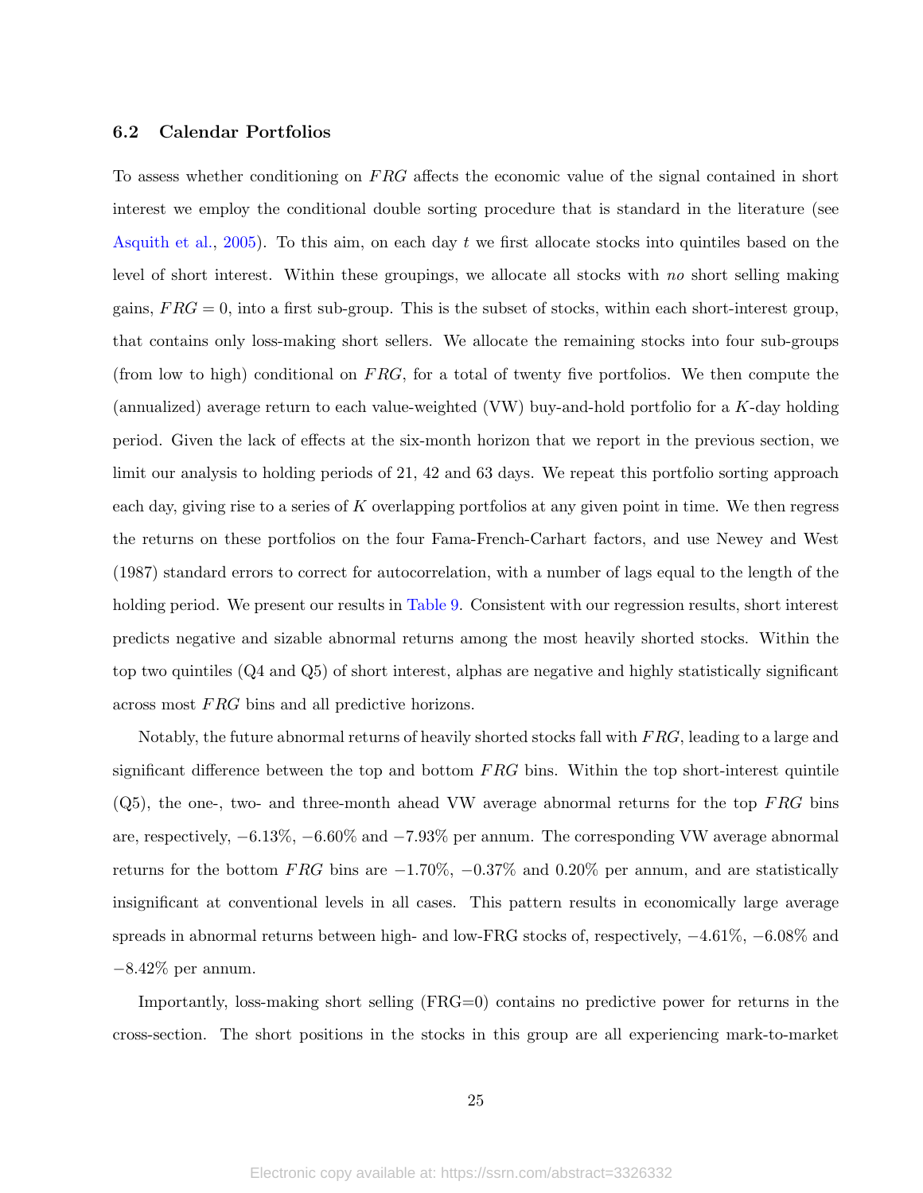### 6.2 Calendar Portfolios

To assess whether conditioning on $FRG$ affects the economic value of the signal contained in short interest we employ the conditional double sorting procedure that is standard in the literature (see Asquith et al., 2005). To this aim, on each day $t$ we first allocate stocks into quintiles based on the level of short interest. Within these groupings, we allocate all stocks with *no* short selling making gains, $FRG = 0$, into a first sub-group. This is the subset of stocks, within each short-interest group, that contains only loss-making short sellers. We allocate the remaining stocks into four sub-groups (from low to high) conditional on $FRG$, for a total of twenty five portfolios. We then compute the (annualized) average return to each value-weighted (VW) buy-and-hold portfolio for a $K$-day holding period. Given the lack of effects at the six-month horizon that we report in the previous section, we limit our analysis to holding periods of 21, 42 and 63 days. We repeat this portfolio sorting approach each day, giving rise to a series of $K$ overlapping portfolios at any given point in time. We then regress the returns on these portfolios on the four Fama-French-Carhart factors, and use Newey and West (1987) standard errors to correct for autocorrelation, with a number of lags equal to the length of the holding period. We present our results in Table 9. Consistent with our regression results, short interest predicts negative and sizable abnormal returns among the most heavily shorted stocks. Within the top two quintiles (Q4 and Q5) of short interest, alphas are negative and highly statistically significant across most $FRG$ bins and all predictive horizons.

Notably, the future abnormal returns of heavily shorted stocks fall with $FRG$, leading to a large and significant difference between the top and bottom $FRG$ bins. Within the top short-interest quintile (Q5), the one-, two- and three-month ahead VW average abnormal returns for the top $FRG$ bins are, respectively, $-6.13\%$, $-6.60\%$ and $-7.93\%$ per annum. The corresponding VW average abnormal returns for the bottom $FRG$ bins are $-1.70\%$, $-0.37\%$ and $0.20\%$ per annum, and are statistically insignificant at conventional levels in all cases. This pattern results in economically large average spreads in abnormal returns between high- and low-FRG stocks of, respectively, $-4.61\%$, $-6.08\%$ and $-8.42\%$ per annum.

Importantly, loss-making short selling (FRG=0) contains no predictive power for returns in the cross-section. The short positions in the stocks in this group are all experiencing mark-to-market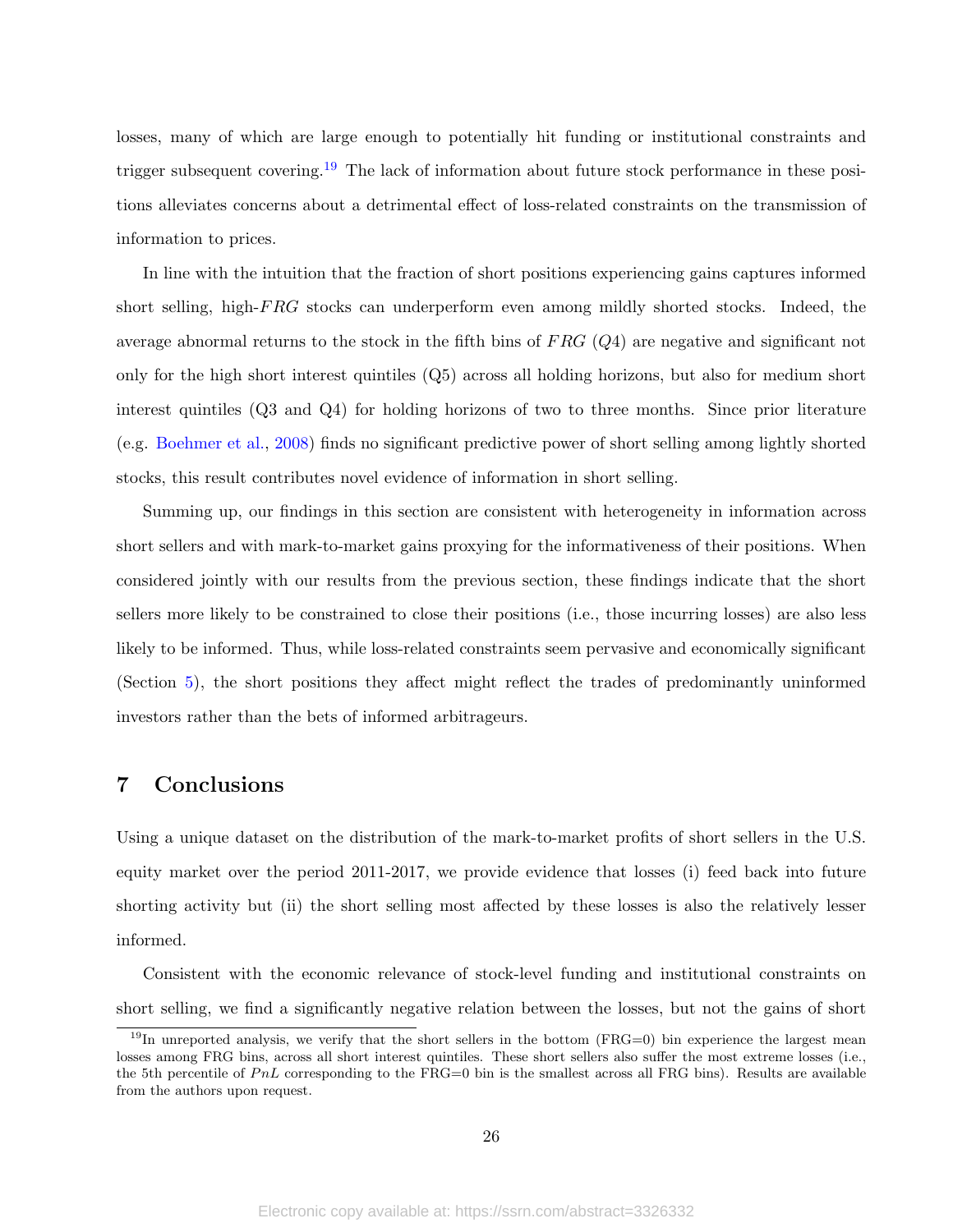losses, many of which are large enough to potentially hit funding or institutional constraints and trigger subsequent covering.[19] The lack of information about future stock performance in these positions alleviates concerns about a detrimental effect of loss-related constraints on the transmission of information to prices.

In line with the intuition that the fraction of short positions experiencing gains captures informed short selling, high-$FRG$ stocks can underperform even among mildly shorted stocks. Indeed, the average abnormal returns to the stock in the fifth bins of $FRG$ ($Q4$) are negative and significant not only for the high short interest quintiles (Q5) across all holding horizons, but also for medium short interest quintiles (Q3 and Q4) for holding horizons of two to three months. Since prior literature (e.g. Boehmer et al., 2008) finds no significant predictive power of short selling among lightly shorted stocks, this result contributes novel evidence of information in short selling.

Summing up, our findings in this section are consistent with heterogeneity in information across short sellers and with mark-to-market gains proxying for the informativeness of their positions. When considered jointly with our results from the previous section, these findings indicate that the short sellers more likely to be constrained to close their positions (i.e., those incurring losses) are also less likely to be informed. Thus, while loss-related constraints seem pervasive and economically significant (Section 5), the short positions they affect might reflect the trades of predominantly uninformed investors rather than the bets of informed arbitrageurs.

# 7 Conclusions

Using a unique dataset on the distribution of the mark-to-market profits of short sellers in the U.S. equity market over the period 2011-2017, we provide evidence that losses (i) feed back into future shorting activity but (ii) the short selling most affected by these losses is also the relatively lesser informed.

Consistent with the economic relevance of stock-level funding and institutional constraints on short selling, we find a significantly negative relation between the losses, but not the gains of short

[19] In unreported analysis, we verify that the short sellers in the bottom (FRG=0) bin experience the largest mean losses among FRG bins, across all short interest quintiles. These short sellers also suffer the most extreme losses (i.e., the 5th percentile of $PnL$ corresponding to the FRG=0 bin is the smallest across all FRG bins). Results are available from the authors upon request.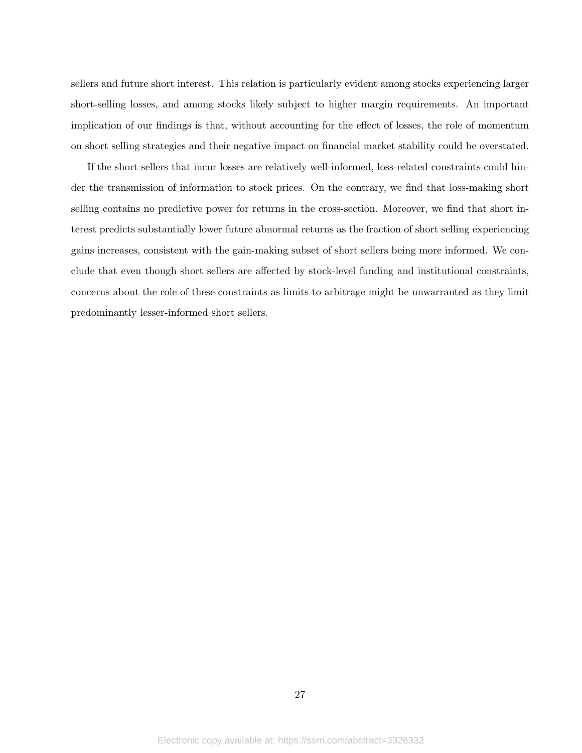sellers and future short interest. This relation is particularly evident among stocks experiencing larger short-selling losses, and among stocks likely subject to higher margin requirements. An important implication of our findings is that, without accounting for the effect of losses, the role of momentum on short selling strategies and their negative impact on financial market stability could be overstated.

If the short sellers that incur losses are relatively well-informed, loss-related constraints could hinder the transmission of information to stock prices. On the contrary, we find that loss-making short selling contains no predictive power for returns in the cross-section. Moreover, we find that short interest predicts substantially lower future abnormal returns as the fraction of short selling experiencing gains increases, consistent with the gain-making subset of short sellers being more informed. We conclude that even though short sellers are affected by stock-level funding and institutional constraints, concerns about the role of these constraints as limits to arbitrage might be unwarranted as they limit predominantly lesser-informed short sellers.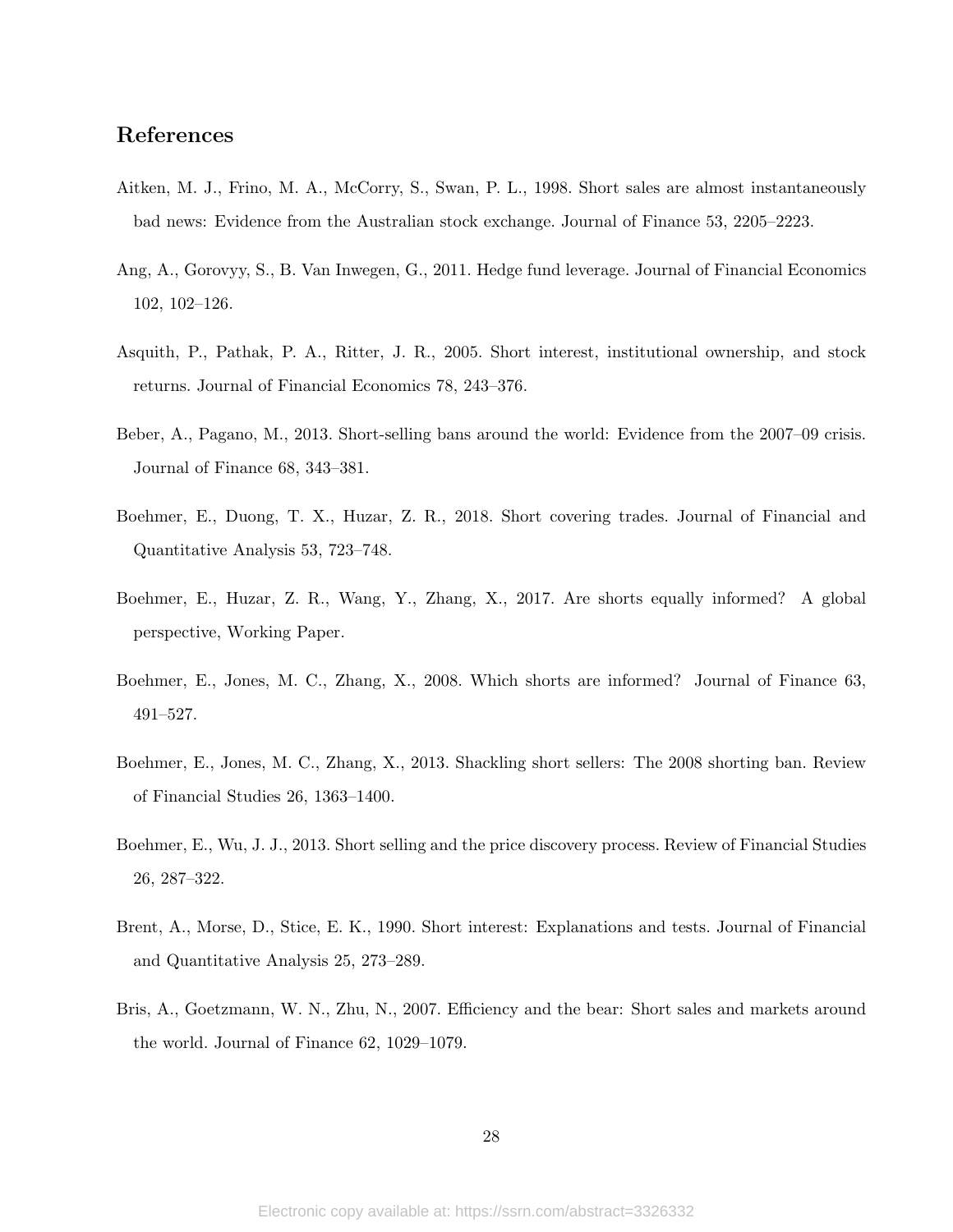## References

Aitken, M. J., Frino, M. A., McCorry, S., Swan, P. L., 1998. Short sales are almost instantaneously bad news: Evidence from the Australian stock exchange. Journal of Finance 53, 2205–2223.

Ang, A., Gorovyy, S., B. Van Inwegen, G., 2011. Hedge fund leverage. Journal of Financial Economics 102, 102–126.

Asquith, P., Pathak, P. A., Ritter, J. R., 2005. Short interest, institutional ownership, and stock returns. Journal of Financial Economics 78, 243–376.

Beber, A., Pagano, M., 2013. Short-selling bans around the world: Evidence from the 2007–09 crisis. Journal of Finance 68, 343–381.

Boehmer, E., Duong, T. X., Huzar, Z. R., 2018. Short covering trades. Journal of Financial and Quantitative Analysis 53, 723–748.

Boehmer, E., Huzar, Z. R., Wang, Y., Zhang, X., 2017. Are shorts equally informed? A global perspective, Working Paper.

Boehmer, E., Jones, M. C., Zhang, X., 2008. Which shorts are informed? Journal of Finance 63, 491–527.

Boehmer, E., Jones, M. C., Zhang, X., 2013. Shackling short sellers: The 2008 shorting ban. Review of Financial Studies 26, 1363–1400.

Boehmer, E., Wu, J. J., 2013. Short selling and the price discovery process. Review of Financial Studies 26, 287–322.

Brent, A., Morse, D., Stice, E. K., 1990. Short interest: Explanations and tests. Journal of Financial and Quantitative Analysis 25, 273–289.

Bris, A., Goetzmann, W. N., Zhu, N., 2007. Efficiency and the bear: Short sales and markets around the world. Journal of Finance 62, 1029–1079.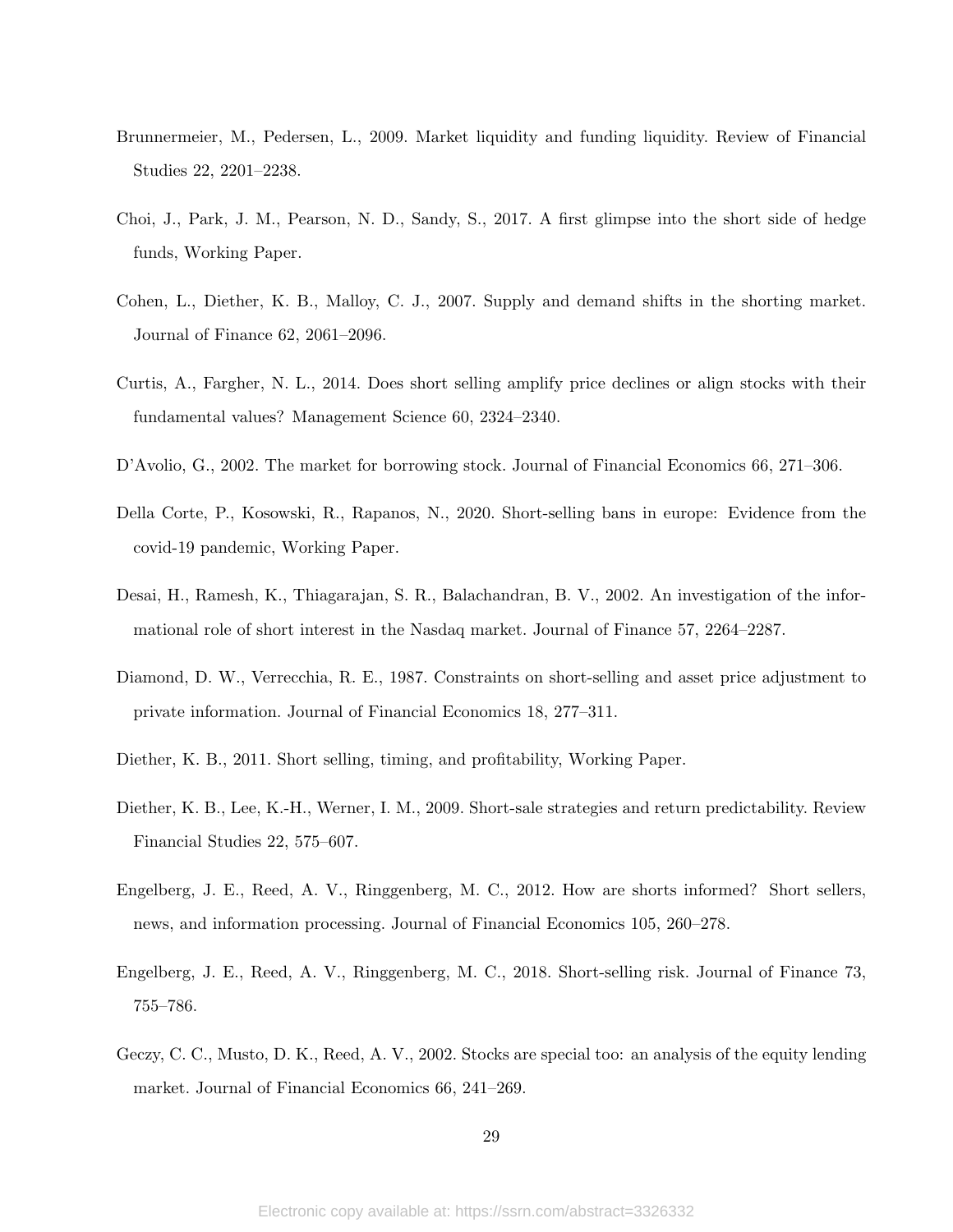Brunnermeier, M., Pedersen, L., 2009. Market liquidity and funding liquidity. Review of Financial Studies 22, 2201–2238.

Choi, J., Park, J. M., Pearson, N. D., Sandy, S., 2017. A first glimpse into the short side of hedge funds, Working Paper.

Cohen, L., Diether, K. B., Malloy, C. J., 2007. Supply and demand shifts in the shorting market. Journal of Finance 62, 2061–2096.

Curtis, A., Fargher, N. L., 2014. Does short selling amplify price declines or align stocks with their fundamental values? Management Science 60, 2324–2340.

D'Avolio, G., 2002. The market for borrowing stock. Journal of Financial Economics 66, 271–306.

Della Corte, P., Kosowski, R., Rapanos, N., 2020. Short-selling bans in europe: Evidence from the covid-19 pandemic, Working Paper.

Desai, H., Ramesh, K., Thiagarajan, S. R., Balachandran, B. V., 2002. An investigation of the informational role of short interest in the Nasdaq market. Journal of Finance 57, 2264–2287.

Diamond, D. W., Verrecchia, R. E., 1987. Constraints on short-selling and asset price adjustment to private information. Journal of Financial Economics 18, 277–311.

Diether, K. B., 2011. Short selling, timing, and profitability, Working Paper.

Diether, K. B., Lee, K.-H., Werner, I. M., 2009. Short-sale strategies and return predictability. Review Financial Studies 22, 575–607.

Engelberg, J. E., Reed, A. V., Ringgenberg, M. C., 2012. How are shorts informed? Short sellers, news, and information processing. Journal of Financial Economics 105, 260–278.

Engelberg, J. E., Reed, A. V., Ringgenberg, M. C., 2018. Short-selling risk. Journal of Finance 73, 755–786.

Geczy, C. C., Musto, D. K., Reed, A. V., 2002. Stocks are special too: an analysis of the equity lending market. Journal of Financial Economics 66, 241–269.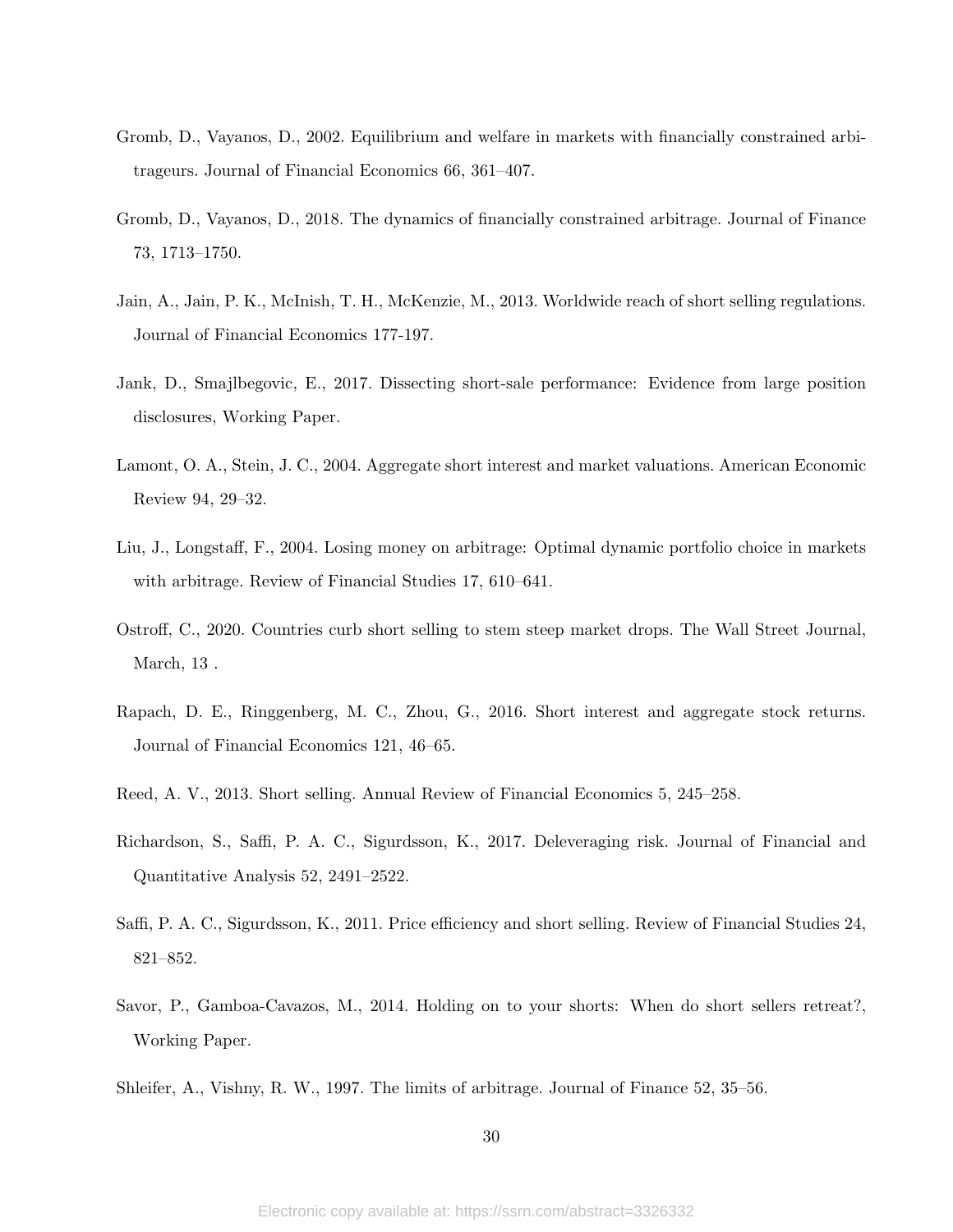Gromb, D., Vayanos, D., 2002. Equilibrium and welfare in markets with financially constrained arbitrageurs. Journal of Financial Economics 66, 361–407.

Gromb, D., Vayanos, D., 2018. The dynamics of financially constrained arbitrage. Journal of Finance 73, 1713–1750.

Jain, A., Jain, P. K., McInish, T. H., McKenzie, M., 2013. Worldwide reach of short selling regulations. Journal of Financial Economics 177-197.

Jank, D., Smajlbegovic, E., 2017. Dissecting short-sale performance: Evidence from large position disclosures, Working Paper.

Lamont, O. A., Stein, J. C., 2004. Aggregate short interest and market valuations. American Economic Review 94, 29–32.

Liu, J., Longstaff, F., 2004. Losing money on arbitrage: Optimal dynamic portfolio choice in markets with arbitrage. Review of Financial Studies 17, 610–641.

Ostroff, C., 2020. Countries curb short selling to stem steep market drops. The Wall Street Journal, March, 13 .

Rapach, D. E., Ringgenberg, M. C., Zhou, G., 2016. Short interest and aggregate stock returns. Journal of Financial Economics 121, 46–65.

Reed, A. V., 2013. Short selling. Annual Review of Financial Economics 5, 245–258.

Richardson, S., Saffi, P. A. C., Sigurdsson, K., 2017. Deleveraging risk. Journal of Financial and Quantitative Analysis 52, 2491–2522.

Saffi, P. A. C., Sigurdsson, K., 2011. Price efficiency and short selling. Review of Financial Studies 24, 821–852.

Savor, P., Gamboa-Cavazos, M., 2014. Holding on to your shorts: When do short sellers retreat?, Working Paper.

Shleifer, A., Vishny, R. W., 1997. The limits of arbitrage. Journal of Finance 52, 35–56.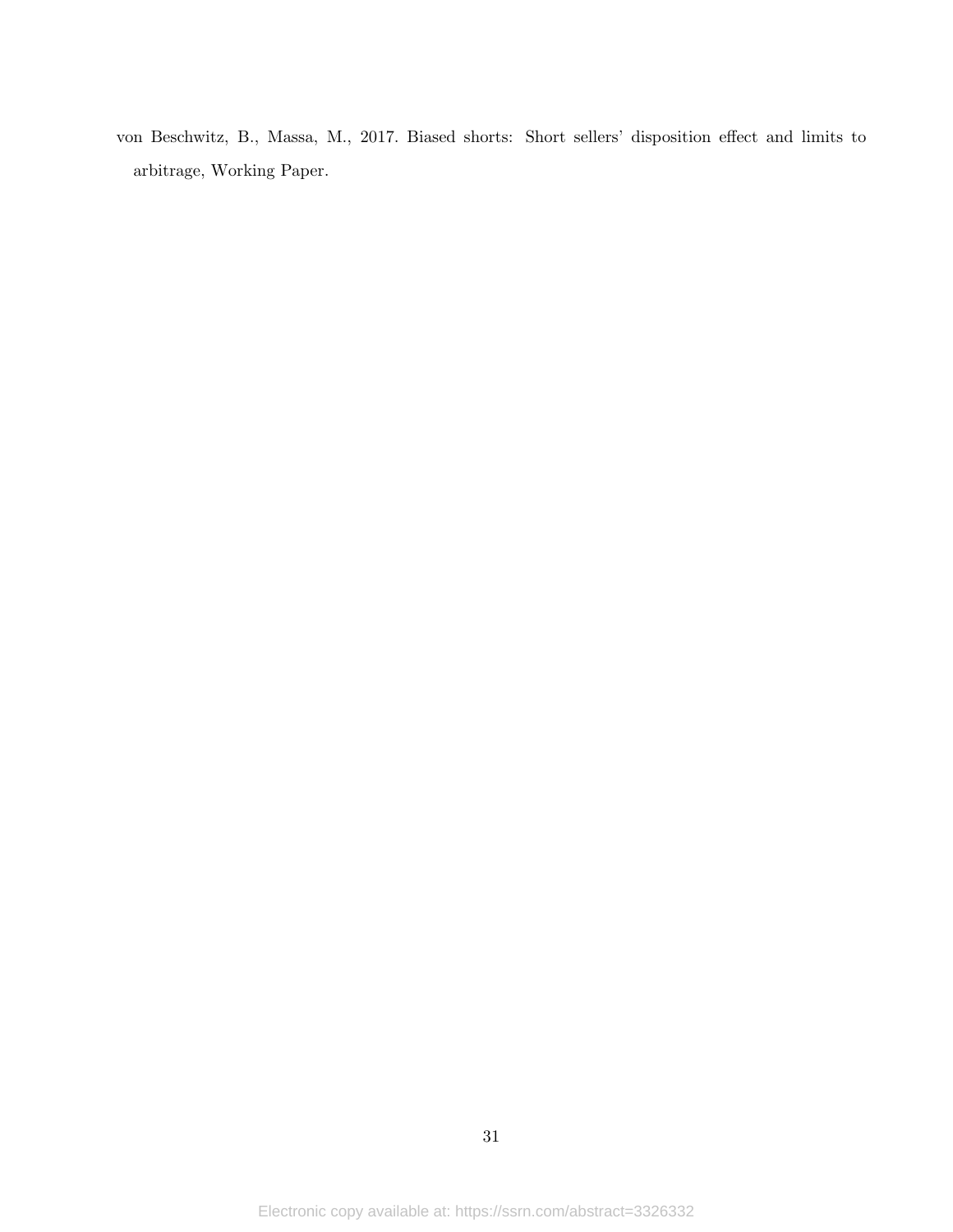von Beschwitz, B., Massa, M., 2017. Biased shorts: Short sellers' disposition effect and limits to arbitrage, Working Paper.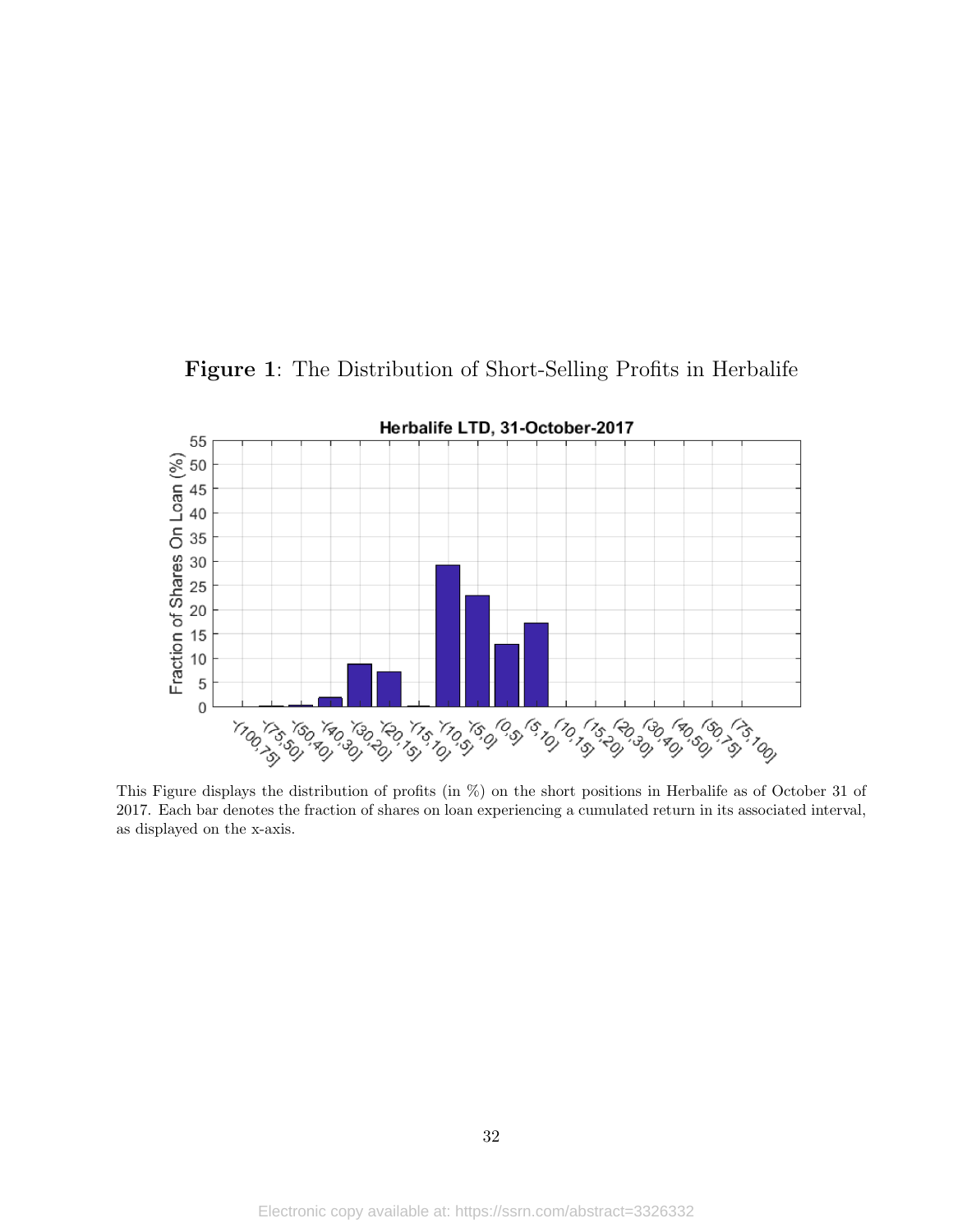**Figure 1**: The Distribution of Short-Selling Profits in Herbalife

This Figure displays the distribution of profits (in %) on the short positions in Herbalife as of October 31 of 2017. Each bar denotes the fraction of shares on loan experiencing a cumulated return in its associated interval, as displayed on the x-axis.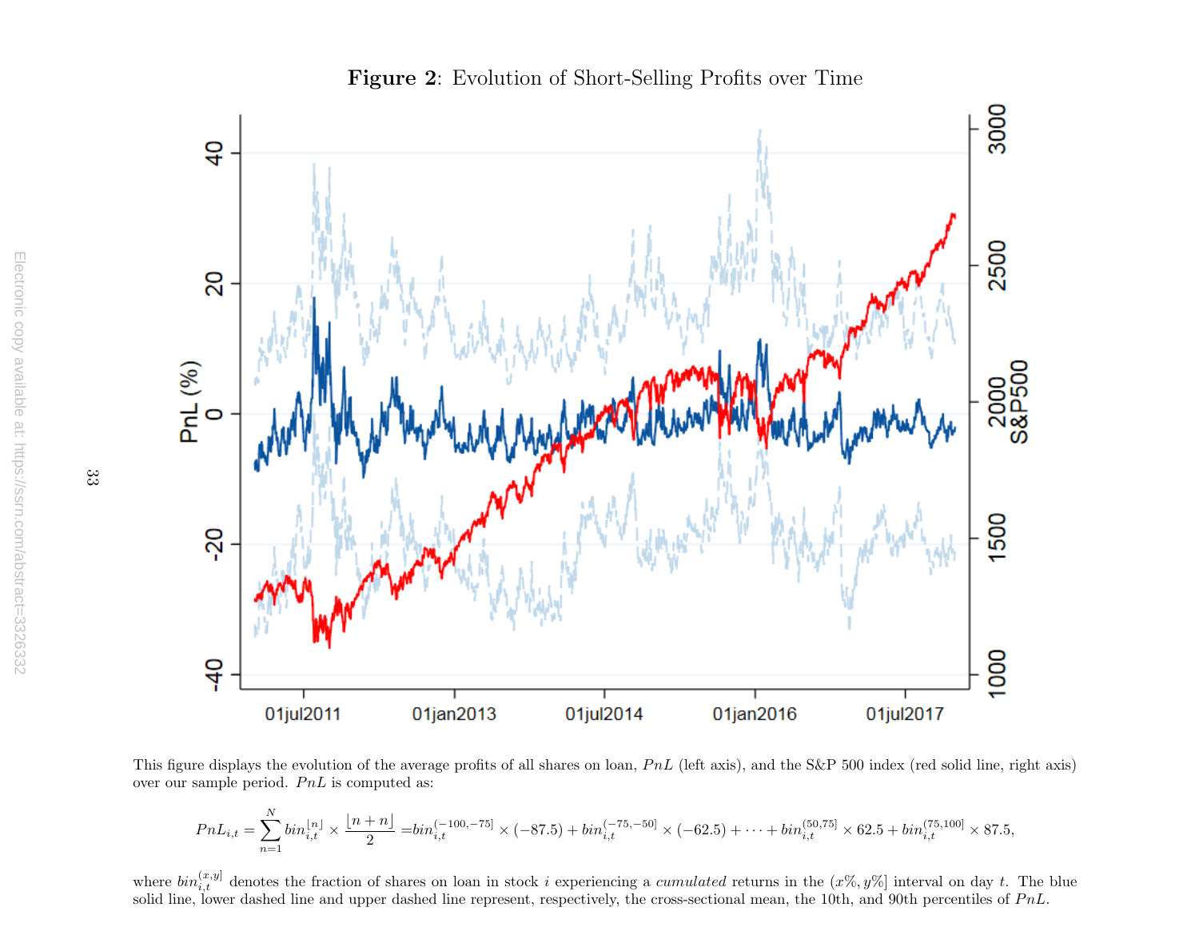**Figure 2**: Evolution of Short-Selling Profits over Time

This figure displays the evolution of the average profits of all shares on loan, $PnL$ (left axis), and the S&P 500 index (red solid line, right axis) over our sample period. $PnL$ is computed as:

$$PnL_{i,t} = \sum_{n=1}^{N} bin_{i,t}^{\lfloor n \rfloor} \times \frac{\lfloor n+n \rfloor}{2} = bin_{i,t}^{(-100,-75]} \times (-87.5) + bin_{i,t}^{(-75,-50]} \times (-62.5) + \cdots + bin_{i,t}^{(50,75]} \times 62.5 + bin_{i,t}^{(75,100]} \times 87.5,$$

where $bin_{i,t}^{(x,y]}$ denotes the fraction of shares on loan in stock $i$ experiencing a *cumulated* returns in the $(x\%, y\%]$ interval on day $t$. The blue solid line, lower dashed line and upper dashed line represent, respectively, the cross-sectional mean, the 10th, and 90th percentiles of $PnL$.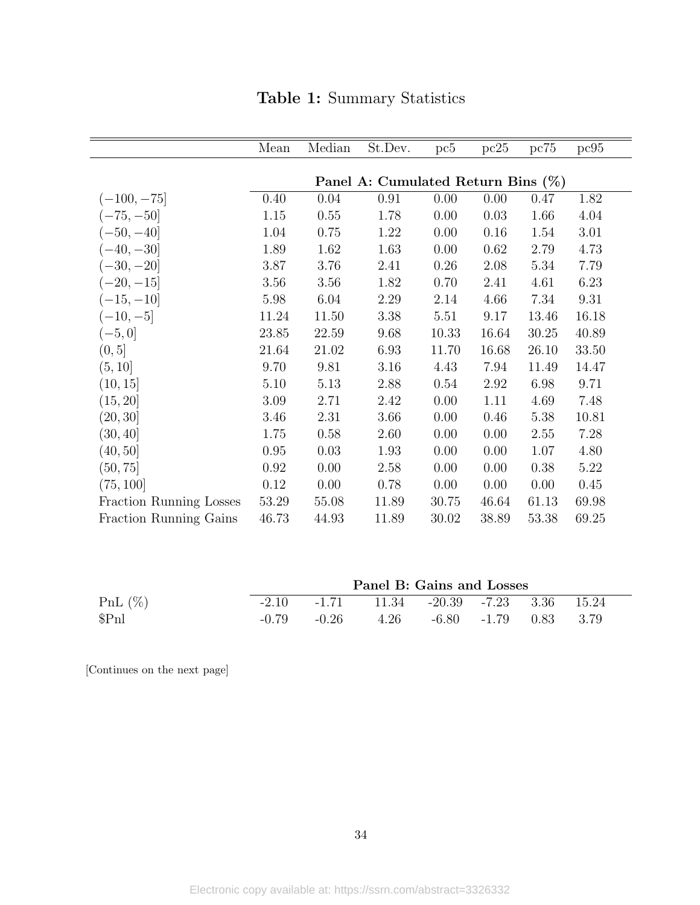**Table 1:** Summary Statistics

| | Mean | Median | St.Dev. | pc5 | pc25 | pc75 | pc95 |
|---|---|---|---|---|---|---|---|
| | **Panel A: Cumulated Return Bins (%)** | | | | | | |
| $(-100, -75]$ | 0.40 | 0.04 | 0.91 | 0.00 | 0.00 | 0.47 | 1.82 |
| $(-75, -50]$ | 1.15 | 0.55 | 1.78 | 0.00 | 0.03 | 1.66 | 4.04 |
| $(-50, -40]$ | 1.04 | 0.75 | 1.22 | 0.00 | 0.16 | 1.54 | 3.01 |
| $(-40, -30]$ | 1.89 | 1.62 | 1.63 | 0.00 | 0.62 | 2.79 | 4.73 |
| $(-30, -20]$ | 3.87 | 3.76 | 2.41 | 0.26 | 2.08 | 5.34 | 7.79 |
| $(-20, -15]$ | 3.56 | 3.56 | 1.82 | 0.70 | 2.41 | 4.61 | 6.23 |
| $(-15, -10]$ | 5.98 | 6.04 | 2.29 | 2.14 | 4.66 | 7.34 | 9.31 |
| $(-10, -5]$ | 11.24 | 11.50 | 3.38 | 5.51 | 9.17 | 13.46 | 16.18 |
| $(-5, 0]$ | 23.85 | 22.59 | 9.68 | 10.33 | 16.64 | 30.25 | 40.89 |
| $(0, 5]$ | 21.64 | 21.02 | 6.93 | 11.70 | 16.68 | 26.10 | 33.50 |
| $(5, 10]$ | 9.70 | 9.81 | 3.16 | 4.43 | 7.94 | 11.49 | 14.47 |
| $(10, 15]$ | 5.10 | 5.13 | 2.88 | 0.54 | 2.92 | 6.98 | 9.71 |
| $(15, 20]$ | 3.09 | 2.71 | 2.42 | 0.00 | 1.11 | 4.69 | 7.48 |
| $(20, 30]$ | 3.46 | 2.31 | 3.66 | 0.00 | 0.46 | 5.38 | 10.81 |
| $(30, 40]$ | 1.75 | 0.58 | 2.60 | 0.00 | 0.00 | 2.55 | 7.28 |
| $(40, 50]$ | 0.95 | 0.03 | 1.93 | 0.00 | 0.00 | 1.07 | 4.80 |
| $(50, 75]$ | 0.92 | 0.00 | 2.58 | 0.00 | 0.00 | 0.38 | 5.22 |
| $(75, 100]$ | 0.12 | 0.00 | 0.78 | 0.00 | 0.00 | 0.00 | 0.45 |
| Fraction Running Losses | 53.29 | 55.08 | 11.89 | 30.75 | 46.64 | 61.13 | 69.98 |
| Fraction Running Gains | 46.73 | 44.93 | 11.89 | 30.02 | 38.89 | 53.38 | 69.25 |
| | **Panel B: Gains and Losses** | | | | | | |
| PnL (%) | -2.10 | -1.71 | 11.34 | -20.39 | -7.23 | 3.36 | 15.24 |
| $Pnl | -0.79 | -0.26 | 4.26 | -6.80 | -1.79 | 0.83 | 3.79 |

[Continues on the next page]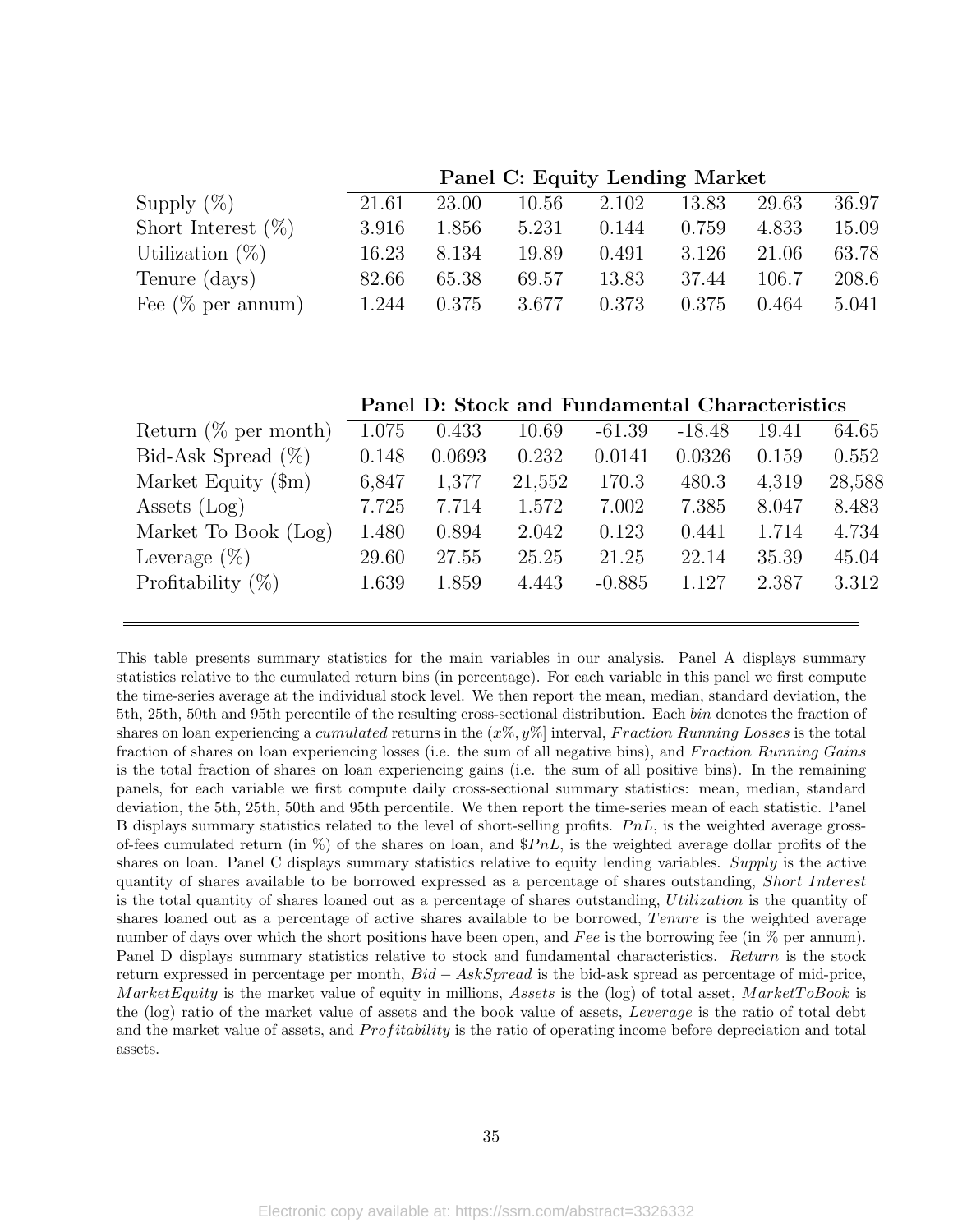| | | | | | | | |
|---|---|---|---|---|---|---|---|
| | **Panel C: Equity Lending Market** | | | | | | |
| Supply (%) | 21.61 | 23.00 | 10.56 | 2.102 | 13.83 | 29.63 | 36.97 |
| Short Interest (%) | 3.916 | 1.856 | 5.231 | 0.144 | 0.759 | 4.833 | 15.09 |
| Utilization (%) | 16.23 | 8.134 | 19.89 | 0.491 | 3.126 | 21.06 | 63.78 |
| Tenure (days) | 82.66 | 65.38 | 69.57 | 13.83 | 37.44 | 106.7 | 208.6 |
| Fee (% per annum) | 1.244 | 0.375 | 3.677 | 0.373 | 0.375 | 0.464 | 5.041 |
| | **Panel D: Stock and Fundamental Characteristics** | | | | | | |
| Return (% per month) | 1.075 | 0.433 | 10.69 | -61.39 | -18.48 | 19.41 | 64.65 |
| Bid-Ask Spread (%) | 0.148 | 0.0693 | 0.232 | 0.0141 | 0.0326 | 0.159 | 0.552 |
| Market Equity ($m) | 6,847 | 1,377 | 21,552 | 170.3 | 480.3 | 4,319 | 28,588 |
| Assets (Log) | 7.725 | 7.714 | 1.572 | 7.002 | 7.385 | 8.047 | 8.483 |
| Market To Book (Log) | 1.480 | 0.894 | 2.042 | 0.123 | 0.441 | 1.714 | 4.734 |
| Leverage (%) | 29.60 | 27.55 | 25.25 | 21.25 | 22.14 | 35.39 | 45.04 |
| Profitability (%) | 1.639 | 1.859 | 4.443 | -0.885 | 1.127 | 2.387 | 3.312 |

This table presents summary statistics for the main variables in our analysis. Panel A displays summary statistics relative to the cumulated return bins (in percentage). For each variable in this panel we first compute the time-series average at the individual stock level. We then report the mean, median, standard deviation, the 5th, 25th, 50th and 95th percentile of the resulting cross-sectional distribution. Each *bin* denotes the fraction of shares on loan experiencing a *cumulated* returns in the $(x\%, y\%]$ interval, *Fraction Running Losses* is the total fraction of shares on loan experiencing losses (i.e. the sum of all negative bins), and *Fraction Running Gains* is the total fraction of shares on loan experiencing gains (i.e. the sum of all positive bins). In the remaining panels, for each variable we first compute daily cross-sectional summary statistics: mean, median, standard deviation, the 5th, 25th, 50th and 95th percentile. We then report the time-series mean of each statistic. Panel B displays summary statistics related to the level of short-selling profits. *PnL*, is the weighted average gross-of-fees cumulated return (in %) of the shares on loan, and *$PnL*, is the weighted average dollar profits of the shares on loan. Panel C displays summary statistics relative to equity lending variables. *Supply* is the active quantity of shares available to be borrowed expressed as a percentage of shares outstanding, *Short Interest* is the total quantity of shares loaned out as a percentage of shares outstanding, *Utilization* is the quantity of shares loaned out as a percentage of active shares available to be borrowed, *Tenure* is the weighted average number of days over which the short positions have been open, and *Fee* is the borrowing fee (in % per annum). Panel D displays summary statistics relative to stock and fundamental characteristics. *Return* is the stock return expressed in percentage per month, $Bid-AskSpread$ is the bid-ask spread as percentage of mid-price, *MarketEquity* is the market value of equity in millions, *Assets* is the (log) of total asset, *MarketToBook* is the (log) ratio of the market value of assets and the book value of assets, *Leverage* is the ratio of total debt and the market value of assets, and *Profitability* is the ratio of operating income before depreciation and total assets.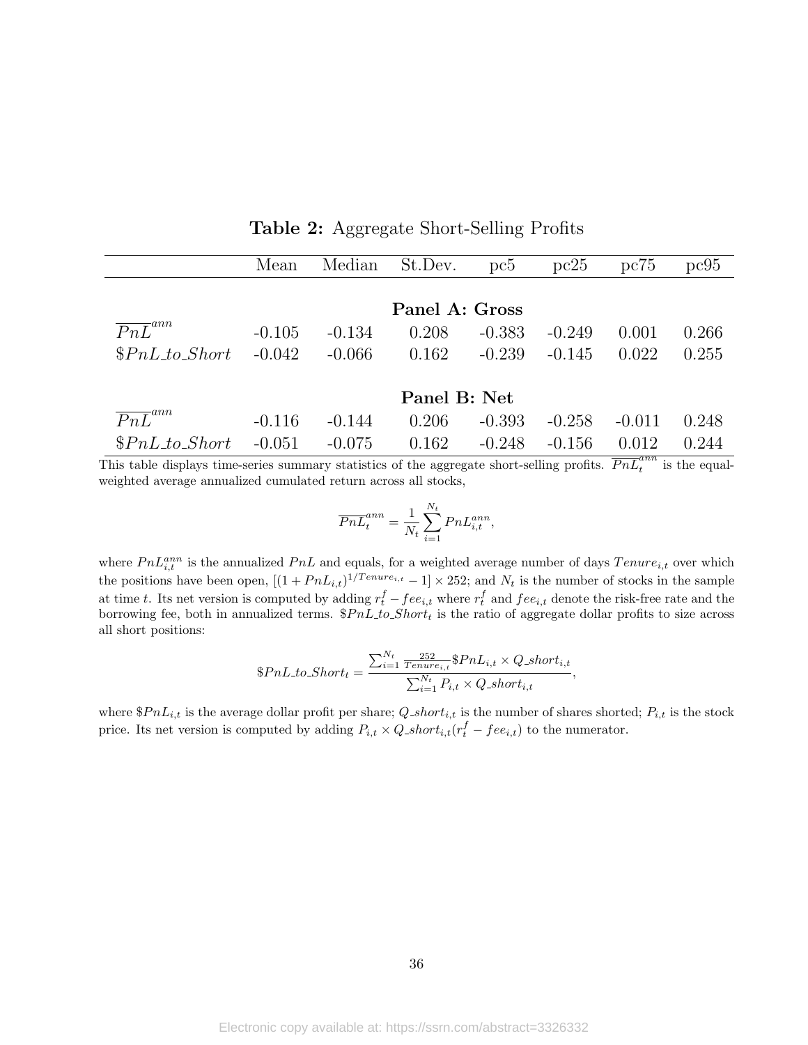**Table 2:** Aggregate Short-Selling Profits

| | Mean | Median | St.Dev. | pc5 | pc25 | pc75 | pc95 |
|---|---|---|---|---|---|---|---|
| | | | **Panel A: Gross** | | | | |
| $\overline{PnL}^{ann}$ | -0.105 | -0.134 | 0.208 | -0.383 | -0.249 | 0.001 | 0.266 |
| $\$PnL\_to\_Short$ | -0.042 | -0.066 | 0.162 | -0.239 | -0.145 | 0.022 | 0.255 |
| | | | **Panel B: Net** | | | | |
| $\overline{PnL}^{ann}$ | -0.116 | -0.144 | 0.206 | -0.393 | -0.258 | -0.011 | 0.248 |
| $\$PnL\_to\_Short$ | -0.051 | -0.075 | 0.162 | -0.248 | -0.156 | 0.012 | 0.244 |

This table displays time-series summary statistics of the aggregate short-selling profits. $\overline{PnL}_t^{ann}$ is the equal-weighted average annualized cumulated return across all stocks,

$$\overline{PnL}_t^{ann} = \frac{1}{N_t}\sum_{i=1}^{N_t} PnL_{i,t}^{ann},$$

where $PnL_{i,t}^{ann}$ is the annualized $PnL$ and equals, for a weighted average number of days $Tenure_{i,t}$ over which the positions have been open, $[(1+PnL_{i,t})^{1/Tenure_{i,t}} - 1] \times 252$; and $N_t$ is the number of stocks in the sample at time $t$. Its net version is computed by adding $r_t^f - fee_{i,t}$ where $r_t^f$ and $fee_{i,t}$ denote the risk-free rate and the borrowing fee, both in annualized terms. $\$PnL\_to\_Short_t$ is the ratio of aggregate dollar profits to size across all short positions:

$$\$PnL\_to\_Short_t = \frac{\sum_{i=1}^{N_t} \frac{252}{Tenure_{i,t}} \$PnL_{i,t} \times Q\_short_{i,t}}{\sum_{i=1}^{N_t} P_{i,t} \times Q\_short_{i,t}},$$

where $\$PnL_{i,t}$ is the average dollar profit per share; $Q\_short_{i,t}$ is the number of shares shorted; $P_{i,t}$ is the stock price. Its net version is computed by adding $P_{i,t} \times Q\_short_{i,t}(r_t^f - fee_{i,t})$ to the numerator.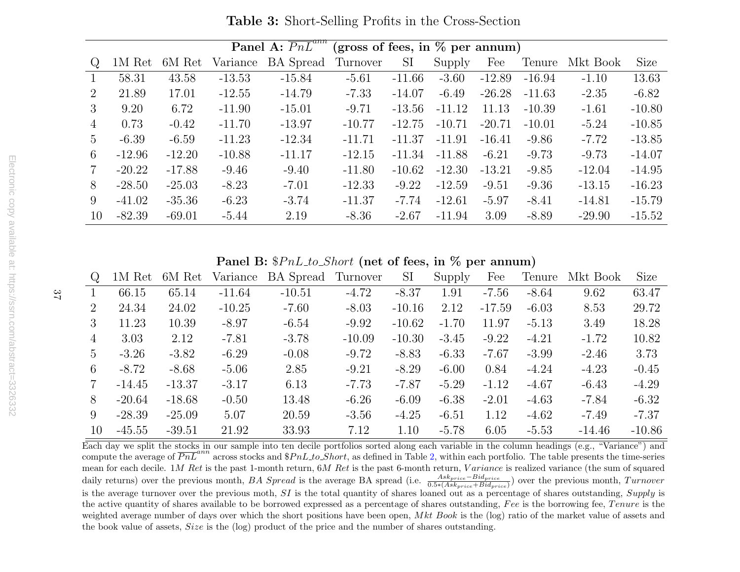**Table 3:** Short-Selling Profits in the Cross-Section

**Panel A: $\overline{PnL}^{ann}$ (gross of fees, in % per annum)**

| Q | 1M Ret | 6M Ret | Variance | BA Spread | Turnover | SI | Supply | Fee | Tenure | Mkt Book | Size |
|---|---|---|---|---|---|---|---|---|---|---|---|
| 1 | 58.31 | 43.58 | -13.53 | -15.84 | -5.61 | -11.66 | -3.60 | -12.89 | -16.94 | -1.10 | 13.63 |
| 2 | 21.89 | 17.01 | -12.55 | -14.79 | -7.33 | -14.07 | -6.49 | -26.28 | -11.63 | -2.35 | -6.82 |
| 3 | 9.20 | 6.72 | -11.90 | -15.01 | -9.71 | -13.56 | -11.12 | 11.13 | -10.39 | -1.61 | -10.80 |
| 4 | 0.73 | -0.42 | -11.70 | -13.97 | -10.77 | -12.75 | -10.71 | -20.71 | -10.01 | -5.24 | -10.85 |
| 5 | -6.39 | -6.59 | -11.23 | -12.34 | -11.71 | -11.37 | -11.91 | -16.41 | -9.86 | -7.72 | -13.85 |
| 6 | -12.96 | -12.20 | -10.88 | -11.17 | -12.15 | -11.34 | -11.88 | -6.21 | -9.73 | -9.73 | -14.07 |
| 7 | -20.22 | -17.88 | -9.46 | -9.40 | -11.80 | -10.62 | -12.30 | -13.21 | -9.85 | -12.04 | -14.95 |
| 8 | -28.50 | -25.03 | -8.23 | -7.01 | -12.33 | -9.22 | -12.59 | -9.51 | -9.36 | -13.15 | -16.23 |
| 9 | -41.02 | -35.36 | -6.23 | -3.74 | -11.37 | -7.74 | -12.61 | -5.97 | -8.41 | -14.81 | -15.79 |
| 10 | -82.39 | -69.01 | -5.44 | 2.19 | -8.36 | -2.67 | -11.94 | 3.09 | -8.89 | -29.90 | -15.52 |

**Panel B: $\$PnL\_to\_Short$ (net of fees, in % per annum)**

| Q | 1M Ret | 6M Ret | Variance | BA Spread | Turnover | SI | Supply | Fee | Tenure | Mkt Book | Size |
|---|---|---|---|---|---|---|---|---|---|---|---|
| 1 | 66.15 | 65.14 | -11.64 | -10.51 | -4.72 | -8.37 | 1.91 | -7.56 | -8.64 | 9.62 | 63.47 |
| 2 | 24.34 | 24.02 | -10.25 | -7.60 | -8.03 | -10.16 | 2.12 | -17.59 | -6.03 | 8.53 | 29.72 |
| 3 | 11.23 | 10.39 | -8.97 | -6.54 | -9.92 | -10.62 | -1.70 | 11.97 | -5.13 | 3.49 | 18.28 |
| 4 | 3.03 | 2.12 | -7.81 | -3.78 | -10.09 | -10.30 | -3.45 | -9.22 | -4.21 | -1.72 | 10.82 |
| 5 | -3.26 | -3.82 | -6.29 | -0.08 | -9.72 | -8.83 | -6.33 | -7.67 | -3.99 | -2.46 | 3.73 |
| 6 | -8.72 | -8.68 | -5.06 | 2.85 | -9.21 | -8.29 | -6.00 | 0.84 | -4.24 | -4.23 | -0.45 |
| 7 | -14.45 | -13.37 | -3.17 | 6.13 | -7.73 | -7.87 | -5.29 | -1.12 | -4.67 | -6.43 | -4.29 |
| 8 | -20.64 | -18.68 | -0.50 | 13.48 | -6.26 | -6.09 | -6.38 | -2.01 | -4.63 | -7.84 | -6.32 |
| 9 | -28.39 | -25.09 | 5.07 | 20.59 | -3.56 | -4.25 | -6.51 | 1.12 | -4.62 | -7.49 | -7.37 |
| 10 | -45.55 | -39.51 | 21.92 | 33.93 | 7.12 | 1.10 | -5.78 | 6.05 | -5.53 | -14.46 | -10.86 |

Each day we split the stocks in our sample into ten decile portfolios sorted along each variable in the column headings (e.g., "Variance") and compute the average of $\overline{PnL}^{ann}$ across stocks and $\$PnL\_to\_Short$, as defined in Table 2, within each portfolio. The table presents the time-series mean for each decile. *1M Ret* is the past 1-month return, *6M Ret* is the past 6-month return, *Variance* is realized variance (the sum of squared daily returns) over the previous month, *BA Spread* is the average BA spread (i.e. $\frac{Ask_{price}-Bid_{price}}{0.5*(Ask_{price}+Bid_{price})}$) over the previous month, *Turnover* is the average turnover over the previous moth, *SI* is the total quantity of shares loaned out as a percentage of shares outstanding, *Supply* is the active quantity of shares available to be borrowed expressed as a percentage of shares outstanding, *Fee* is the borrowing fee, *Tenure* is the weighted average number of days over which the short positions have been open, *Mkt Book* is the (log) ratio of the market value of assets and the book value of assets, *Size* is the (log) product of the price and the number of shares outstanding.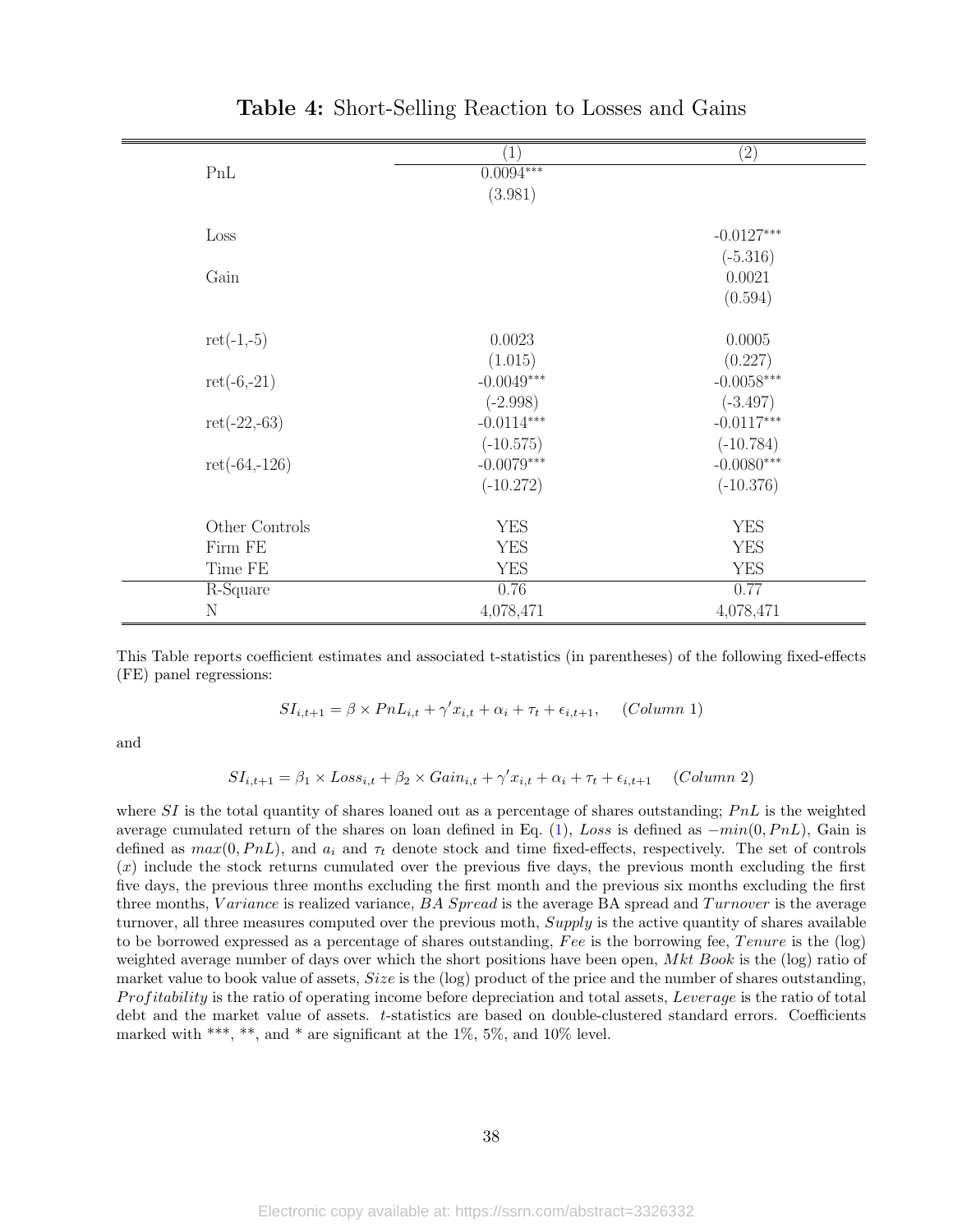**Table 4:** Short-Selling Reaction to Losses and Gains

| | (1) | (2) |
|---|---|---|
| PnL | 0.0094*** | |
| | (3.981) | |
| Loss | | -0.0127*** |
| | | (-5.316) |
| Gain | | 0.0021 |
| | | (0.594) |
| ret(-1,-5) | 0.0023 | 0.0005 |
| | (1.015) | (0.227) |
| ret(-6,-21) | -0.0049*** | -0.0058*** |
| | (-2.998) | (-3.497) |
| ret(-22,-63) | -0.0114*** | -0.0117*** |
| | (-10.575) | (-10.784) |
| ret(-64,-126) | -0.0079*** | -0.0080*** |
| | (-10.272) | (-10.376) |
| Other Controls | YES | YES |
| Firm FE | YES | YES |
| Time FE | YES | YES |
| R-Square | 0.76 | 0.77 |
| N | 4,078,471 | 4,078,471 |

This Table reports coefficient estimates and associated t-statistics (in parentheses) of the following fixed-effects (FE) panel regressions:

$$SI_{i,t+1} = \beta \times PnL_{i,t} + \gamma' x_{i,t} + \alpha_i + \tau_t + \epsilon_{i,t+1}, \quad (Column\ 1)$$

and

$$SI_{i,t+1} = \beta_1 \times Loss_{i,t} + \beta_2 \times Gain_{i,t} + \gamma' x_{i,t} + \alpha_i + \tau_t + \epsilon_{i,t+1} \quad (Column\ 2)$$

where $SI$ is the total quantity of shares loaned out as a percentage of shares outstanding; $PnL$ is the weighted average cumulated return of the shares on loan defined in Eq. (1), $Loss$ is defined as $-min(0, PnL)$, Gain is defined as $max(0, PnL)$, and $a_i$ and $\tau_t$ denote stock and time fixed-effects, respectively. The set of controls $(x)$ include the stock returns cumulated over the previous five days, the previous month excluding the first five days, the previous three months excluding the first month and the previous six months excluding the first three months, $Variance$ is realized variance, $BA\ Spread$ is the average BA spread and $Turnover$ is the average turnover, all three measures computed over the previous moth, $Supply$ is the active quantity of shares available to be borrowed expressed as a percentage of shares outstanding, $Fee$ is the borrowing fee, $Tenure$ is the (log) weighted average number of days over which the short positions have been open, $Mkt\ Book$ is the (log) ratio of market value to book value of assets, $Size$ is the (log) product of the price and the number of shares outstanding, $Profitability$ is the ratio of operating income before depreciation and total assets, $Leverage$ is the ratio of total debt and the market value of assets. $t$-statistics are based on double-clustered standard errors. Coefficients marked with ***, **, and * are significant at the 1%, 5%, and 10% level.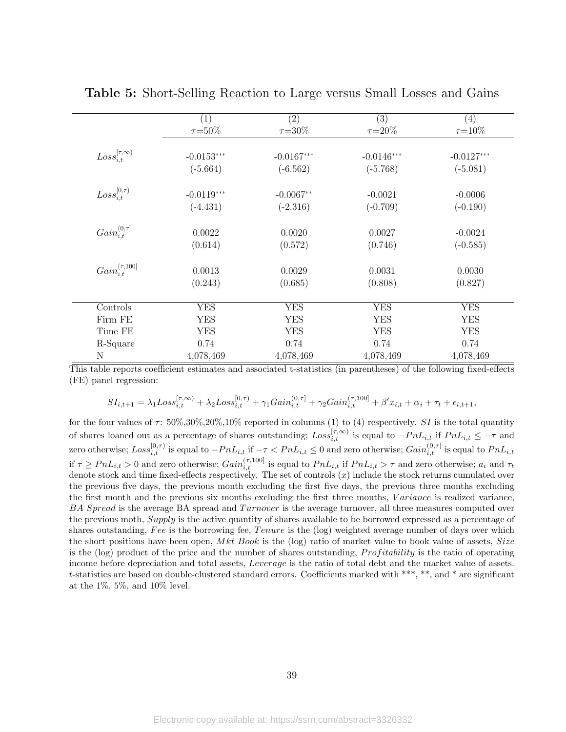**Table 5:** Short-Selling Reaction to Large versus Small Losses and Gains

| | (1) | (2) | (3) | (4) |
|---|---|---|---|---|
| | $\tau$=50% | $\tau$=30% | $\tau$=20% | $\tau$=10% |
| $Loss_{i,t}^{[\tau,\infty)}$ | -0.0153*** | -0.0167*** | -0.0146*** | -0.0127*** |
| | (-5.664) | (-6.562) | (-5.768) | (-5.081) |
| $Loss_{i,t}^{[0,\tau)}$ | -0.0119*** | -0.0067** | -0.0021 | -0.0006 |
| | (-4.431) | (-2.316) | (-0.709) | (-0.190) |
| $Gain_{i,t}^{(0,\tau]}$ | 0.0022 | 0.0020 | 0.0027 | -0.0024 |
| | (0.614) | (0.572) | (0.746) | (-0.585) |
| $Gain_{i,t}^{(\tau,100]}$ | 0.0013 | 0.0029 | 0.0031 | 0.0030 |
| | (0.243) | (0.685) | (0.808) | (0.827) |
| Controls | YES | YES | YES | YES |
| Firm FE | YES | YES | YES | YES |
| Time FE | YES | YES | YES | YES |
| R-Square | 0.74 | 0.74 | 0.74 | 0.74 |
| N | 4,078,469 | 4,078,469 | 4,078,469 | 4,078,469 |

This table reports coefficient estimates and associated t-statistics (in parentheses) of the following fixed-effects (FE) panel regression:

$$SI_{i,t+1} = \lambda_1 Loss_{i,t}^{[\tau,\infty)} + \lambda_2 Loss_{i,t}^{[0,\tau)} + \gamma_1 Gain_{i,t}^{(0,\tau]} + \gamma_2 Gain_{i,t}^{(\tau,100]} + \beta' x_{i,t} + \alpha_i + \tau_t + \epsilon_{i,t+1},$$

for the four values of $\tau$: 50%,30%,20%,10% reported in columns (1) to (4) respectively. $SI$ is the total quantity of shares loaned out as a percentage of shares outstanding; $Loss_{i,t}^{[\tau,\infty)}$ is equal to $-PnL_{i,t}$ if $PnL_{i,t} \leq -\tau$ and zero otherwise; $Loss_{i,t}^{[0,\tau)}$ is equal to $-PnL_{i,t}$ if $-\tau < PnL_{i,t} \leq 0$ and zero otherwise; $Gain_{i,t}^{(0,\tau]}$ is equal to $PnL_{i,t}$ if $\tau \geq PnL_{i,t} > 0$ and zero otherwise; $Gain_{i,t}^{(\tau,100]}$ is equal to $PnL_{i,t}$ if $PnL_{i,t} > \tau$ and zero otherwise; $a_i$ and $\tau_t$ denote stock and time fixed-effects respectively. The set of controls ($x$) include the stock returns cumulated over the previous five days, the previous month excluding the first five days, the previous three months excluding the first month and the previous six months excluding the first three months, *Variance* is realized variance, *BA Spread* is the average BA spread and *Turnover* is the average turnover, all three measures computed over the previous moth, *Supply* is the active quantity of shares available to be borrowed expressed as a percentage of shares outstanding, *Fee* is the borrowing fee, *Tenure* is the (log) weighted average number of days over which the short positions have been open, *Mkt Book* is the (log) ratio of market value to book value of assets, *Size* is the (log) product of the price and the number of shares outstanding, *Profitability* is the ratio of operating income before depreciation and total assets, *Leverage* is the ratio of total debt and the market value of assets. $t$-statistics are based on double-clustered standard errors. Coefficients marked with ***, **, and * are significant at the 1%, 5%, and 10% level.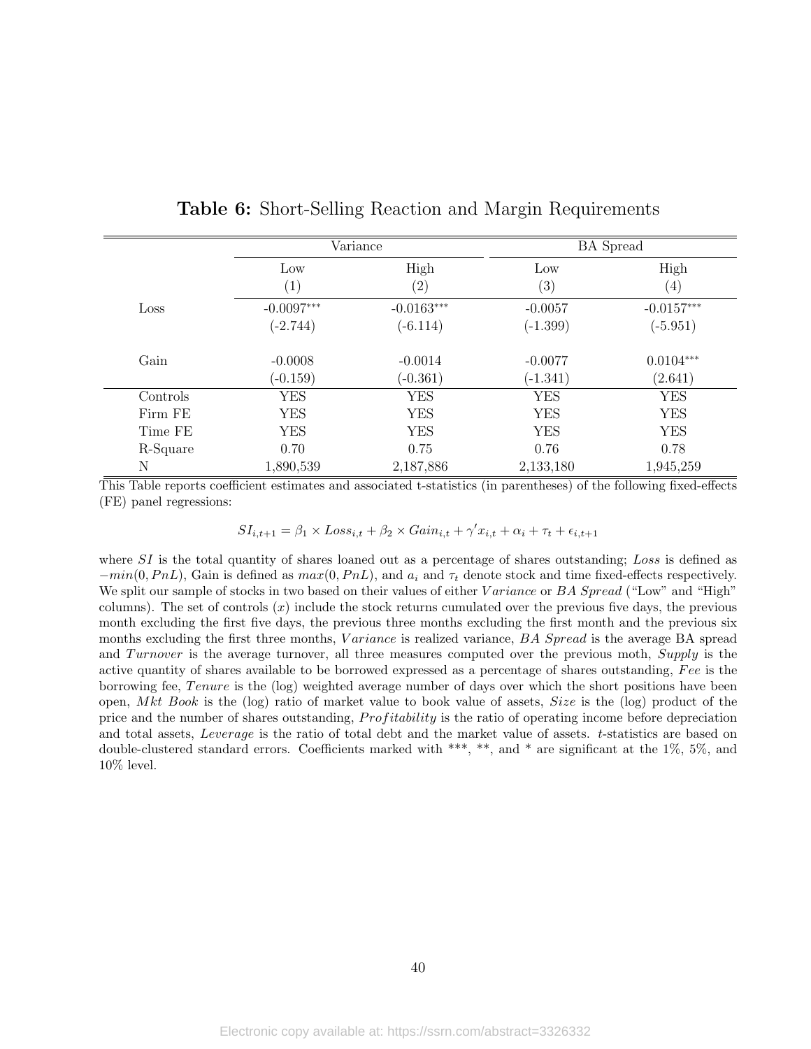**Table 6:** Short-Selling Reaction and Margin Requirements

| | Variance | | BA Spread | |
|---|---|---|---|---|
| | Low | High | Low | High |
| | (1) | (2) | (3) | (4) |
| Loss | -0.0097*** | -0.0163*** | -0.0057 | -0.0157*** |
| | (-2.744) | (-6.114) | (-1.399) | (-5.951) |
| Gain | -0.0008 | -0.0014 | -0.0077 | 0.0104*** |
| | (-0.159) | (-0.361) | (-1.341) | (2.641) |
| Controls | YES | YES | YES | YES |
| Firm FE | YES | YES | YES | YES |
| Time FE | YES | YES | YES | YES |
| R-Square | 0.70 | 0.75 | 0.76 | 0.78 |
| N | 1,890,539 | 2,187,886 | 2,133,180 | 1,945,259 |

This Table reports coefficient estimates and associated t-statistics (in parentheses) of the following fixed-effects (FE) panel regressions:

$$SI_{i,t+1} = \beta_1 \times Loss_{i,t} + \beta_2 \times Gain_{i,t} + \gamma' x_{i,t} + \alpha_i + \tau_t + \epsilon_{i,t+1}$$

where $SI$ is the total quantity of shares loaned out as a percentage of shares outstanding; *Loss* is defined as $-min(0, PnL)$, Gain is defined as $max(0, PnL)$, and $a_i$ and $\tau_t$ denote stock and time fixed-effects respectively. We split our sample of stocks in two based on their values of either $Variance$ or *BA Spread* ("Low" and "High" columns). The set of controls ($x$) include the stock returns cumulated over the previous five days, the previous month excluding the first five days, the previous three months excluding the first month and the previous six months excluding the first three months, $Variance$ is realized variance, *BA Spread* is the average BA spread and $Turnover$ is the average turnover, all three measures computed over the previous moth, *Supply* is the active quantity of shares available to be borrowed expressed as a percentage of shares outstanding, *Fee* is the borrowing fee, $Tenure$ is the (log) weighted average number of days over which the short positions have been open, *Mkt Book* is the (log) ratio of market value to book value of assets, *Size* is the (log) product of the price and the number of shares outstanding, $Profitability$ is the ratio of operating income before depreciation and total assets, *Leverage* is the ratio of total debt and the market value of assets. $t$-statistics are based on double-clustered standard errors. Coefficients marked with ***, **, and * are significant at the 1%, 5%, and 10% level.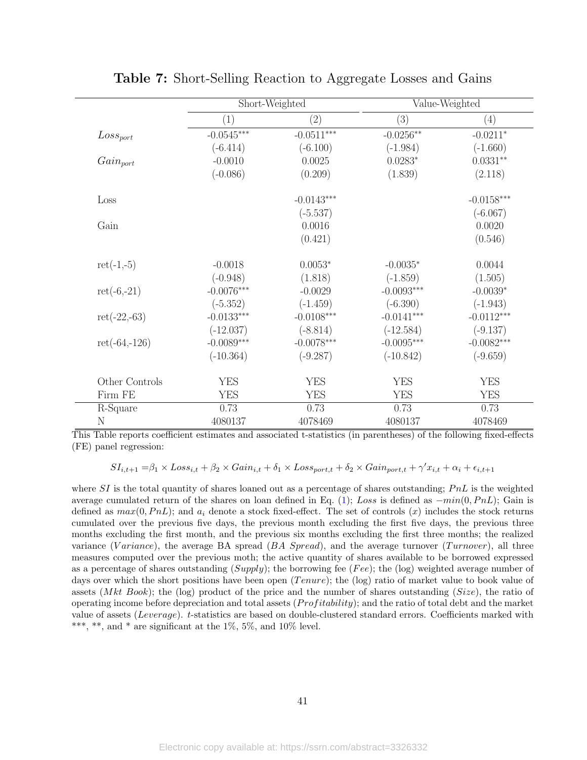**Table 7:** Short-Selling Reaction to Aggregate Losses and Gains

| | Short-Weighted | | Value-Weighted | |
|---|---|---|---|---|
| | (1) | (2) | (3) | (4) |
| $Loss_{port}$ | -0.0545*** | -0.0511*** | -0.0256** | -0.0211* |
| | (-6.414) | (-6.100) | (-1.984) | (-1.660) |
| $Gain_{port}$ | -0.0010 | 0.0025 | 0.0283* | 0.0331** |
| | (-0.086) | (0.209) | (1.839) | (2.118) |
| Loss | | -0.0143*** | | -0.0158*** |
| | | (-5.537) | | (-6.067) |
| Gain | | 0.0016 | | 0.0020 |
| | | (0.421) | | (0.546) |
| ret(-1,-5) | -0.0018 | 0.0053* | -0.0035* | 0.0044 |
| | (-0.948) | (1.818) | (-1.859) | (1.505) |
| ret(-6,-21) | -0.0076*** | -0.0029 | -0.0093*** | -0.0039* |
| | (-5.352) | (-1.459) | (-6.390) | (-1.943) |
| ret(-22,-63) | -0.0133*** | -0.0108*** | -0.0141*** | -0.0112*** |
| | (-12.037) | (-8.814) | (-12.584) | (-9.137) |
| ret(-64,-126) | -0.0089*** | -0.0078*** | -0.0095*** | -0.0082*** |
| | (-10.364) | (-9.287) | (-10.842) | (-9.659) |
| Other Controls | YES | YES | YES | YES |
| Firm FE | YES | YES | YES | YES |
| R-Square | 0.73 | 0.73 | 0.73 | 0.73 |
| N | 4080137 | 4078469 | 4080137 | 4078469 |

This Table reports coefficient estimates and associated t-statistics (in parentheses) of the following fixed-effects (FE) panel regression:

$$SI_{i,t+1} = \beta_1 \times Loss_{i,t} + \beta_2 \times Gain_{i,t} + \delta_1 \times Loss_{port,t} + \delta_2 \times Gain_{port,t} + \gamma' x_{i,t} + \alpha_i + \epsilon_{i,t+1}$$

where $SI$ is the total quantity of shares loaned out as a percentage of shares outstanding; $PnL$ is the weighted average cumulated return of the shares on loan defined in Eq. (1); $Loss$ is defined as $-min(0, PnL)$; Gain is defined as $max(0, PnL)$; and $a_i$ denote a stock fixed-effect. The set of controls ($x$) includes the stock returns cumulated over the previous five days, the previous month excluding the first five days, the previous three months excluding the first month, and the previous six months excluding the first three months; the realized variance ($Variance$), the average BA spread ($BA\ Spread$), and the average turnover ($Turnover$), all three measures computed over the previous moth; the active quantity of shares available to be borrowed expressed as a percentage of shares outstanding ($Supply$); the borrowing fee ($Fee$); the (log) weighted average number of days over which the short positions have been open ($Tenure$); the (log) ratio of market value to book value of assets ($Mkt\ Book$); the (log) product of the price and the number of shares outstanding ($Size$), the ratio of operating income before depreciation and total assets ($Profitability$); and the ratio of total debt and the market value of assets ($Leverage$). $t$-statistics are based on double-clustered standard errors. Coefficients marked with ***, **, and * are significant at the 1%, 5%, and 10% level.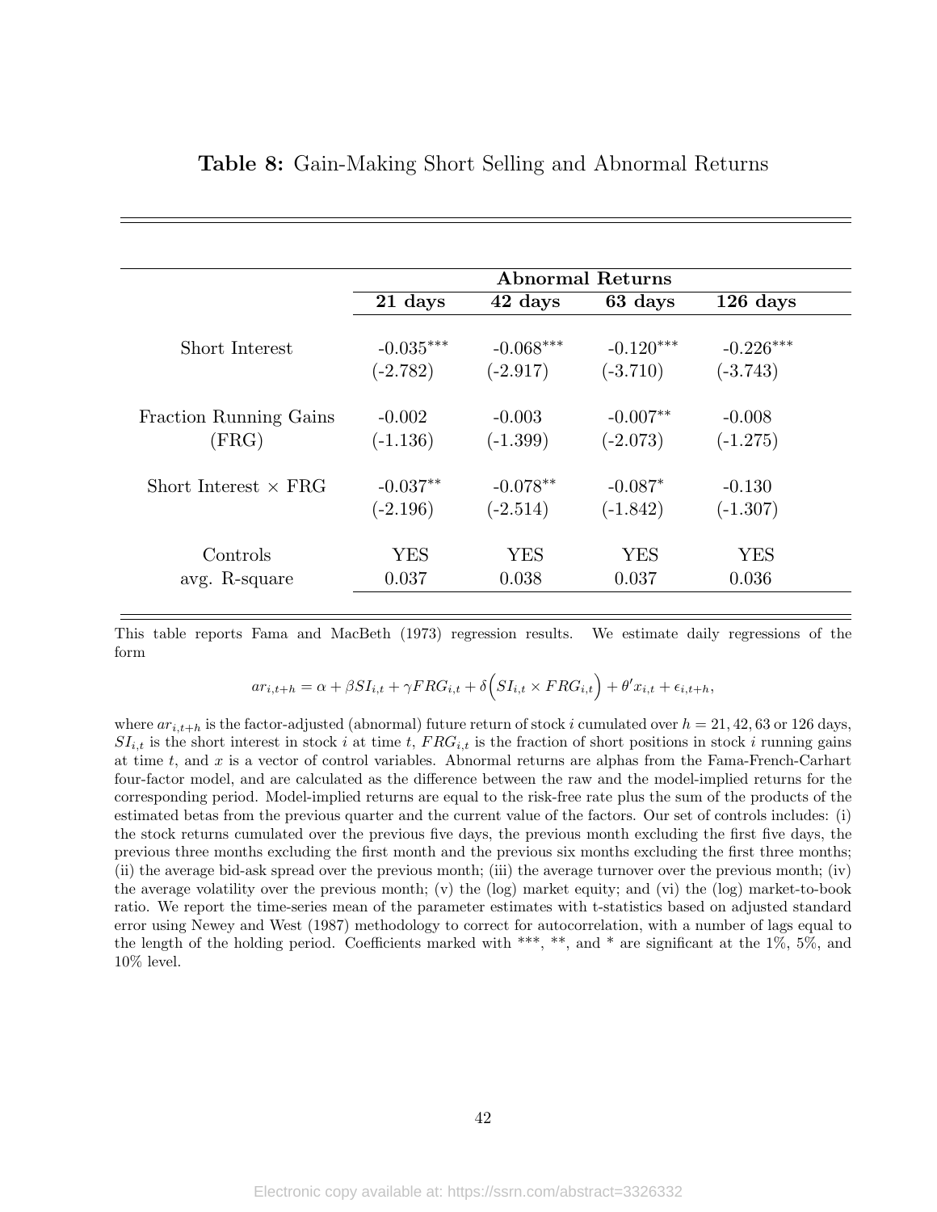**Table 8:** Gain-Making Short Selling and Abnormal Returns

| | Abnormal Returns | | | |
|---|---|---|---|---|
| | 21 days | 42 days | 63 days | 126 days |
| Short Interest | -0.035*** | -0.068*** | -0.120*** | -0.226*** |
| | (-2.782) | (-2.917) | (-3.710) | (-3.743) |
| Fraction Running Gains | -0.002 | -0.003 | -0.007** | -0.008 |
| (FRG) | (-1.136) | (-1.399) | (-2.073) | (-1.275) |
| Short Interest × FRG | -0.037** | -0.078** | -0.087* | -0.130 |
| | (-2.196) | (-2.514) | (-1.842) | (-1.307) |
| Controls | YES | YES | YES | YES |
| avg. R-square | 0.037 | 0.038 | 0.037 | 0.036 |

This table reports Fama and MacBeth (1973) regression results. We estimate daily regressions of the form

$$ar_{i,t+h} = \alpha + \beta SI_{i,t} + \gamma FRG_{i,t} + \delta \Big( SI_{i,t} \times FRG_{i,t} \Big) + \theta' x_{i,t} + \epsilon_{i,t+h},$$

where $ar_{i,t+h}$ is the factor-adjusted (abnormal) future return of stock $i$ cumulated over $h = 21, 42, 63$ or 126 days, $SI_{i,t}$ is the short interest in stock $i$ at time $t$, $FRG_{i,t}$ is the fraction of short positions in stock $i$ running gains at time $t$, and $x$ is a vector of control variables. Abnormal returns are alphas from the Fama-French-Carhart four-factor model, and are calculated as the difference between the raw and the model-implied returns for the corresponding period. Model-implied returns are equal to the risk-free rate plus the sum of the products of the estimated betas from the previous quarter and the current value of the factors. Our set of controls includes: (i) the stock returns cumulated over the previous five days, the previous month excluding the first five days, the previous three months excluding the first month and the previous six months excluding the first three months; (ii) the average bid-ask spread over the previous month; (iii) the average turnover over the previous month; (iv) the average volatility over the previous month; (v) the (log) market equity; and (vi) the (log) market-to-book ratio. We report the time-series mean of the parameter estimates with t-statistics based on adjusted standard error using Newey and West (1987) methodology to correct for autocorrelation, with a number of lags equal to the length of the holding period. Coefficients marked with ***, **, and * are significant at the 1%, 5%, and 10% level.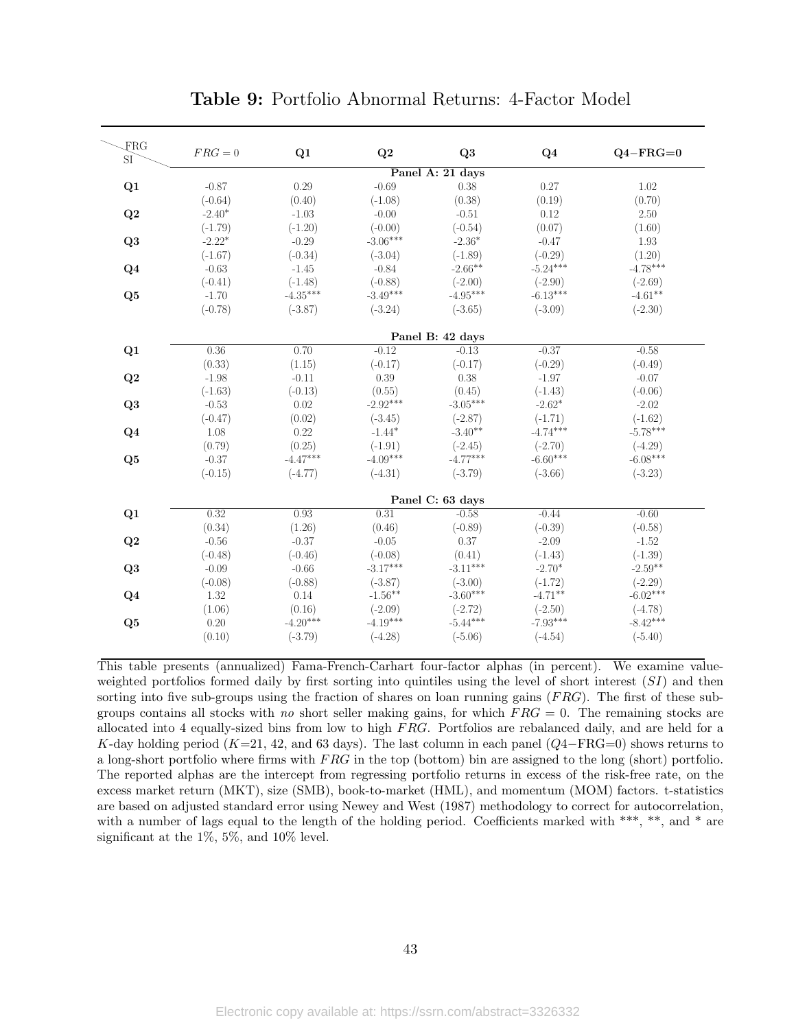# **Table 9:** Portfolio Abnormal Returns: 4-Factor Model

| SI \ FRG | $FRG = 0$ | **Q1** | **Q2** | **Q3** | **Q4** | **Q4−FRG=0** |
|---|---|---|---|---|---|---|
| | | | | **Panel A: 21 days** | | |
| **Q1** | -0.87 | 0.29 | -0.69 | 0.38 | 0.27 | 1.02 |
| | (-0.64) | (0.40) | (-1.08) | (0.38) | (0.19) | (0.70) |
| **Q2** | -2.40* | -1.03 | -0.00 | -0.51 | 0.12 | 2.50 |
| | (-1.79) | (-1.20) | (-0.00) | (-0.54) | (0.07) | (1.60) |
| **Q3** | -2.22* | -0.29 | -3.06*** | -2.36* | -0.47 | 1.93 |
| | (-1.67) | (-0.34) | (-3.04) | (-1.89) | (-0.29) | (1.20) |
| **Q4** | -0.63 | -1.45 | -0.84 | -2.66** | -5.24*** | -4.78*** |
| | (-0.41) | (-1.48) | (-0.88) | (-2.00) | (-2.90) | (-2.69) |
| **Q5** | -1.70 | -4.35*** | -3.49*** | -4.95*** | -6.13*** | -4.61** |
| | (-0.78) | (-3.87) | (-3.24) | (-3.65) | (-3.09) | (-2.30) |
| | | | | **Panel B: 42 days** | | |
| **Q1** | 0.36 | 0.70 | -0.12 | -0.13 | -0.37 | -0.58 |
| | (0.33) | (1.15) | (-0.17) | (-0.17) | (-0.29) | (-0.49) |
| **Q2** | -1.98 | -0.11 | 0.39 | 0.38 | -1.97 | -0.07 |
| | (-1.63) | (-0.13) | (0.55) | (0.45) | (-1.43) | (-0.06) |
| **Q3** | -0.53 | 0.02 | -2.92*** | -3.05*** | -2.62* | -2.02 |
| | (-0.47) | (0.02) | (-3.45) | (-2.87) | (-1.71) | (-1.62) |
| **Q4** | 1.08 | 0.22 | -1.44* | -3.40** | -4.74*** | -5.78*** |
| | (0.79) | (0.25) | (-1.91) | (-2.45) | (-2.70) | (-4.29) |
| **Q5** | -0.37 | -4.47*** | -4.09*** | -4.77*** | -6.60*** | -6.08*** |
| | (-0.15) | (-4.77) | (-4.31) | (-3.79) | (-3.66) | (-3.23) |
| | | | | **Panel C: 63 days** | | |
| **Q1** | 0.32 | 0.93 | 0.31 | -0.58 | -0.44 | -0.60 |
| | (0.34) | (1.26) | (0.46) | (-0.89) | (-0.39) | (-0.58) |
| **Q2** | -0.56 | -0.37 | -0.05 | 0.37 | -2.09 | -1.52 |
| | (-0.48) | (-0.46) | (-0.08) | (0.41) | (-1.43) | (-1.39) |
| **Q3** | -0.09 | -0.66 | -3.17*** | -3.11*** | -2.70* | -2.59** |
| | (-0.08) | (-0.88) | (-3.87) | (-3.00) | (-1.72) | (-2.29) |
| **Q4** | 1.32 | 0.14 | -1.56** | -3.60*** | -4.71** | -6.02*** |
| | (1.06) | (0.16) | (-2.09) | (-2.72) | (-2.50) | (-4.78) |
| **Q5** | 0.20 | -4.20*** | -4.19*** | -5.44*** | -7.93*** | -8.42*** |
| | (0.10) | (-3.79) | (-4.28) | (-5.06) | (-4.54) | (-5.40) |

This table presents (annualized) Fama-French-Carhart four-factor alphas (in percent). We examine value-weighted portfolios formed daily by first sorting into quintiles using the level of short interest ($SI$) and then sorting into five sub-groups using the fraction of shares on loan running gains ($FRG$). The first of these sub-groups contains all stocks with *no* short seller making gains, for which $FRG = 0$. The remaining stocks are allocated into 4 equally-sized bins from low to high $FRG$. Portfolios are rebalanced daily, and are held for a $K$-day holding period ($K$=21, 42, and 63 days). The last column in each panel ($Q4-$FRG=0) shows returns to a long-short portfolio where firms with $FRG$ in the top (bottom) bin are assigned to the long (short) portfolio. The reported alphas are the intercept from regressing portfolio returns in excess of the risk-free rate, on the excess market return (MKT), size (SMB), book-to-market (HML), and momentum (MOM) factors. t-statistics are based on adjusted standard error using Newey and West (1987) methodology to correct for autocorrelation, with a number of lags equal to the length of the holding period. Coefficients marked with ***, **, and * are significant at the 1%, 5%, and 10% level.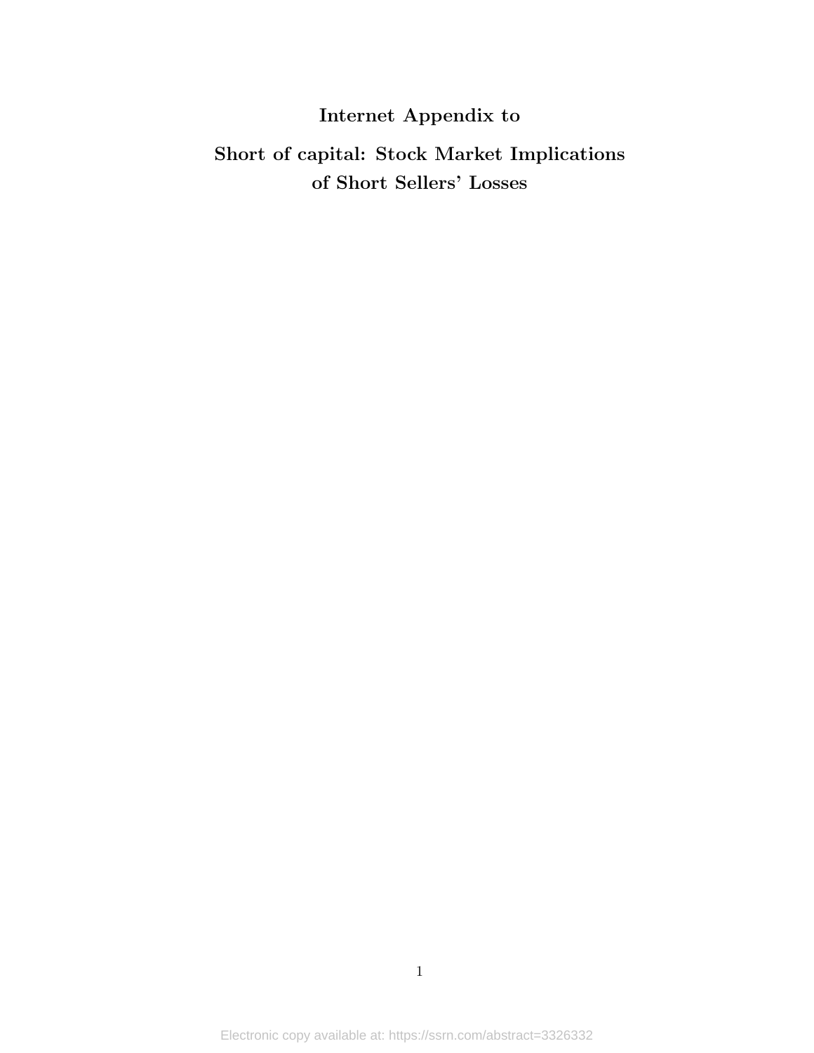# Internet Appendix to

# Short of capital: Stock Market Implications of Short Sellers' Losses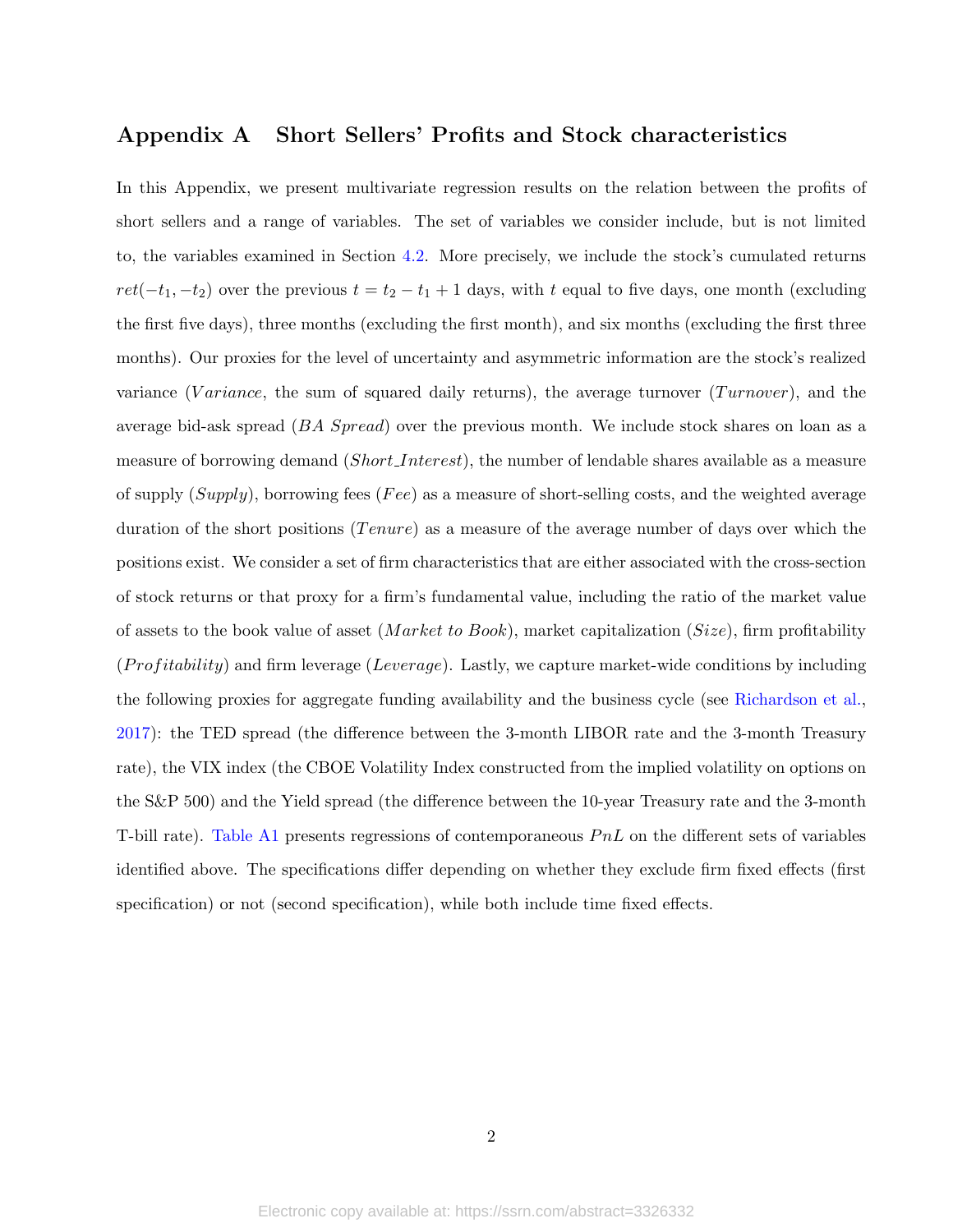## Appendix A  Short Sellers' Profits and Stock characteristics

In this Appendix, we present multivariate regression results on the relation between the profits of short sellers and a range of variables. The set of variables we consider include, but is not limited to, the variables examined in Section 4.2. More precisely, we include the stock's cumulated returns $ret(-t_1, -t_2)$ over the previous $t = t_2 - t_1 + 1$ days, with $t$ equal to five days, one month (excluding the first five days), three months (excluding the first month), and six months (excluding the first three months). Our proxies for the level of uncertainty and asymmetric information are the stock's realized variance ($Variance$, the sum of squared daily returns), the average turnover ($Turnover$), and the average bid-ask spread ($BA\ Spread$) over the previous month. We include stock shares on loan as a measure of borrowing demand ($Short\_Interest$), the number of lendable shares available as a measure of supply ($Supply$), borrowing fees ($Fee$) as a measure of short-selling costs, and the weighted average duration of the short positions ($Tenure$) as a measure of the average number of days over which the positions exist. We consider a set of firm characteristics that are either associated with the cross-section of stock returns or that proxy for a firm's fundamental value, including the ratio of the market value of assets to the book value of asset ($Market\ to\ Book$), market capitalization ($Size$), firm profitability ($Profitability$) and firm leverage ($Leverage$). Lastly, we capture market-wide conditions by including the following proxies for aggregate funding availability and the business cycle (see Richardson et al., 2017): the TED spread (the difference between the 3-month LIBOR rate and the 3-month Treasury rate), the VIX index (the CBOE Volatility Index constructed from the implied volatility on options on the S&P 500) and the Yield spread (the difference between the 10-year Treasury rate and the 3-month T-bill rate). Table A1 presents regressions of contemporaneous $PnL$ on the different sets of variables identified above. The specifications differ depending on whether they exclude firm fixed effects (first specification) or not (second specification), while both include time fixed effects.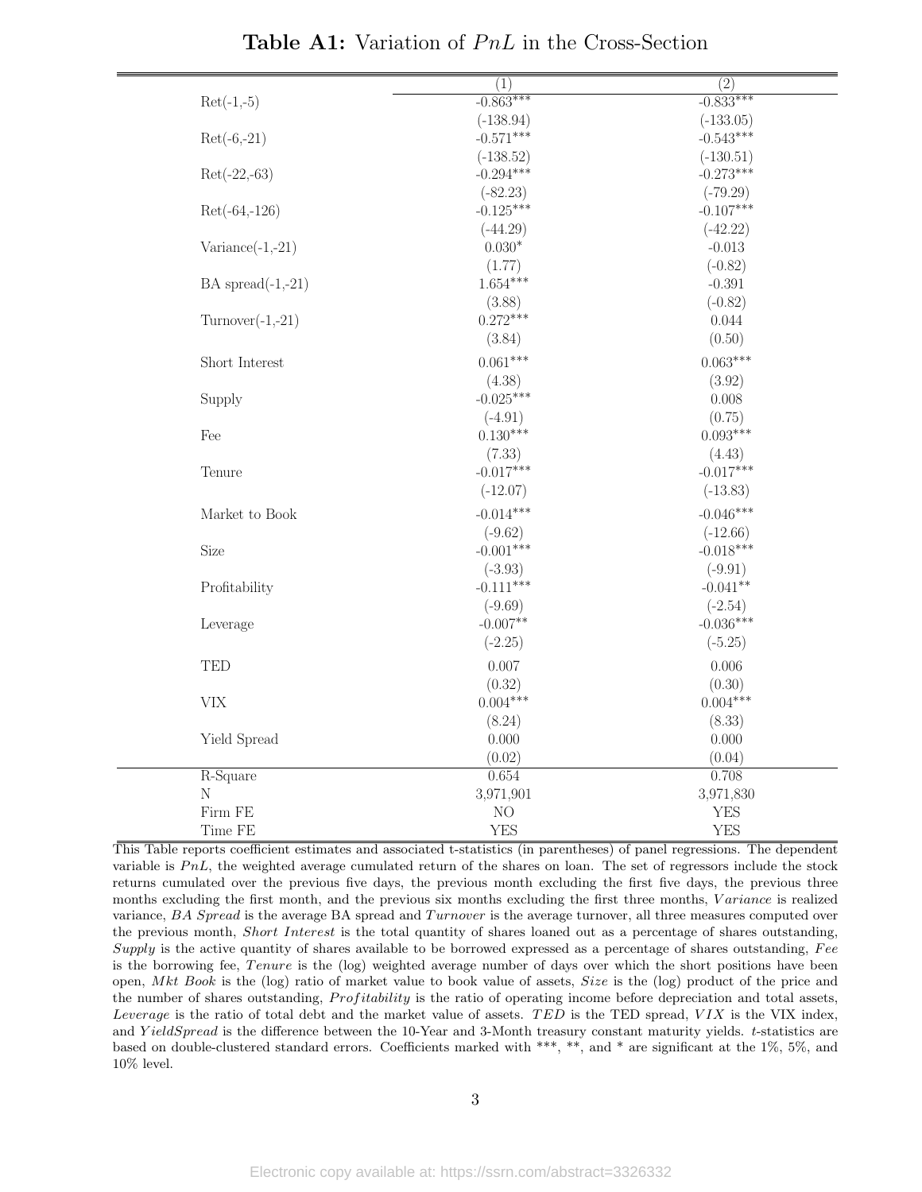**Table A1:** Variation of $PnL$ in the Cross-Section

| | (1) | (2) |
|---|---|---|
| Ret(-1,-5) | -0.863*** | -0.833*** |
| | (-138.94) | (-133.05) |
| Ret(-6,-21) | -0.571*** | -0.543*** |
| | (-138.52) | (-130.51) |
| Ret(-22,-63) | -0.294*** | -0.273*** |
| | (-82.23) | (-79.29) |
| Ret(-64,-126) | -0.125*** | -0.107*** |
| | (-44.29) | (-42.22) |
| Variance(-1,-21) | 0.030* | -0.013 |
| | (1.77) | (-0.82) |
| BA spread(-1,-21) | 1.654*** | -0.391 |
| | (3.88) | (-0.82) |
| Turnover(-1,-21) | 0.272*** | 0.044 |
| | (3.84) | (0.50) |
| Short Interest | 0.061*** | 0.063*** |
| | (4.38) | (3.92) |
| Supply | -0.025*** | 0.008 |
| | (-4.91) | (0.75) |
| Fee | 0.130*** | 0.093*** |
| | (7.33) | (4.43) |
| Tenure | -0.017*** | -0.017*** |
| | (-12.07) | (-13.83) |
| Market to Book | -0.014*** | -0.046*** |
| | (-9.62) | (-12.66) |
| Size | -0.001*** | -0.018*** |
| | (-3.93) | (-9.91) |
| Profitability | -0.111*** | -0.041** |
| | (-9.69) | (-2.54) |
| Leverage | -0.007** | -0.036*** |
| | (-2.25) | (-5.25) |
| TED | 0.007 | 0.006 |
| | (0.32) | (0.30) |
| VIX | 0.004*** | 0.004*** |
| | (8.24) | (8.33) |
| Yield Spread | 0.000 | 0.000 |
| | (0.02) | (0.04) |
| R-Square | 0.654 | 0.708 |
| N | 3,971,901 | 3,971,830 |
| Firm FE | NO | YES |
| Time FE | YES | YES |

This Table reports coefficient estimates and associated t-statistics (in parentheses) of panel regressions. The dependent variable is $PnL$, the weighted average cumulated return of the shares on loan. The set of regressors include the stock returns cumulated over the previous five days, the previous month excluding the first five days, the previous three months excluding the first month, and the previous six months excluding the first three months, *Variance* is realized variance, *BA Spread* is the average BA spread and *Turnover* is the average turnover, all three measures computed over the previous month, *Short Interest* is the total quantity of shares loaned out as a percentage of shares outstanding, *Supply* is the active quantity of shares available to be borrowed expressed as a percentage of shares outstanding, *Fee* is the borrowing fee, *Tenure* is the (log) weighted average number of days over which the short positions have been open, *Mkt Book* is the (log) ratio of market value to book value of assets, *Size* is the (log) product of the price and the number of shares outstanding, *Profitability* is the ratio of operating income before depreciation and total assets, *Leverage* is the ratio of total debt and the market value of assets. *TED* is the TED spread, *VIX* is the VIX index, and *YieldSpread* is the difference between the 10-Year and 3-Month treasury constant maturity yields. $t$-statistics are based on double-clustered standard errors. Coefficients marked with ***, **, and * are significant at the 1%, 5%, and 10% level.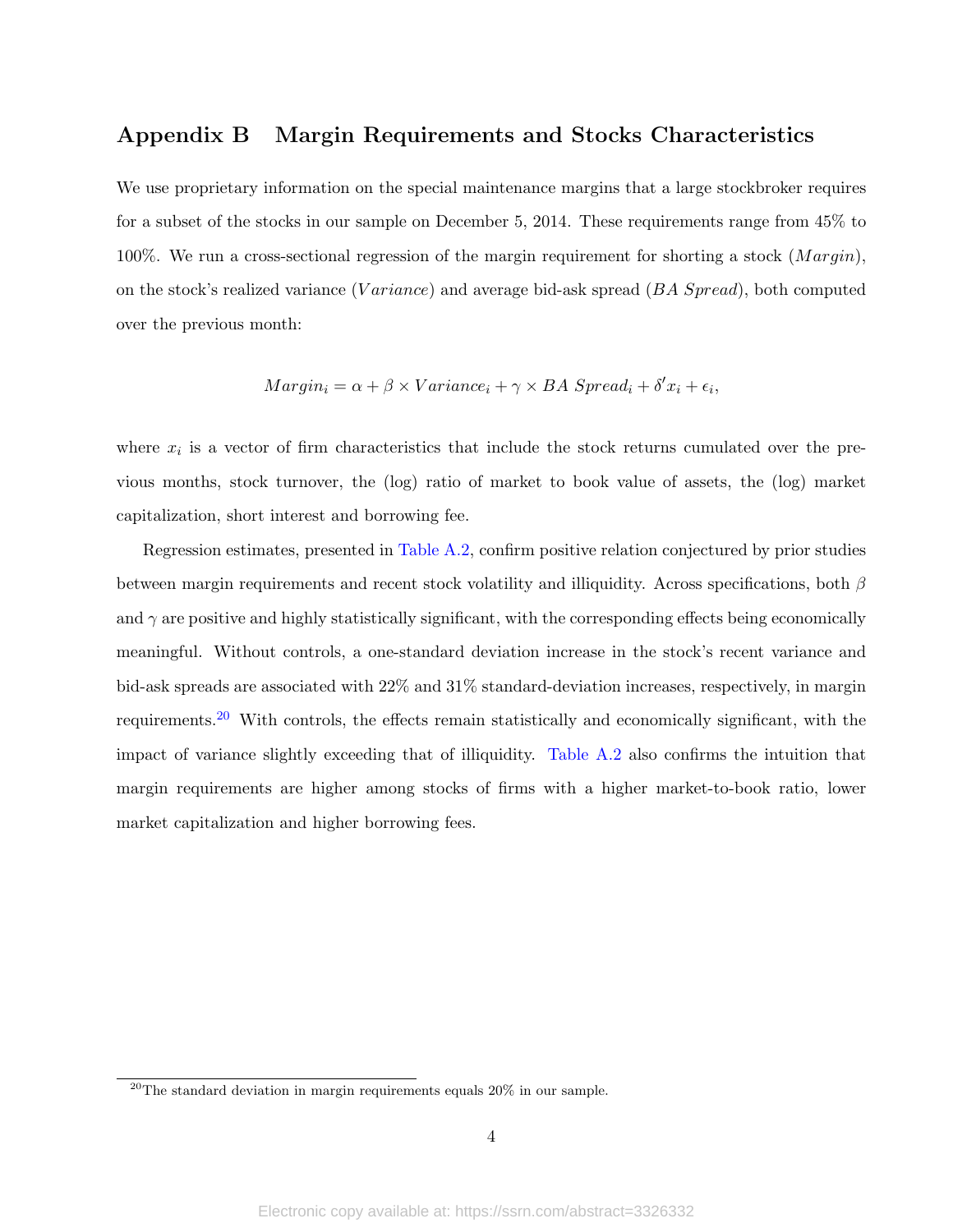## Appendix B Margin Requirements and Stocks Characteristics

We use proprietary information on the special maintenance margins that a large stockbroker requires for a subset of the stocks in our sample on December 5, 2014. These requirements range from 45% to 100%. We run a cross-sectional regression of the margin requirement for shorting a stock ($Margin$), on the stock's realized variance ($Variance$) and average bid-ask spread ($BA\ Spread$), both computed over the previous month:

$$Margin_i = \alpha + \beta \times Variance_i + \gamma \times BA\ Spread_i + \delta' x_i + \epsilon_i,$$

where $x_i$ is a vector of firm characteristics that include the stock returns cumulated over the previous months, stock turnover, the (log) ratio of market to book value of assets, the (log) market capitalization, short interest and borrowing fee.

Regression estimates, presented in Table A.2, confirm positive relation conjectured by prior studies between margin requirements and recent stock volatility and illiquidity. Across specifications, both $\beta$ and $\gamma$ are positive and highly statistically significant, with the corresponding effects being economically meaningful. Without controls, a one-standard deviation increase in the stock's recent variance and bid-ask spreads are associated with 22% and 31% standard-deviation increases, respectively, in margin requirements.[20] With controls, the effects remain statistically and economically significant, with the impact of variance slightly exceeding that of illiquidity. Table A.2 also confirms the intuition that margin requirements are higher among stocks of firms with a higher market-to-book ratio, lower market capitalization and higher borrowing fees.

[20] The standard deviation in margin requirements equals 20% in our sample.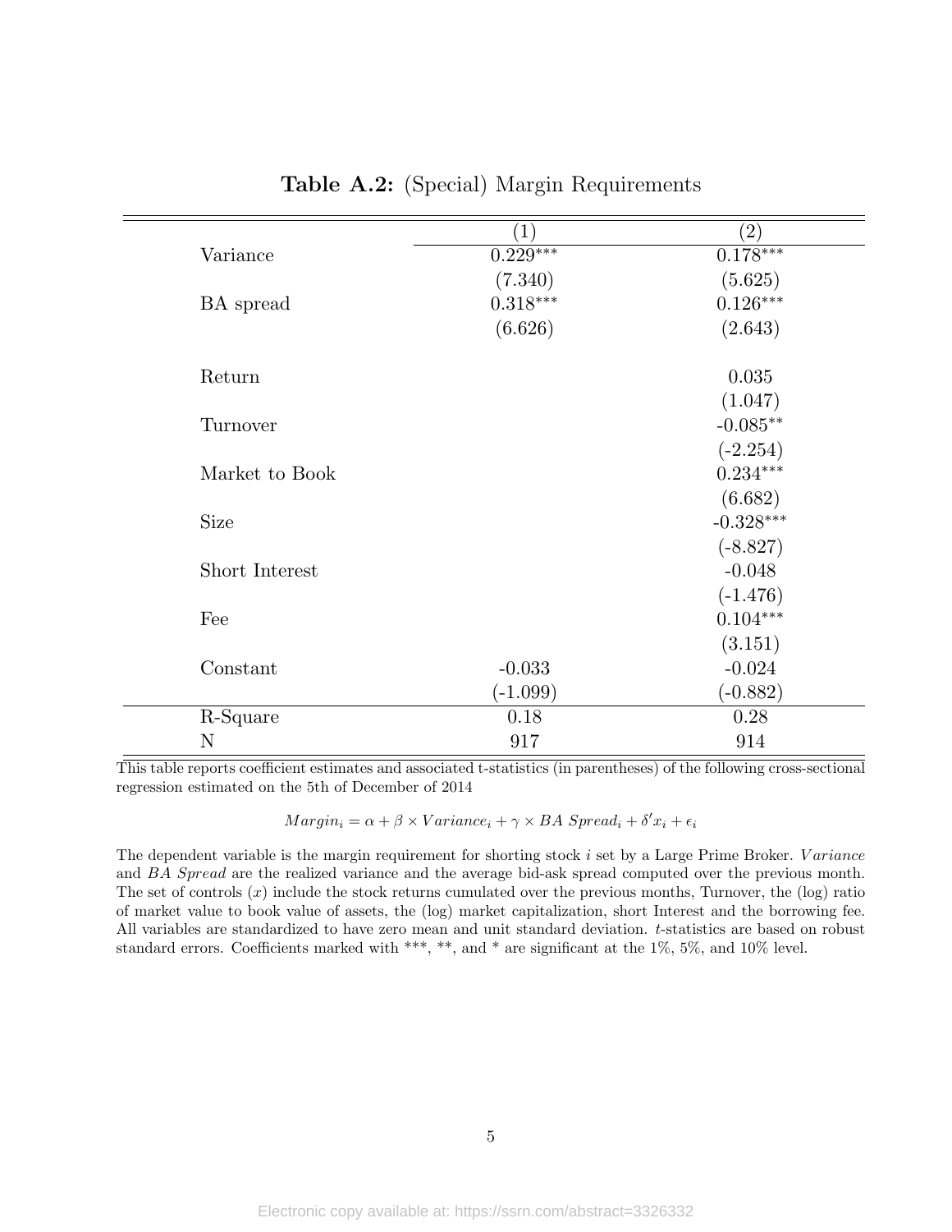**Table A.2:** (Special) Margin Requirements

| | (1) | (2) |
|---|---|---|
| Variance | 0.229*** | 0.178*** |
| | (7.340) | (5.625) |
| BA spread | 0.318*** | 0.126*** |
| | (6.626) | (2.643) |
| Return | | 0.035 |
| | | (1.047) |
| Turnover | | -0.085** |
| | | (-2.254) |
| Market to Book | | 0.234*** |
| | | (6.682) |
| Size | | -0.328*** |
| | | (-8.827) |
| Short Interest | | -0.048 |
| | | (-1.476) |
| Fee | | 0.104*** |
| | | (3.151) |
| Constant | -0.033 | -0.024 |
| | (-1.099) | (-0.882) |
| R-Square | 0.18 | 0.28 |
| N | 917 | 914 |

This table reports coefficient estimates and associated t-statistics (in parentheses) of the following cross-sectional regression estimated on the 5th of December of 2014

$$Margin_i = \alpha + \beta \times Variance_i + \gamma \times BA\ Spread_i + \delta' x_i + \epsilon_i$$

The dependent variable is the margin requirement for shorting stock $i$ set by a Large Prime Broker. *Variance* and *BA Spread* are the realized variance and the average bid-ask spread computed over the previous month. The set of controls ($x$) include the stock returns cumulated over the previous months, Turnover, the (log) ratio of market value to book value of assets, the (log) market capitalization, short Interest and the borrowing fee. All variables are standardized to have zero mean and unit standard deviation. $t$-statistics are based on robust standard errors. Coefficients marked with ***, **, and * are significant at the 1%, 5%, and 10% level.